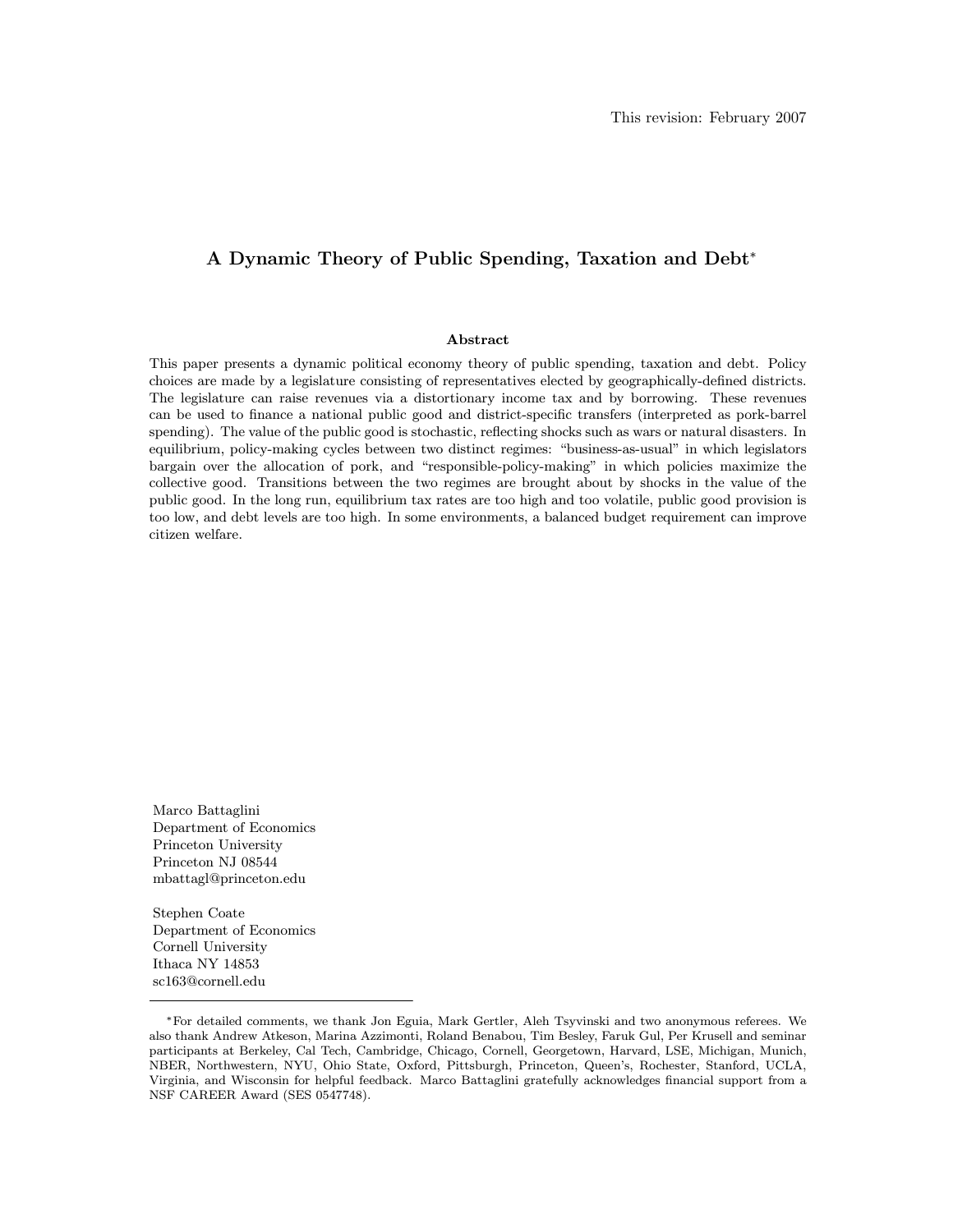This revision: February 2007

# A Dynamic Theory of Public Spending, Taxation and Debt*

### Abstract

This paper presents a dynamic political economy theory of public spending, taxation and debt. Policy choices are made by a legislature consisting of representatives elected by geographically-defined districts. The legislature can raise revenues via a distortionary income tax and by borrowing. These revenues can be used to finance a national public good and district-specific transfers (interpreted as pork-barrel spending). The value of the public good is stochastic, reflecting shocks such as wars or natural disasters. In equilibrium, policy-making cycles between two distinct regimes: "business-as-usual" in which legislators bargain over the allocation of pork, and "responsible-policy-making" in which policies maximize the collective good. Transitions between the two regimes are brought about by shocks in the value of the public good. In the long run, equilibrium tax rates are too high and too volatile, public good provision is too low, and debt levels are too high. In some environments, a balanced budget requirement can improve citizen welfare.

Marco Battaglini
Department of Economics
Princeton University
Princeton NJ 08544
mbattagl@princeton.edu

Stephen Coate
Department of Economics
Cornell University
Ithaca NY 14853
sc163@cornell.edu

---

*For detailed comments, we thank Jon Eguia, Mark Gertler, Aleh Tsyvinski and two anonymous referees. We also thank Andrew Atkeson, Marina Azzimonti, Roland Benabou, Tim Besley, Faruk Gul, Per Krusell and seminar participants at Berkeley, Cal Tech, Cambridge, Chicago, Cornell, Georgetown, Harvard, LSE, Michigan, Munich, NBER, Northwestern, NYU, Ohio State, Oxford, Pittsburgh, Princeton, Queen's, Rochester, Stanford, UCLA, Virginia, and Wisconsin for helpful feedback. Marco Battaglini gratefully acknowledges financial support from a NSF CAREER Award (SES 0547748).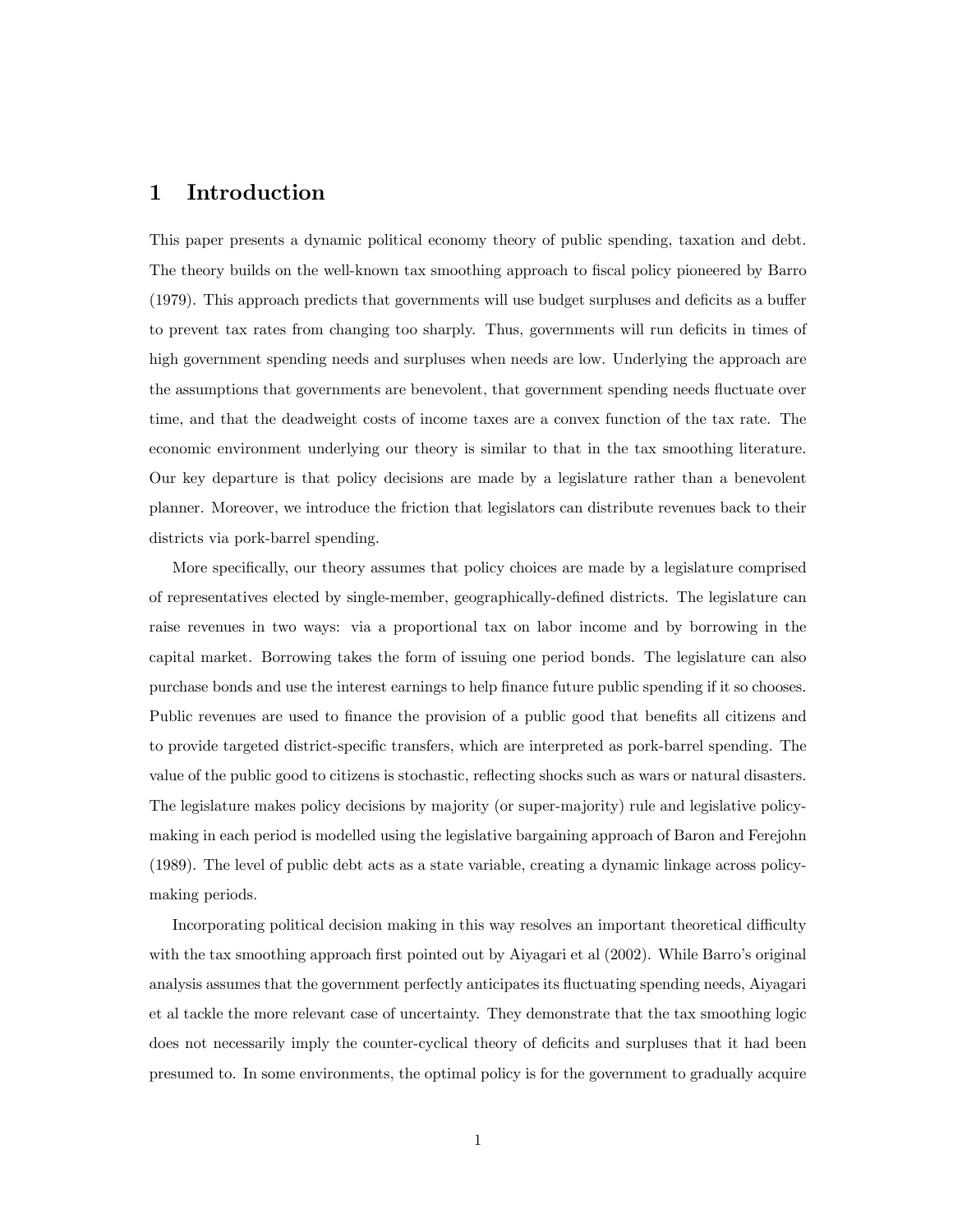# 1 Introduction

This paper presents a dynamic political economy theory of public spending, taxation and debt. The theory builds on the well-known tax smoothing approach to fiscal policy pioneered by Barro (1979). This approach predicts that governments will use budget surpluses and deficits as a buffer to prevent tax rates from changing too sharply. Thus, governments will run deficits in times of high government spending needs and surpluses when needs are low. Underlying the approach are the assumptions that governments are benevolent, that government spending needs fluctuate over time, and that the deadweight costs of income taxes are a convex function of the tax rate. The economic environment underlying our theory is similar to that in the tax smoothing literature. Our key departure is that policy decisions are made by a legislature rather than a benevolent planner. Moreover, we introduce the friction that legislators can distribute revenues back to their districts via pork-barrel spending.

More specifically, our theory assumes that policy choices are made by a legislature comprised of representatives elected by single-member, geographically-defined districts. The legislature can raise revenues in two ways: via a proportional tax on labor income and by borrowing in the capital market. Borrowing takes the form of issuing one period bonds. The legislature can also purchase bonds and use the interest earnings to help finance future public spending if it so chooses. Public revenues are used to finance the provision of a public good that benefits all citizens and to provide targeted district-specific transfers, which are interpreted as pork-barrel spending. The value of the public good to citizens is stochastic, reflecting shocks such as wars or natural disasters. The legislature makes policy decisions by majority (or super-majority) rule and legislative policy-making in each period is modelled using the legislative bargaining approach of Baron and Ferejohn (1989). The level of public debt acts as a state variable, creating a dynamic linkage across policy-making periods.

Incorporating political decision making in this way resolves an important theoretical difficulty with the tax smoothing approach first pointed out by Aiyagari et al (2002). While Barro's original analysis assumes that the government perfectly anticipates its fluctuating spending needs, Aiyagari et al tackle the more relevant case of uncertainty. They demonstrate that the tax smoothing logic does not necessarily imply the counter-cyclical theory of deficits and surpluses that it had been presumed to. In some environments, the optimal policy is for the government to gradually acquire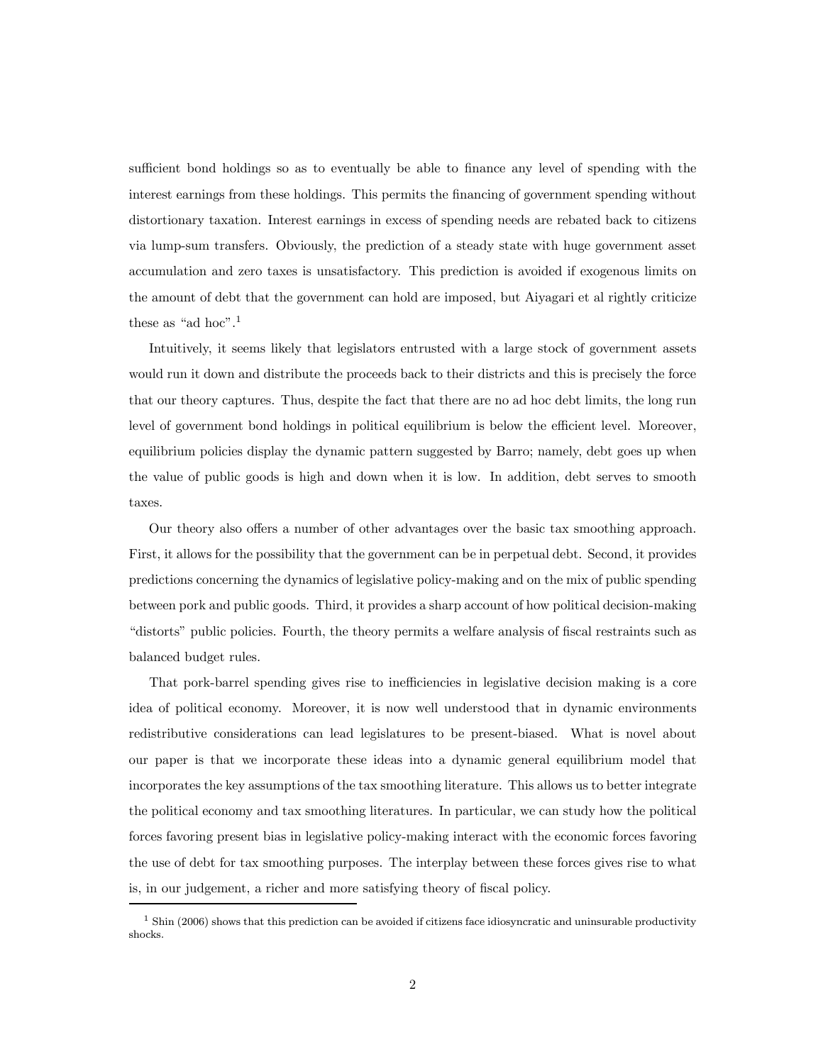sufficient bond holdings so as to eventually be able to finance any level of spending with the interest earnings from these holdings. This permits the financing of government spending without distortionary taxation. Interest earnings in excess of spending needs are rebated back to citizens via lump-sum transfers. Obviously, the prediction of a steady state with huge government asset accumulation and zero taxes is unsatisfactory. This prediction is avoided if exogenous limits on the amount of debt that the government can hold are imposed, but Aiyagari et al rightly criticize these as "ad hoc".[1]

Intuitively, it seems likely that legislators entrusted with a large stock of government assets would run it down and distribute the proceeds back to their districts and this is precisely the force that our theory captures. Thus, despite the fact that there are no ad hoc debt limits, the long run level of government bond holdings in political equilibrium is below the efficient level. Moreover, equilibrium policies display the dynamic pattern suggested by Barro; namely, debt goes up when the value of public goods is high and down when it is low. In addition, debt serves to smooth taxes.

Our theory also offers a number of other advantages over the basic tax smoothing approach. First, it allows for the possibility that the government can be in perpetual debt. Second, it provides predictions concerning the dynamics of legislative policy-making and on the mix of public spending between pork and public goods. Third, it provides a sharp account of how political decision-making "distorts" public policies. Fourth, the theory permits a welfare analysis of fiscal restraints such as balanced budget rules.

That pork-barrel spending gives rise to inefficiencies in legislative decision making is a core idea of political economy. Moreover, it is now well understood that in dynamic environments redistributive considerations can lead legislatures to be present-biased. What is novel about our paper is that we incorporate these ideas into a dynamic general equilibrium model that incorporates the key assumptions of the tax smoothing literature. This allows us to better integrate the political economy and tax smoothing literatures. In particular, we can study how the political forces favoring present bias in legislative policy-making interact with the economic forces favoring the use of debt for tax smoothing purposes. The interplay between these forces gives rise to what is, in our judgement, a richer and more satisfying theory of fiscal policy.

[1] Shin (2006) shows that this prediction can be avoided if citizens face idiosyncratic and uninsurable productivity shocks.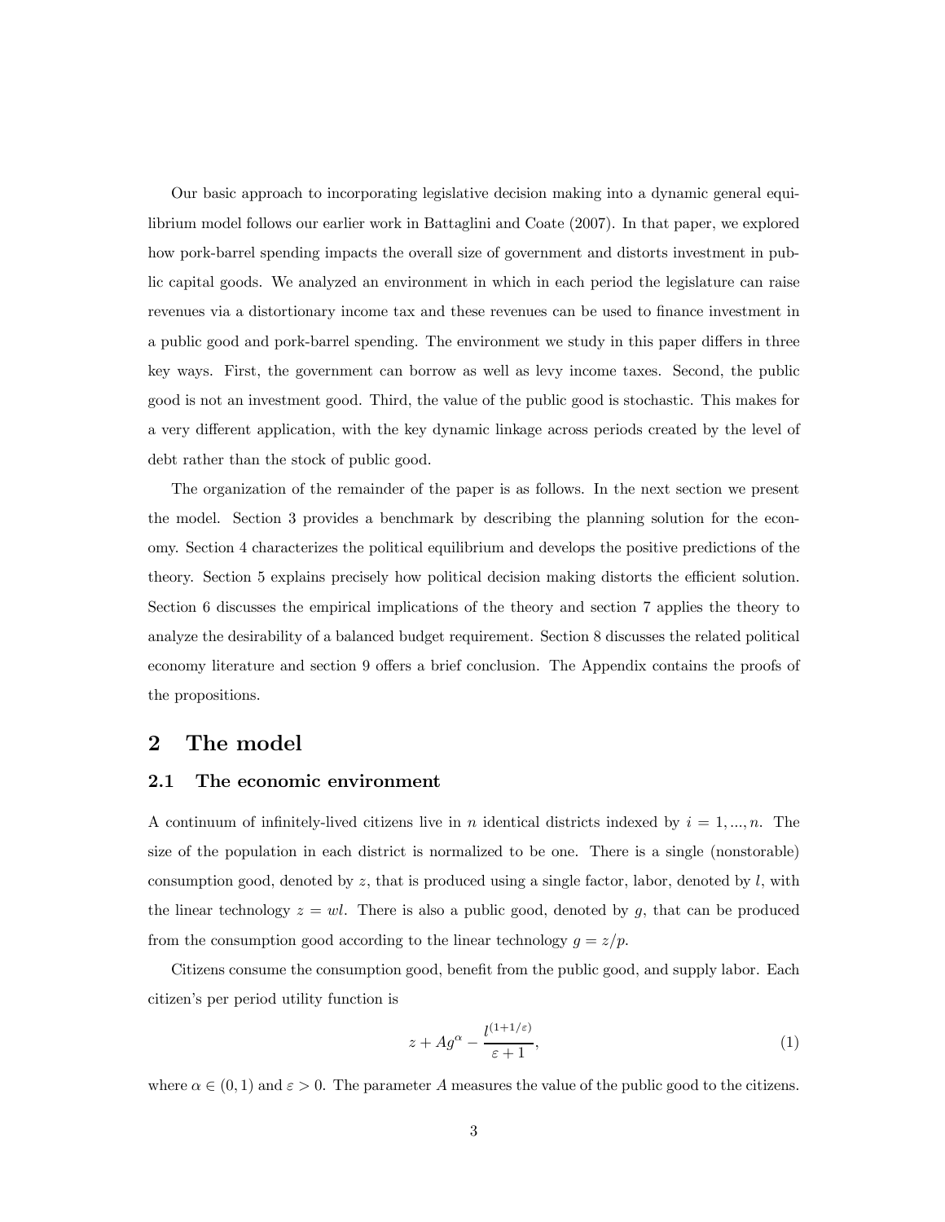Our basic approach to incorporating legislative decision making into a dynamic general equilibrium model follows our earlier work in Battaglini and Coate (2007). In that paper, we explored how pork-barrel spending impacts the overall size of government and distorts investment in public capital goods. We analyzed an environment in which in each period the legislature can raise revenues via a distortionary income tax and these revenues can be used to finance investment in a public good and pork-barrel spending. The environment we study in this paper differs in three key ways. First, the government can borrow as well as levy income taxes. Second, the public good is not an investment good. Third, the value of the public good is stochastic. This makes for a very different application, with the key dynamic linkage across periods created by the level of debt rather than the stock of public good.

The organization of the remainder of the paper is as follows. In the next section we present the model. Section 3 provides a benchmark by describing the planning solution for the economy. Section 4 characterizes the political equilibrium and develops the positive predictions of the theory. Section 5 explains precisely how political decision making distorts the efficient solution. Section 6 discusses the empirical implications of the theory and section 7 applies the theory to analyze the desirability of a balanced budget requirement. Section 8 discusses the related political economy literature and section 9 offers a brief conclusion. The Appendix contains the proofs of the propositions.

## 2 The model

### 2.1 The economic environment

A continuum of infinitely-lived citizens live in $n$ identical districts indexed by $i = 1, ..., n$. The size of the population in each district is normalized to be one. There is a single (nonstorable) consumption good, denoted by $z$, that is produced using a single factor, labor, denoted by $l$, with the linear technology $z = wl$. There is also a public good, denoted by $g$, that can be produced from the consumption good according to the linear technology $g = z/p$.

Citizens consume the consumption good, benefit from the public good, and supply labor. Each citizen's per period utility function is

$$z + Ag^{\alpha} - \frac{l^{(1+1/\varepsilon)}}{\varepsilon + 1}, \tag{1}$$

where $\alpha \in (0, 1)$ and $\varepsilon > 0$. The parameter $A$ measures the value of the public good to the citizens.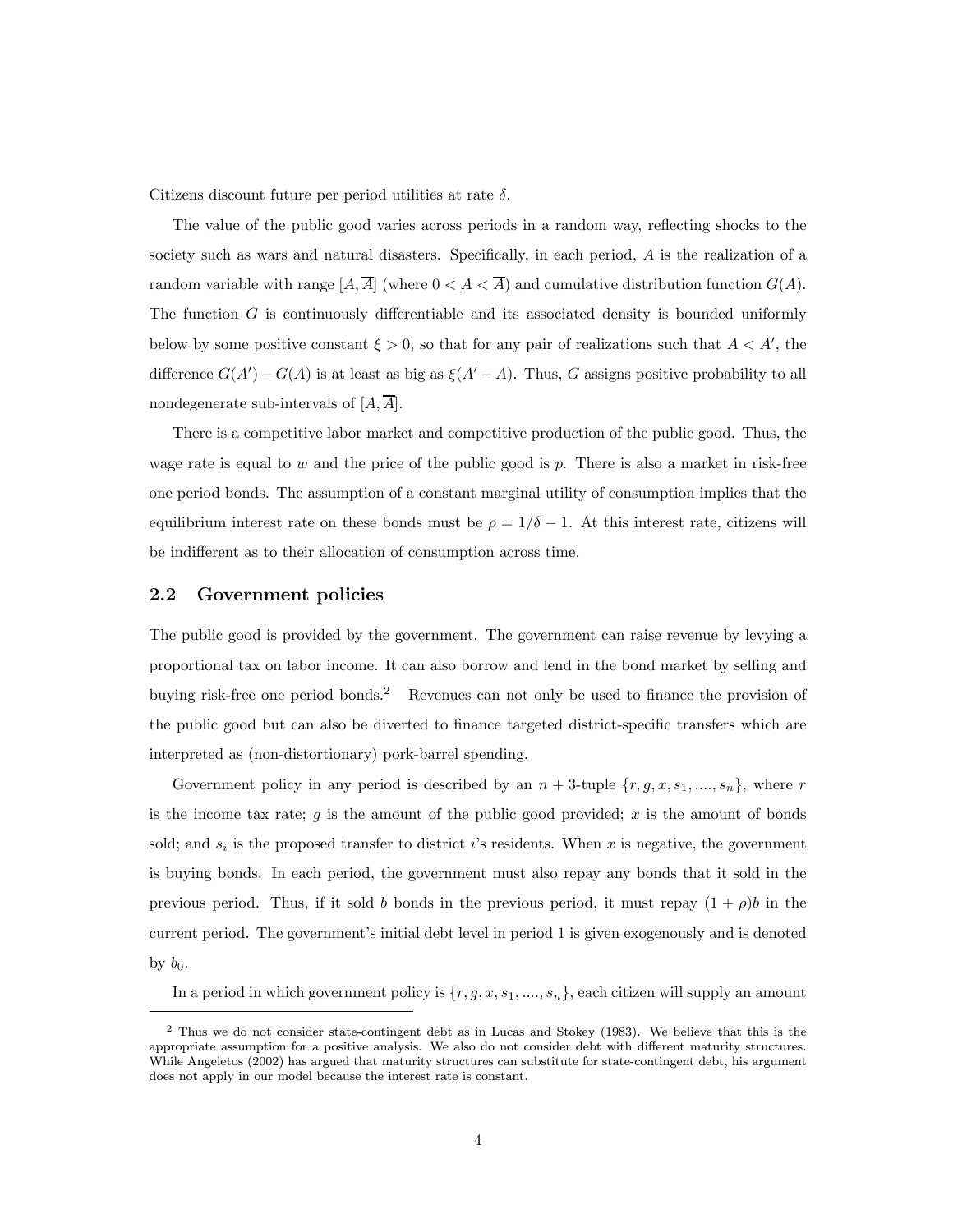Citizens discount future per period utilities at rate $\delta$.

The value of the public good varies across periods in a random way, reflecting shocks to the society such as wars and natural disasters. Specifically, in each period, $A$ is the realization of a random variable with range $[\underline{A}, \overline{A}]$ (where $0 < \underline{A} < \overline{A}$) and cumulative distribution function $G(A)$. The function $G$ is continuously differentiable and its associated density is bounded uniformly below by some positive constant $\xi > 0$, so that for any pair of realizations such that $A < A'$, the difference $G(A') - G(A)$ is at least as big as $\xi(A' - A)$. Thus, $G$ assigns positive probability to all nondegenerate sub-intervals of $[\underline{A}, \overline{A}]$.

There is a competitive labor market and competitive production of the public good. Thus, the wage rate is equal to $w$ and the price of the public good is $p$. There is also a market in risk-free one period bonds. The assumption of a constant marginal utility of consumption implies that the equilibrium interest rate on these bonds must be $\rho = 1/\delta - 1$. At this interest rate, citizens will be indifferent as to their allocation of consumption across time.

## 2.2 Government policies

The public good is provided by the government. The government can raise revenue by levying a proportional tax on labor income. It can also borrow and lend in the bond market by selling and buying risk-free one period bonds.[2] Revenues can not only be used to finance the provision of the public good but can also be diverted to finance targeted district-specific transfers which are interpreted as (non-distortionary) pork-barrel spending.

Government policy in any period is described by an $n+3$-tuple $\{r, g, x, s_1, ...., s_n\}$, where $r$ is the income tax rate; $g$ is the amount of the public good provided; $x$ is the amount of bonds sold; and $s_i$ is the proposed transfer to district $i$'s residents. When $x$ is negative, the government is buying bonds. In each period, the government must also repay any bonds that it sold in the previous period. Thus, if it sold $b$ bonds in the previous period, it must repay $(1+\rho)b$ in the current period. The government's initial debt level in period 1 is given exogenously and is denoted by $b_0$.

In a period in which government policy is $\{r, g, x, s_1, ...., s_n\}$, each citizen will supply an amount

[2] Thus we do not consider state-contingent debt as in Lucas and Stokey (1983). We believe that this is the appropriate assumption for a positive analysis. We also do not consider debt with different maturity structures. While Angeletos (2002) has argued that maturity structures can substitute for state-contingent debt, his argument does not apply in our model because the interest rate is constant.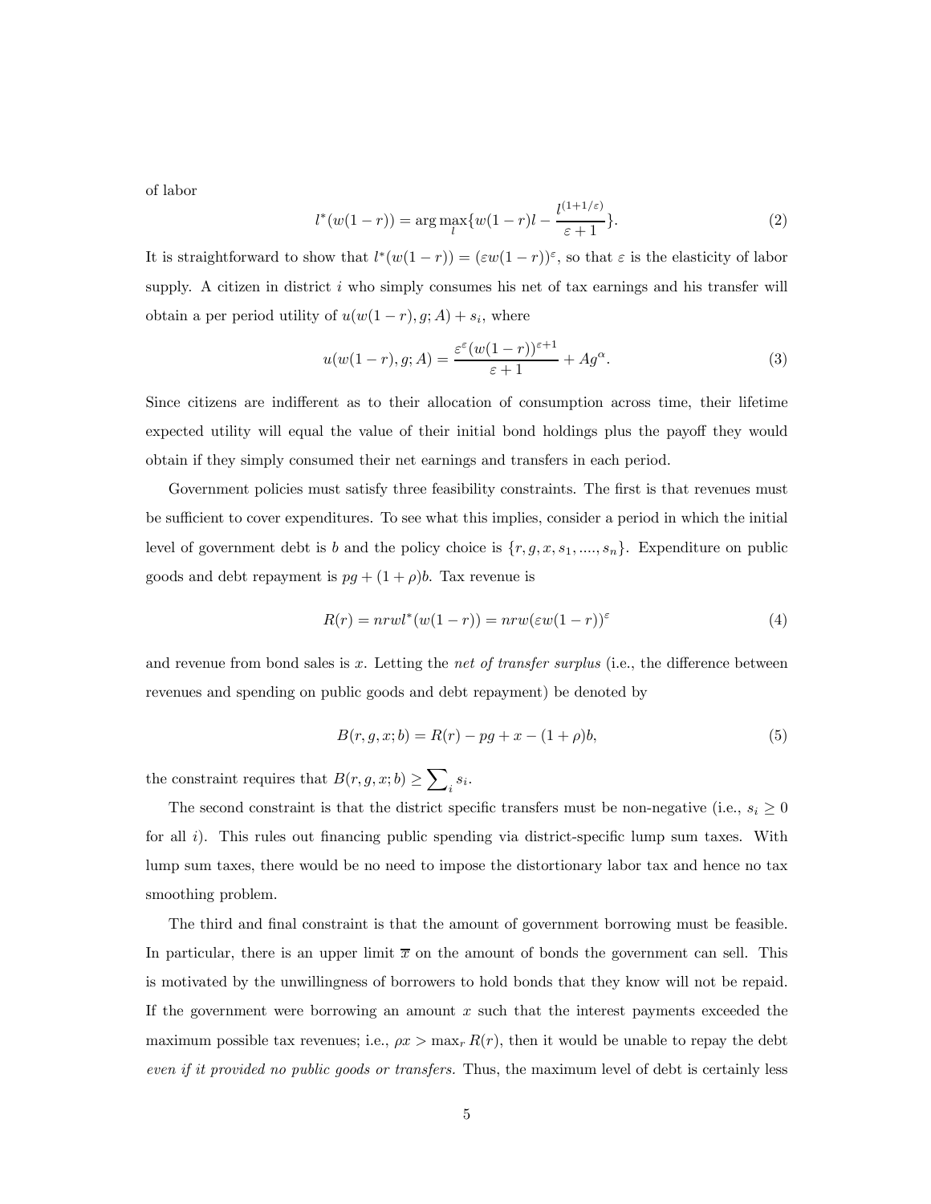of labor

$$l^*(w(1-r)) = \arg\max_l \{w(1-r)l - \frac{l^{(1+1/\varepsilon)}}{\varepsilon+1}\}. \tag{2}$$

It is straightforward to show that $l^*(w(1-r)) = (\varepsilon w(1-r))^\varepsilon$, so that $\varepsilon$ is the elasticity of labor supply. A citizen in district $i$ who simply consumes his net of tax earnings and his transfer will obtain a per period utility of $u(w(1-r), g; A) + s_i$, where

$$u(w(1-r), g; A) = \frac{\varepsilon^\varepsilon (w(1-r))^{\varepsilon+1}}{\varepsilon+1} + Ag^\alpha. \tag{3}$$

Since citizens are indifferent as to their allocation of consumption across time, their lifetime expected utility will equal the value of their initial bond holdings plus the payoff they would obtain if they simply consumed their net earnings and transfers in each period.

Government policies must satisfy three feasibility constraints. The first is that revenues must be sufficient to cover expenditures. To see what this implies, consider a period in which the initial level of government debt is $b$ and the policy choice is $\{r, g, x, s_1, ...., s_n\}$. Expenditure on public goods and debt repayment is $pg + (1+\rho)b$. Tax revenue is

$$R(r) = nrwl^*(w(1-r)) = nrw(\varepsilon w(1-r))^\varepsilon \tag{4}$$

and revenue from bond sales is $x$. Letting the *net of transfer surplus* (i.e., the difference between revenues and spending on public goods and debt repayment) be denoted by

$$B(r, g, x; b) = R(r) - pg + x - (1+\rho)b, \tag{5}$$

the constraint requires that $B(r, g, x; b) \geq \sum_i s_i$.

The second constraint is that the district specific transfers must be non-negative (i.e., $s_i \geq 0$ for all $i$). This rules out financing public spending via district-specific lump sum taxes. With lump sum taxes, there would be no need to impose the distortionary labor tax and hence no tax smoothing problem.

The third and final constraint is that the amount of government borrowing must be feasible. In particular, there is an upper limit $\overline{x}$ on the amount of bonds the government can sell. This is motivated by the unwillingness of borrowers to hold bonds that they know will not be repaid. If the government were borrowing an amount $x$ such that the interest payments exceeded the maximum possible tax revenues; i.e., $\rho x > \max_r R(r)$, then it would be unable to repay the debt *even if it provided no public goods or transfers.* Thus, the maximum level of debt is certainly less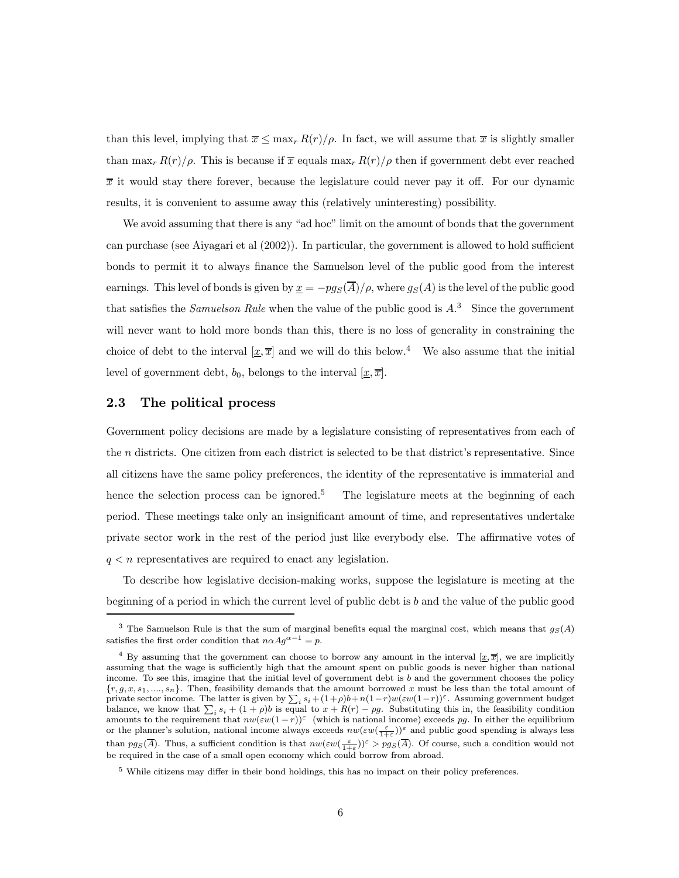than this level, implying that $\overline{x} \leq \max_r R(r)/\rho$. In fact, we will assume that $\overline{x}$ is slightly smaller than $\max_r R(r)/\rho$. This is because if $\overline{x}$ equals $\max_r R(r)/\rho$ then if government debt ever reached $\overline{x}$ it would stay there forever, because the legislature could never pay it off. For our dynamic results, it is convenient to assume away this (relatively uninteresting) possibility.

We avoid assuming that there is any "ad hoc" limit on the amount of bonds that the government can purchase (see Aiyagari et al (2002)). In particular, the government is allowed to hold sufficient bonds to permit it to always finance the Samuelson level of the public good from the interest earnings. This level of bonds is given by $\underline{x} = -pg_S(\overline{A})/\rho$, where $g_S(A)$ is the level of the public good that satisfies the *Samuelson Rule* when the value of the public good is $A$.[3] Since the government will never want to hold more bonds than this, there is no loss of generality in constraining the choice of debt to the interval $[\underline{x}, \overline{x}]$ and we will do this below.[4] We also assume that the initial level of government debt, $b_0$, belongs to the interval $[\underline{x}, \overline{x}]$.

## 2.3 The political process

Government policy decisions are made by a legislature consisting of representatives from each of the $n$ districts. One citizen from each district is selected to be that district's representative. Since all citizens have the same policy preferences, the identity of the representative is immaterial and hence the selection process can be ignored.[5] The legislature meets at the beginning of each period. These meetings take only an insignificant amount of time, and representatives undertake private sector work in the rest of the period just like everybody else. The affirmative votes of $q < n$ representatives are required to enact any legislation.

To describe how legislative decision-making works, suppose the legislature is meeting at the beginning of a period in which the current level of public debt is $b$ and the value of the public good

---

[3] The Samuelson Rule is that the sum of marginal benefits equal the marginal cost, which means that $g_S(A)$ satisfies the first order condition that $n\alpha A g^{\alpha-1} = p$.

[4] By assuming that the government can choose to borrow any amount in the interval $[\underline{x}, \overline{x}]$, we are implicitly assuming that the wage is sufficiently high that the amount spent on public goods is never higher than national income. To see this, imagine that the initial level of government debt is $b$ and the government chooses the policy $\{r, g, x, s_1, ...., s_n\}$. Then, feasibility demands that the amount borrowed $x$ must be less than the total amount of private sector income. The latter is given by $\sum_i s_i + (1+\rho)b + n(1-r)w(\varepsilon w(1-r))^{\varepsilon}$. Assuming government budget balance, we know that $\sum_i s_i + (1+\rho)b$ is equal to $x + R(r) - pg$. Substituting this in, the feasibility condition amounts to the requirement that $nw(\varepsilon w(1-r))^{\varepsilon}$ (which is national income) exceeds $pg$. In either the equilibrium or the planner's solution, national income always exceeds $nw(\varepsilon w(\frac{\varepsilon}{1+\varepsilon}))^{\varepsilon}$ and public good spending is always less than $pg_S(\overline{A})$. Thus, a sufficient condition is that $nw(\varepsilon w(\frac{\varepsilon}{1+\varepsilon}))^{\varepsilon} > pg_S(\overline{A})$. Of course, such a condition would not be required in the case of a small open economy which could borrow from abroad.

[5] While citizens may differ in their bond holdings, this has no impact on their policy preferences.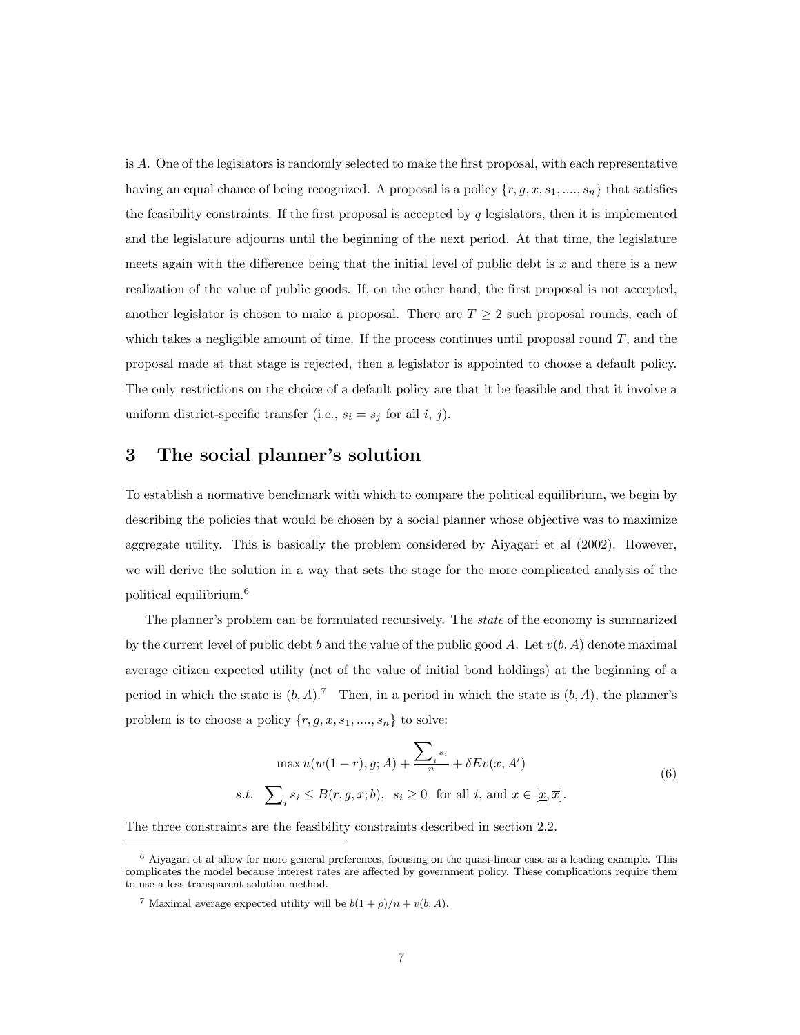is $A$. One of the legislators is randomly selected to make the first proposal, with each representative having an equal chance of being recognized. A proposal is a policy $\{r, g, x, s_1, ...., s_n\}$ that satisfies the feasibility constraints. If the first proposal is accepted by $q$ legislators, then it is implemented and the legislature adjourns until the beginning of the next period. At that time, the legislature meets again with the difference being that the initial level of public debt is $x$ and there is a new realization of the value of public goods. If, on the other hand, the first proposal is not accepted, another legislator is chosen to make a proposal. There are $T \geq 2$ such proposal rounds, each of which takes a negligible amount of time. If the process continues until proposal round $T$, and the proposal made at that stage is rejected, then a legislator is appointed to choose a default policy. The only restrictions on the choice of a default policy are that it be feasible and that it involve a uniform district-specific transfer (i.e., $s_i = s_j$ for all $i$, $j$).

# 3 The social planner's solution

To establish a normative benchmark with which to compare the political equilibrium, we begin by describing the policies that would be chosen by a social planner whose objective was to maximize aggregate utility. This is basically the problem considered by Aiyagari et al (2002). However, we will derive the solution in a way that sets the stage for the more complicated analysis of the political equilibrium.[6]

The planner's problem can be formulated recursively. The *state* of the economy is summarized by the current level of public debt $b$ and the value of the public good $A$. Let $v(b, A)$ denote maximal average citizen expected utility (net of the value of initial bond holdings) at the beginning of a period in which the state is $(b, A)$.[7] Then, in a period in which the state is $(b, A)$, the planner's problem is to choose a policy $\{r, g, x, s_1, ...., s_n\}$ to solve:

$$\begin{aligned} &\max u(w(1-r), g; A) + \frac{\sum_i s_i}{n} + \delta E v(x, A') \\ &s.t. \;\; \sum_i s_i \leq B(r, g, x; b), \;\; s_i \geq 0 \;\; \text{for all } i, \text{ and } x \in [\underline{x}, \overline{x}]. \end{aligned} \tag{6}$$

The three constraints are the feasibility constraints described in section 2.2.

[6] Aiyagari et al allow for more general preferences, focusing on the quasi-linear case as a leading example. This complicates the model because interest rates are affected by government policy. These complications require them to use a less transparent solution method.

[7] Maximal average expected utility will be $b(1 + \rho)/n + v(b, A)$.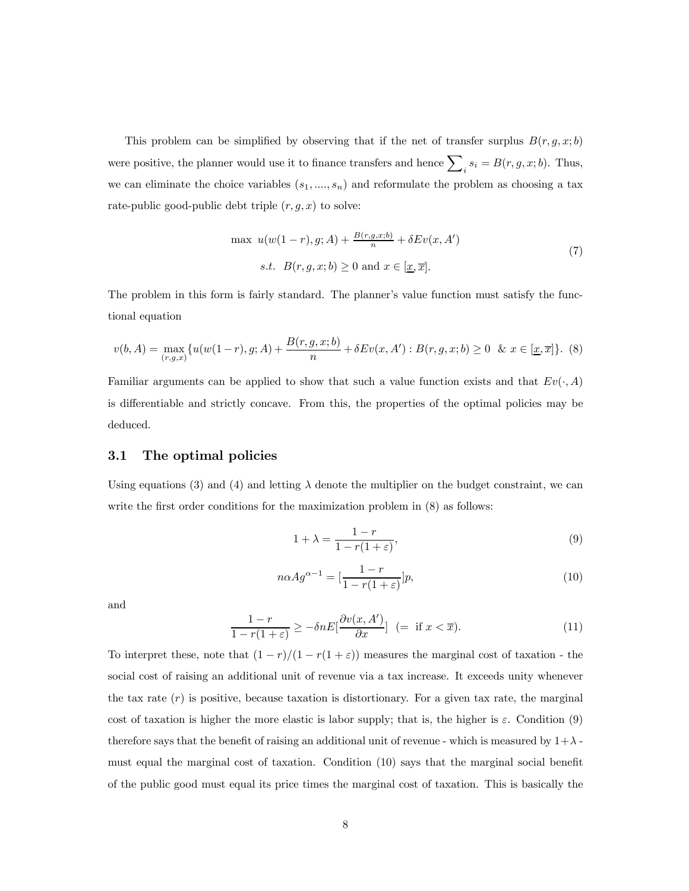This problem can be simplified by observing that if the net of transfer surplus $B(r, g, x; b)$ were positive, the planner would use it to finance transfers and hence $\sum_i s_i = B(r, g, x; b)$. Thus, we can eliminate the choice variables $(s_1, ...., s_n)$ and reformulate the problem as choosing a tax rate-public good-public debt triple $(r, g, x)$ to solve:

$$
\begin{aligned}
&\max \ u(w(1-r), g; A) + \tfrac{B(r,g,x;b)}{n} + \delta E v(x, A') \\
&\quad s.t. \ \ B(r, g, x; b) \geq 0 \text{ and } x \in [\underline{x}, \overline{x}].
\end{aligned}
\tag{7}
$$

The problem in this form is fairly standard. The planner's value function must satisfy the functional equation

$$
v(b, A) = \max_{(r,g,x)} \{u(w(1-r), g; A) + \frac{B(r, g, x; b)}{n} + \delta E v(x, A') : B(r, g, x; b) \geq 0 \ \ \& \ x \in [\underline{x}, \overline{x}]\}. \tag{8}
$$

Familiar arguments can be applied to show that such a value function exists and that $Ev(\cdot, A)$ is differentiable and strictly concave. From this, the properties of the optimal policies may be deduced.

## 3.1 The optimal policies

Using equations (3) and (4) and letting $\lambda$ denote the multiplier on the budget constraint, we can write the first order conditions for the maximization problem in (8) as follows:

$$
1 + \lambda = \frac{1 - r}{1 - r(1 + \varepsilon)}, \tag{9}
$$

$$
n\alpha A g^{\alpha - 1} = [\frac{1 - r}{1 - r(1 + \varepsilon)}]p, \tag{10}
$$

and

$$
\frac{1 - r}{1 - r(1 + \varepsilon)} \geq -\delta n E[\frac{\partial v(x, A')}{\partial x}] \ \ (= \text{ if } x < \overline{x}). \tag{11}
$$

To interpret these, note that $(1 - r)/(1 - r(1 + \varepsilon))$ measures the marginal cost of taxation - the social cost of raising an additional unit of revenue via a tax increase. It exceeds unity whenever the tax rate $(r)$ is positive, because taxation is distortionary. For a given tax rate, the marginal cost of taxation is higher the more elastic is labor supply; that is, the higher is $\varepsilon$. Condition (9) therefore says that the benefit of raising an additional unit of revenue - which is measured by $1+\lambda$ - must equal the marginal cost of taxation. Condition (10) says that the marginal social benefit of the public good must equal its price times the marginal cost of taxation. This is basically the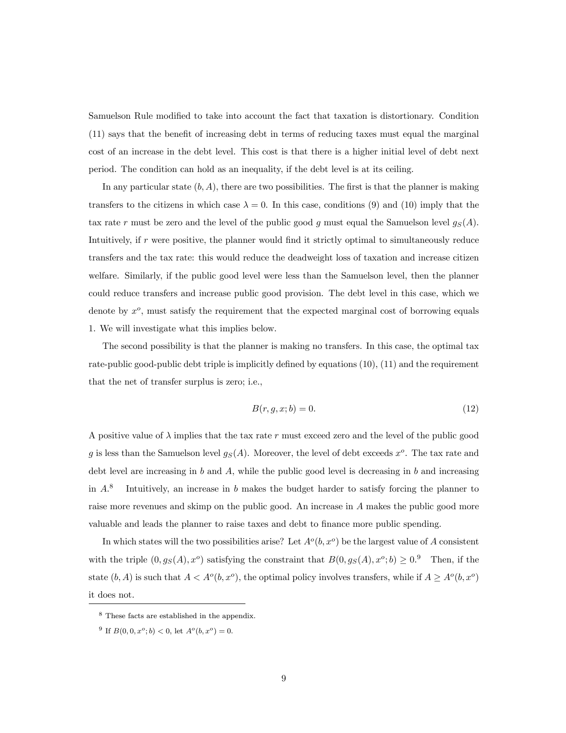Samuelson Rule modified to take into account the fact that taxation is distortionary. Condition (11) says that the benefit of increasing debt in terms of reducing taxes must equal the marginal cost of an increase in the debt level. This cost is that there is a higher initial level of debt next period. The condition can hold as an inequality, if the debt level is at its ceiling.

In any particular state $(b, A)$, there are two possibilities. The first is that the planner is making transfers to the citizens in which case $\lambda = 0$. In this case, conditions (9) and (10) imply that the tax rate $r$ must be zero and the level of the public good $g$ must equal the Samuelson level $g_S(A)$. Intuitively, if $r$ were positive, the planner would find it strictly optimal to simultaneously reduce transfers and the tax rate: this would reduce the deadweight loss of taxation and increase citizen welfare. Similarly, if the public good level were less than the Samuelson level, then the planner could reduce transfers and increase public good provision. The debt level in this case, which we denote by $x^o$, must satisfy the requirement that the expected marginal cost of borrowing equals 1. We will investigate what this implies below.

The second possibility is that the planner is making no transfers. In this case, the optimal tax rate-public good-public debt triple is implicitly defined by equations (10), (11) and the requirement that the net of transfer surplus is zero; i.e.,

$$B(r, g, x; b) = 0. \tag{12}$$

A positive value of $\lambda$ implies that the tax rate $r$ must exceed zero and the level of the public good $g$ is less than the Samuelson level $g_S(A)$. Moreover, the level of debt exceeds $x^o$. The tax rate and debt level are increasing in $b$ and $A$, while the public good level is decreasing in $b$ and increasing in $A$.[8] Intuitively, an increase in $b$ makes the budget harder to satisfy forcing the planner to raise more revenues and skimp on the public good. An increase in $A$ makes the public good more valuable and leads the planner to raise taxes and debt to finance more public spending.

In which states will the two possibilities arise? Let $A^o(b, x^o)$ be the largest value of $A$ consistent with the triple $(0, g_S(A), x^o)$ satisfying the constraint that $B(0, g_S(A), x^o; b) \geq 0$.[9] Then, if the state $(b, A)$ is such that $A < A^o(b, x^o)$, the optimal policy involves transfers, while if $A \geq A^o(b, x^o)$ it does not.

---

[8] These facts are established in the appendix.

[9] If $B(0, 0, x^o; b) < 0$, let $A^o(b, x^o) = 0$.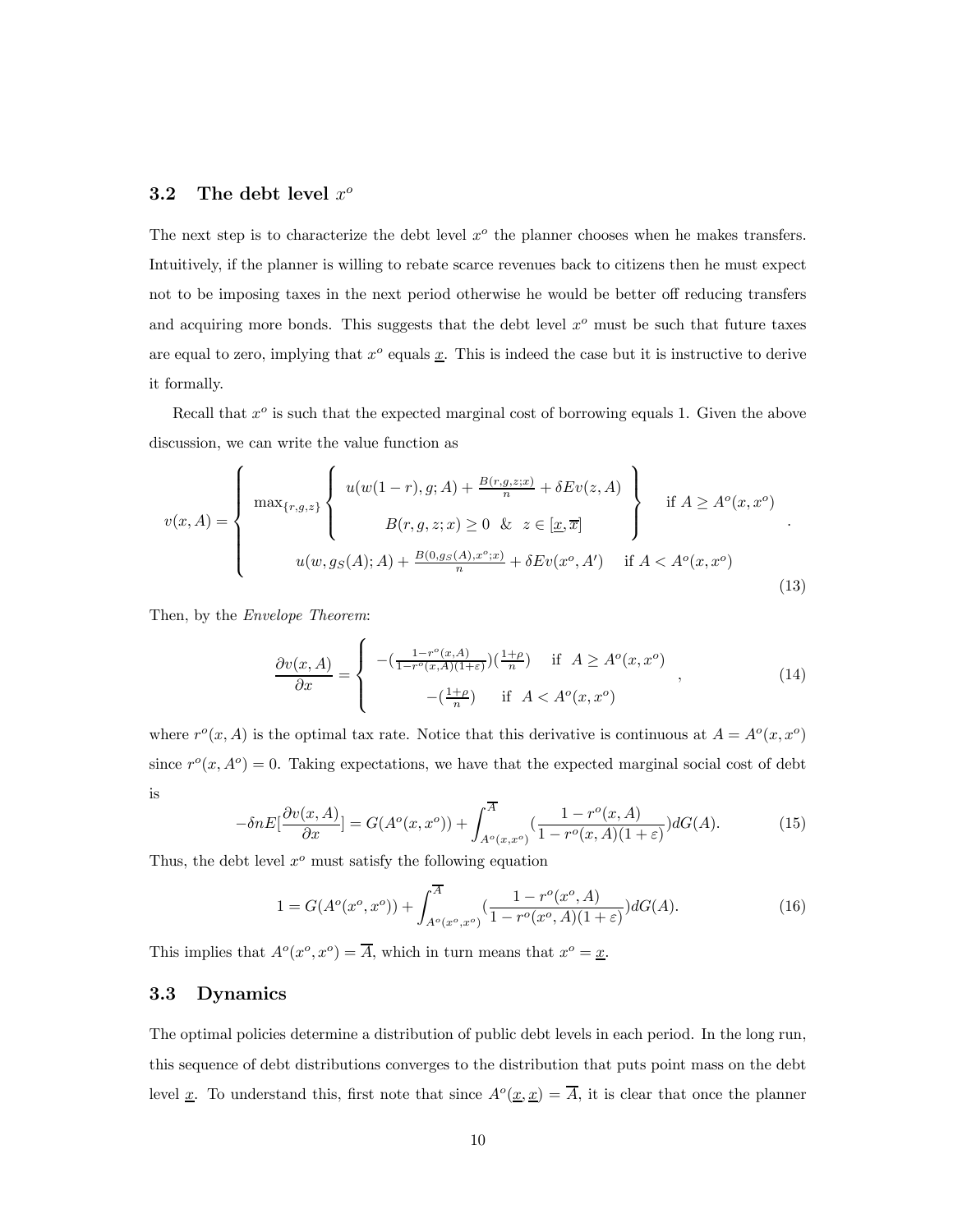### 3.2 The debt level $x^o$

The next step is to characterize the debt level $x^o$ the planner chooses when he makes transfers. Intuitively, if the planner is willing to rebate scarce revenues back to citizens then he must expect not to be imposing taxes in the next period otherwise he would be better off reducing transfers and acquiring more bonds. This suggests that the debt level $x^o$ must be such that future taxes are equal to zero, implying that $x^o$ equals $\underline{x}$. This is indeed the case but it is instructive to derive it formally.

Recall that $x^o$ is such that the expected marginal cost of borrowing equals 1. Given the above discussion, we can write the value function as

$$v(x, A) = \begin{cases} \max_{\{r,g,z\}} \left\{ \begin{array}{c} u(w(1-r), g; A) + \frac{B(r,g,z;x)}{n} + \delta E v(z, A) \\ B(r, g, z; x) \geq 0 \ \ \& \ \ z \in [\underline{x}, \overline{x}] \end{array} \right\} & \text{if } A \geq A^o(x, x^o) \\ u(w, g_S(A); A) + \frac{B(0, g_S(A), x^o; x)}{n} + \delta E v(x^o, A') & \text{if } A < A^o(x, x^o) \end{cases} . \tag{13}$$

Then, by the *Envelope Theorem*:

$$\frac{\partial v(x, A)}{\partial x} = \begin{cases} -(\frac{1-r^o(x,A)}{1-r^o(x,A)(1+\varepsilon)})(\frac{1+\rho}{n}) & \text{if } A \geq A^o(x, x^o) \\ -(\frac{1+\rho}{n}) & \text{if } A < A^o(x, x^o) \end{cases} , \tag{14}$$

where $r^o(x, A)$ is the optimal tax rate. Notice that this derivative is continuous at $A = A^o(x, x^o)$ since $r^o(x, A^o) = 0$. Taking expectations, we have that the expected marginal social cost of debt is

$$-\delta n E[\frac{\partial v(x, A)}{\partial x}] = G(A^o(x, x^o)) + \int_{A^o(x,x^o)}^{\overline{A}} (\frac{1 - r^o(x, A)}{1 - r^o(x, A)(1 + \varepsilon)}) dG(A). \tag{15}$$

Thus, the debt level $x^o$ must satisfy the following equation

$$1 = G(A^o(x^o, x^o)) + \int_{A^o(x^o,x^o)}^{\overline{A}} (\frac{1 - r^o(x^o, A)}{1 - r^o(x^o, A)(1 + \varepsilon)}) dG(A). \tag{16}$$

This implies that $A^o(x^o, x^o) = \overline{A}$, which in turn means that $x^o = \underline{x}$.

### 3.3 Dynamics

The optimal policies determine a distribution of public debt levels in each period. In the long run, this sequence of debt distributions converges to the distribution that puts point mass on the debt level $\underline{x}$. To understand this, first note that since $A^o(\underline{x}, \underline{x}) = \overline{A}$, it is clear that once the planner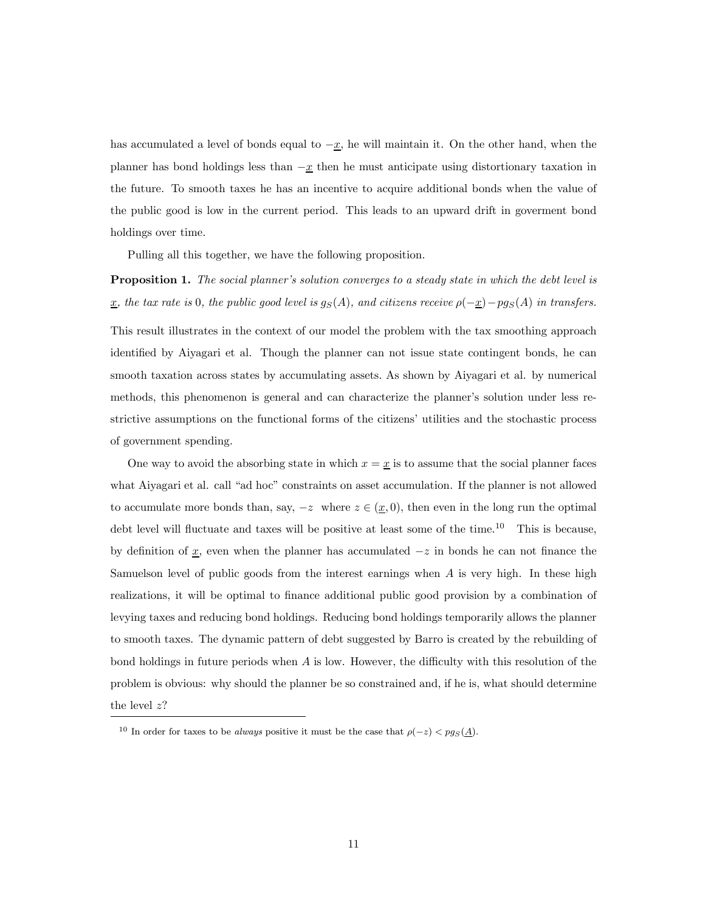has accumulated a level of bonds equal to $-\underline{x}$, he will maintain it. On the other hand, when the planner has bond holdings less than $-\underline{x}$ then he must anticipate using distortionary taxation in the future. To smooth taxes he has an incentive to acquire additional bonds when the value of the public good is low in the current period. This leads to an upward drift in goverment bond holdings over time.

Pulling all this together, we have the following proposition.

**Proposition 1.** *The social planner's solution converges to a steady state in which the debt level is $\underline{x}$, the tax rate is 0, the public good level is $g_S(A)$, and citizens receive $\rho(-\underline{x}) - pg_S(A)$ in transfers.*

This result illustrates in the context of our model the problem with the tax smoothing approach identified by Aiyagari et al. Though the planner can not issue state contingent bonds, he can smooth taxation across states by accumulating assets. As shown by Aiyagari et al. by numerical methods, this phenomenon is general and can characterize the planner's solution under less restrictive assumptions on the functional forms of the citizens' utilities and the stochastic process of government spending.

One way to avoid the absorbing state in which $x = \underline{x}$ is to assume that the social planner faces what Aiyagari et al. call "ad hoc" constraints on asset accumulation. If the planner is not allowed to accumulate more bonds than, say, $-z$ where $z \in (\underline{x}, 0)$, then even in the long run the optimal debt level will fluctuate and taxes will be positive at least some of the time.[10] This is because, by definition of $\underline{x}$, even when the planner has accumulated $-z$ in bonds he can not finance the Samuelson level of public goods from the interest earnings when $A$ is very high. In these high realizations, it will be optimal to finance additional public good provision by a combination of levying taxes and reducing bond holdings. Reducing bond holdings temporarily allows the planner to smooth taxes. The dynamic pattern of debt suggested by Barro is created by the rebuilding of bond holdings in future periods when $A$ is low. However, the difficulty with this resolution of the problem is obvious: why should the planner be so constrained and, if he is, what should determine the level $z$?

[10] In order for taxes to be *always* positive it must be the case that $\rho(-z) < pg_S(\underline{A})$.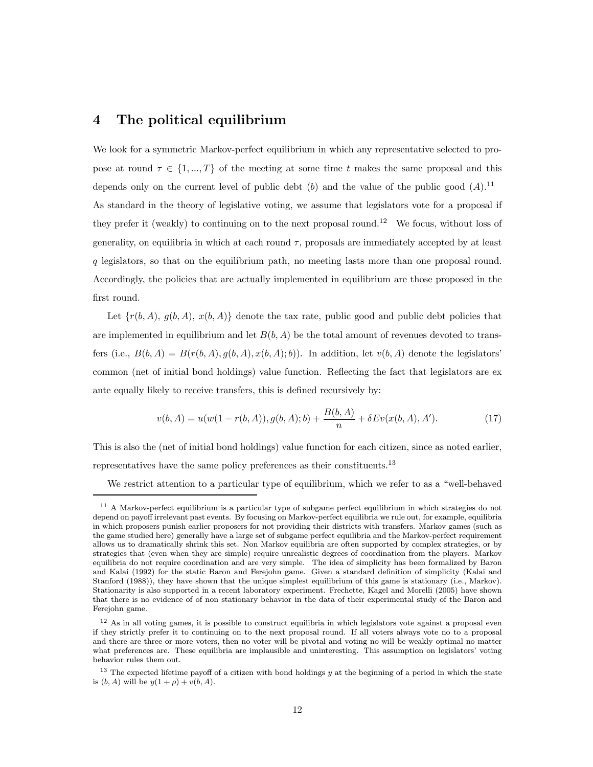## 4 The political equilibrium

We look for a symmetric Markov-perfect equilibrium in which any representative selected to propose at round $\tau \in \{1, ..., T\}$ of the meeting at some time $t$ makes the same proposal and this depends only on the current level of public debt ($b$) and the value of the public good ($A$).[11] As standard in the theory of legislative voting, we assume that legislators vote for a proposal if they prefer it (weakly) to continuing on to the next proposal round.[12] We focus, without loss of generality, on equilibria in which at each round $\tau$, proposals are immediately accepted by at least $q$ legislators, so that on the equilibrium path, no meeting lasts more than one proposal round. Accordingly, the policies that are actually implemented in equilibrium are those proposed in the first round.

Let $\{r(b, A),\ g(b, A),\ x(b, A)\}$ denote the tax rate, public good and public debt policies that are implemented in equilibrium and let $B(b, A)$ be the total amount of revenues devoted to transfers (i.e., $B(b, A) = B(r(b, A), g(b, A), x(b, A); b)$). In addition, let $v(b, A)$ denote the legislators' common (net of initial bond holdings) value function. Reflecting the fact that legislators are ex ante equally likely to receive transfers, this is defined recursively by:

$$v(b, A) = u(w(1 - r(b, A)), g(b, A); b) + \frac{B(b, A)}{n} + \delta E v(x(b, A), A'). \tag{17}$$

This is also the (net of initial bond holdings) value function for each citizen, since as noted earlier, representatives have the same policy preferences as their constituents.[13]

We restrict attention to a particular type of equilibrium, which we refer to as a "well-behaved

---

[11] A Markov-perfect equilibrium is a particular type of subgame perfect equilibrium in which strategies do not depend on payoff irrelevant past events. By focusing on Markov-perfect equilibria we rule out, for example, equilibria in which proposers punish earlier proposers for not providing their districts with transfers. Markov games (such as the game studied here) generally have a large set of subgame perfect equilibria and the Markov-perfect requirement allows us to dramatically shrink this set. Non Markov equilibria are often supported by complex strategies, or by strategies that (even when they are simple) require unrealistic degrees of coordination from the players. Markov equilibria do not require coordination and are very simple. The idea of simplicity has been formalized by Baron and Kalai (1992) for the static Baron and Ferejohn game. Given a standard definition of simplicity (Kalai and Stanford (1988)), they have shown that the unique simplest equilibrium of this game is stationary (i.e., Markov). Stationarity is also supported in a recent laboratory experiment. Frechette, Kagel and Morelli (2005) have shown that there is no evidence of of non stationary behavior in the data of their experimental study of the Baron and Ferejohn game.

[12] As in all voting games, it is possible to construct equilibria in which legislators vote against a proposal even if they strictly prefer it to continuing on to the next proposal round. If all voters always vote no to a proposal and there are three or more voters, then no voter will be pivotal and voting no will be weakly optimal no matter what preferences are. These equilibria are implausible and uninteresting. This assumption on legislators' voting behavior rules them out.

[13] The expected lifetime payoff of a citizen with bond holdings $y$ at the beginning of a period in which the state is $(b, A)$ will be $y(1 + \rho) + v(b, A)$.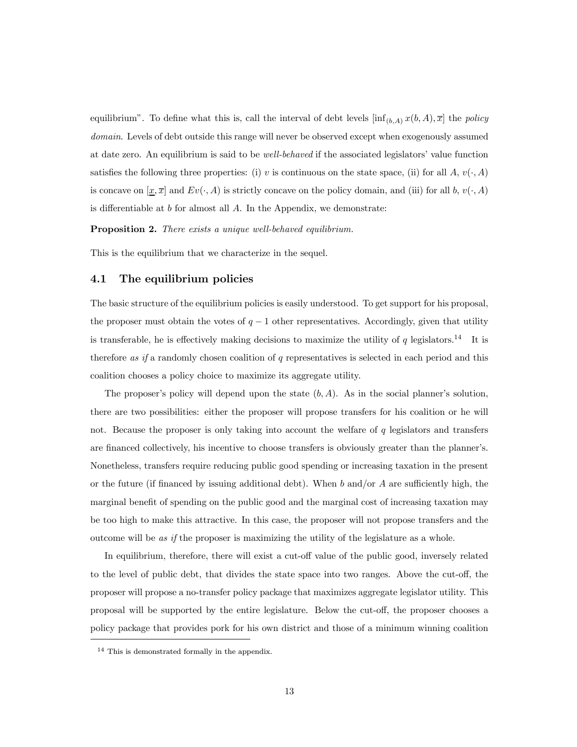equilibrium". To define what this is, call the interval of debt levels $[\inf_{(b,A)} x(b,A), \overline{x}]$ the *policy domain*. Levels of debt outside this range will never be observed except when exogenously assumed at date zero. An equilibrium is said to be *well-behaved* if the associated legislators' value function satisfies the following three properties: (i) $v$ is continuous on the state space, (ii) for all $A$, $v(\cdot, A)$ is concave on $[\underline{x}, \overline{x}]$ and $Ev(\cdot, A)$ is strictly concave on the policy domain, and (iii) for all $b$, $v(\cdot, A)$ is differentiable at $b$ for almost all $A$. In the Appendix, we demonstrate:

**Proposition 2.** *There exists a unique well-behaved equilibrium.*

This is the equilibrium that we characterize in the sequel.

### 4.1 The equilibrium policies

The basic structure of the equilibrium policies is easily understood. To get support for his proposal, the proposer must obtain the votes of $q - 1$ other representatives. Accordingly, given that utility is transferable, he is effectively making decisions to maximize the utility of $q$ legislators.[14] It is therefore *as if* a randomly chosen coalition of $q$ representatives is selected in each period and this coalition chooses a policy choice to maximize its aggregate utility.

The proposer's policy will depend upon the state $(b, A)$. As in the social planner's solution, there are two possibilities: either the proposer will propose transfers for his coalition or he will not. Because the proposer is only taking into account the welfare of $q$ legislators and transfers are financed collectively, his incentive to choose transfers is obviously greater than the planner's. Nonetheless, transfers require reducing public good spending or increasing taxation in the present or the future (if financed by issuing additional debt). When $b$ and/or $A$ are sufficiently high, the marginal benefit of spending on the public good and the marginal cost of increasing taxation may be too high to make this attractive. In this case, the proposer will not propose transfers and the outcome will be *as if* the proposer is maximizing the utility of the legislature as a whole.

In equilibrium, therefore, there will exist a cut-off value of the public good, inversely related to the level of public debt, that divides the state space into two ranges. Above the cut-off, the proposer will propose a no-transfer policy package that maximizes aggregate legislator utility. This proposal will be supported by the entire legislature. Below the cut-off, the proposer chooses a policy package that provides pork for his own district and those of a minimum winning coalition

[14] This is demonstrated formally in the appendix.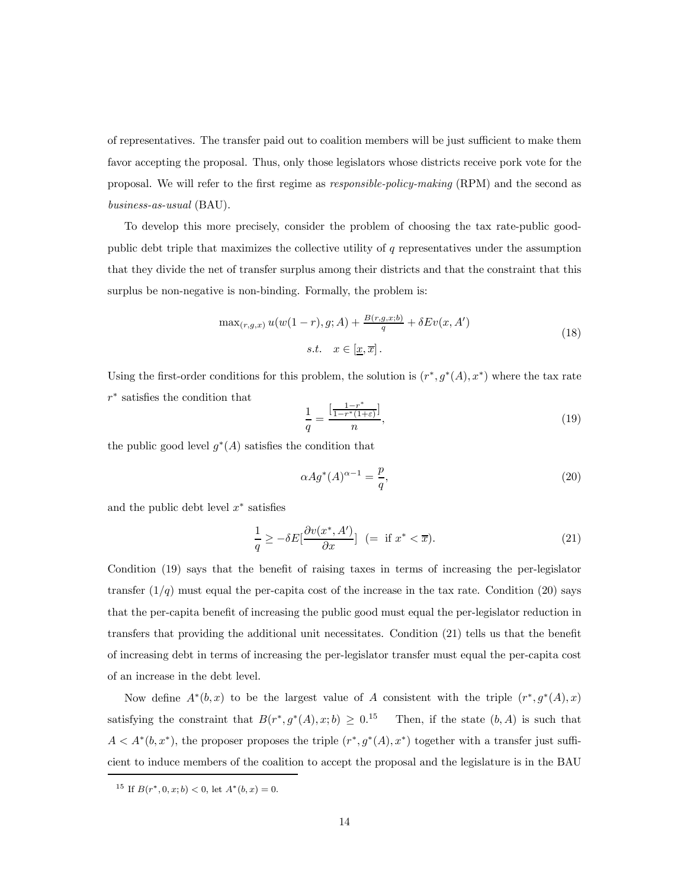of representatives. The transfer paid out to coalition members will be just sufficient to make them favor accepting the proposal. Thus, only those legislators whose districts receive pork vote for the proposal. We will refer to the first regime as *responsible-policy-making* (RPM) and the second as *business-as-usual* (BAU).

To develop this more precisely, consider the problem of choosing the tax rate-public good-public debt triple that maximizes the collective utility of $q$ representatives under the assumption that they divide the net of transfer surplus among their districts and that the constraint that this surplus be non-negative is non-binding. Formally, the problem is:

$$\begin{gathered} \max_{(r,g,x)} u(w(1-r), g; A) + \frac{B(r,g,x;b)}{q} + \delta E v(x, A') \\ s.t. \quad x \in [\underline{x}, \overline{x}]. \end{gathered} \tag{18}$$

Using the first-order conditions for this problem, the solution is $(r^*, g^*(A), x^*)$ where the tax rate $r^*$ satisfies the condition that

$$\frac{1}{q} = \frac{\left[\frac{1-r^*}{1-r^*(1+\varepsilon)}\right]}{n}, \tag{19}$$

the public good level $g^*(A)$ satisfies the condition that

$$\alpha A g^*(A)^{\alpha-1} = \frac{p}{q}, \tag{20}$$

and the public debt level $x^*$ satisfies

$$\frac{1}{q} \geq -\delta E[\frac{\partial v(x^*, A')}{\partial x}] \ \ (= \text{ if } x^* < \overline{x}). \tag{21}$$

Condition (19) says that the benefit of raising taxes in terms of increasing the per-legislator transfer $(1/q)$ must equal the per-capita cost of the increase in the tax rate. Condition (20) says that the per-capita benefit of increasing the public good must equal the per-legislator reduction in transfers that providing the additional unit necessitates. Condition (21) tells us that the benefit of increasing debt in terms of increasing the per-legislator transfer must equal the per-capita cost of an increase in the debt level.

Now define $A^*(b,x)$ to be the largest value of $A$ consistent with the triple $(r^*, g^*(A), x)$ satisfying the constraint that $B(r^*, g^*(A), x; b) \geq 0$.[15] Then, if the state $(b, A)$ is such that $A < A^*(b, x^*)$, the proposer proposes the triple $(r^*, g^*(A), x^*)$ together with a transfer just sufficient to induce members of the coalition to accept the proposal and the legislature is in the BAU

[15] If $B(r^*, 0, x; b) < 0$, let $A^*(b,x) = 0$.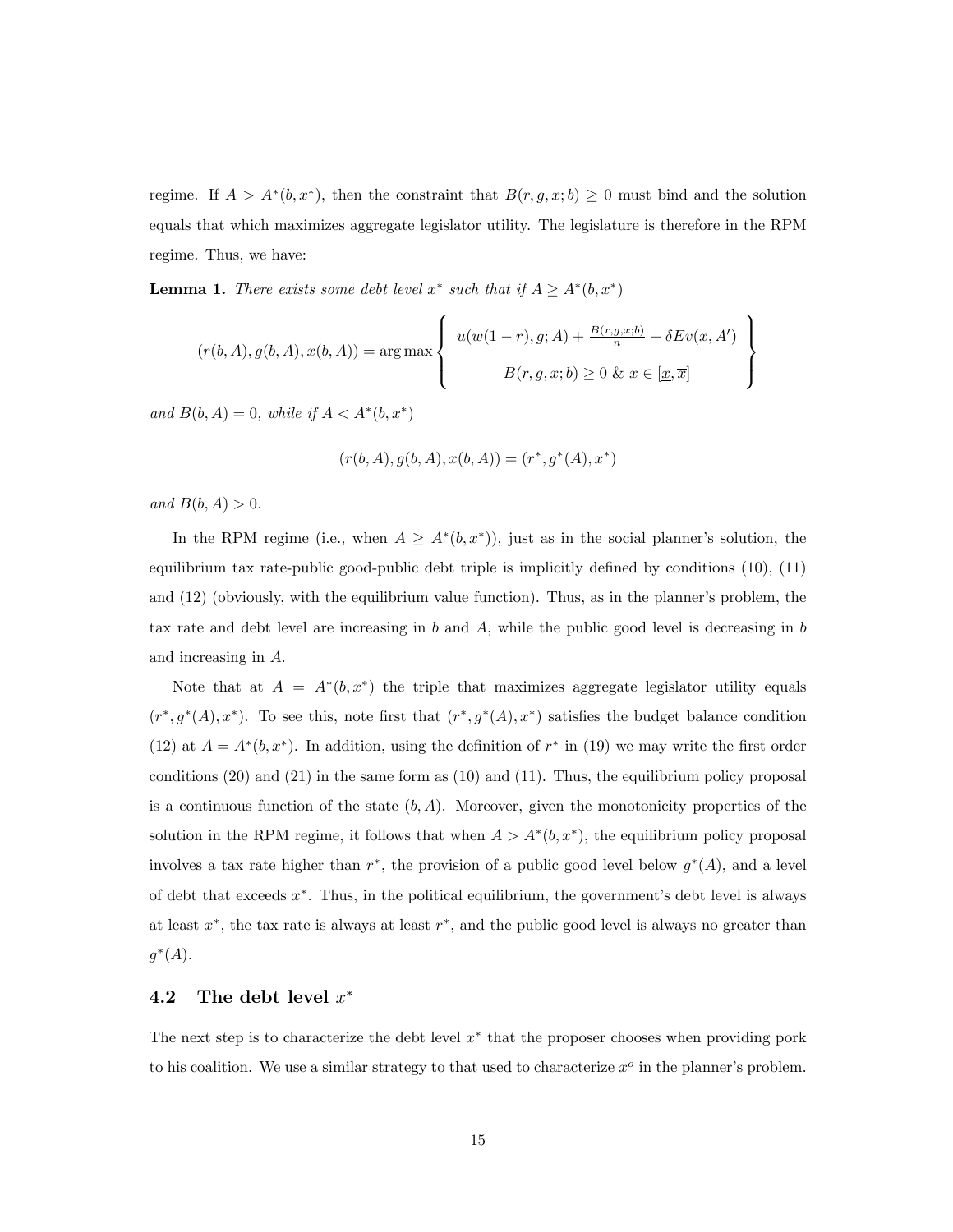regime. If $A > A^*(b, x^*)$, then the constraint that $B(r, g, x; b) \geq 0$ must bind and the solution equals that which maximizes aggregate legislator utility. The legislature is therefore in the RPM regime. Thus, we have:

**Lemma 1.** *There exists some debt level $x^*$ such that if $A \geq A^*(b, x^*)$*

$$(r(b,A), g(b,A), x(b,A)) = \arg\max \left\{ \begin{array}{c} u(w(1-r), g; A) + \frac{B(r,g,x;b)}{n} + \delta E v(x, A') \\ \\ B(r,g,x;b) \geq 0 \ \& \ x \in [\underline{x}, \overline{x}] \end{array} \right\}$$

*and $B(b, A) = 0$, while if $A < A^*(b, x^*)$*

$$(r(b,A), g(b,A), x(b,A)) = (r^*, g^*(A), x^*)$$

*and $B(b, A) > 0$.*

In the RPM regime (i.e., when $A \geq A^*(b, x^*)$), just as in the social planner's solution, the equilibrium tax rate-public good-public debt triple is implicitly defined by conditions (10), (11) and (12) (obviously, with the equilibrium value function). Thus, as in the planner's problem, the tax rate and debt level are increasing in $b$ and $A$, while the public good level is decreasing in $b$ and increasing in $A$.

Note that at $A = A^*(b, x^*)$ the triple that maximizes aggregate legislator utility equals $(r^*, g^*(A), x^*)$. To see this, note first that $(r^*, g^*(A), x^*)$ satisfies the budget balance condition (12) at $A = A^*(b, x^*)$. In addition, using the definition of $r^*$ in (19) we may write the first order conditions (20) and (21) in the same form as (10) and (11). Thus, the equilibrium policy proposal is a continuous function of the state $(b, A)$. Moreover, given the monotonicity properties of the solution in the RPM regime, it follows that when $A > A^*(b, x^*)$, the equilibrium policy proposal involves a tax rate higher than $r^*$, the provision of a public good level below $g^*(A)$, and a level of debt that exceeds $x^*$. Thus, in the political equilibrium, the government's debt level is always at least $x^*$, the tax rate is always at least $r^*$, and the public good level is always no greater than $g^*(A)$.

## 4.2 The debt level $x^*$

The next step is to characterize the debt level $x^*$ that the proposer chooses when providing pork to his coalition. We use a similar strategy to that used to characterize $x^o$ in the planner's problem.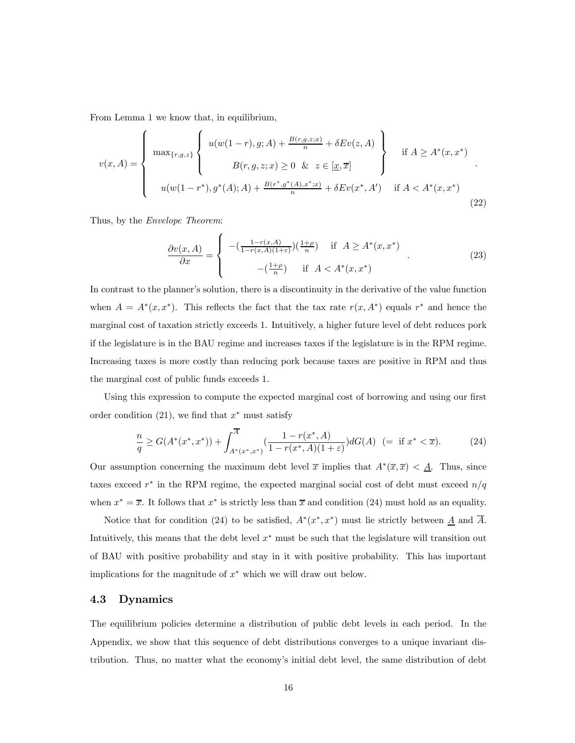From Lemma 1 we know that, in equilibrium,

$$
v(x,A) = \left\{ \begin{array}{ll} \max_{\{r,g,z\}} \left\{ \begin{array}{c} u(w(1-r), g; A) + \frac{B(r,g,z;x)}{n} + \delta E v(z, A) \\ B(r,g,z;x) \geq 0 \;\;\&\;\; z \in [\underline{x}, \overline{x}] \end{array} \right\} & \text{if } A \geq A^*(x, x^*) \\ u(w(1-r^*), g^*(A); A) + \frac{B(r^*, g^*(A), x^*; x)}{n} + \delta E v(x^*, A') \quad \text{if } A < A^*(x, x^*) & \end{array} \right. . \tag{22}
$$

Thus, by the *Envelope Theorem*:

$$
\frac{\partial v(x,A)}{\partial x} = \left\{ \begin{array}{ll} -\left(\frac{1 - r(x,A)}{1 - r(x,A)(1+\varepsilon)}\right)\left(\frac{1+\rho}{n}\right) & \text{if } \; A \geq A^*(x, x^*) \\ -\left(\frac{1+\rho}{n}\right) & \text{if } \; A < A^*(x, x^*) \end{array} \right. . \tag{23}
$$

In contrast to the planner's solution, there is a discontinuity in the derivative of the value function when $A = A^*(x, x^*)$. This reflects the fact that the tax rate $r(x, A^*)$ equals $r^*$ and hence the marginal cost of taxation strictly exceeds 1. Intuitively, a higher future level of debt reduces pork if the legislature is in the BAU regime and increases taxes if the legislature is in the RPM regime. Increasing taxes is more costly than reducing pork because taxes are positive in RPM and thus the marginal cost of public funds exceeds 1.

Using this expression to compute the expected marginal cost of borrowing and using our first order condition (21), we find that $x^*$ must satisfy

$$
\frac{n}{q} \geq G(A^*(x^*, x^*)) + \int_{A^*(x^*,x^*)}^{\overline{A}} \left(\frac{1 - r(x^*, A)}{1 - r(x^*, A)(1+\varepsilon)}\right) dG(A) \;\; (= \text{ if } x^* < \overline{x}). \tag{24}
$$

Our assumption concerning the maximum debt level $\overline{x}$ implies that $A^*(\overline{x}, \overline{x}) < \underline{A}$. Thus, since taxes exceed $r^*$ in the RPM regime, the expected marginal social cost of debt must exceed $n/q$ when $x^* = \overline{x}$. It follows that $x^*$ is strictly less than $\overline{x}$ and condition (24) must hold as an equality.

Notice that for condition (24) to be satisfied, $A^*(x^*, x^*)$ must lie strictly between $\underline{A}$ and $\overline{A}$. Intuitively, this means that the debt level $x^*$ must be such that the legislature will transition out of BAU with positive probability and stay in it with positive probability. This has important implications for the magnitude of $x^*$ which we will draw out below.

### 4.3 Dynamics

The equilibrium policies determine a distribution of public debt levels in each period. In the Appendix, we show that this sequence of debt distributions converges to a unique invariant distribution. Thus, no matter what the economy's initial debt level, the same distribution of debt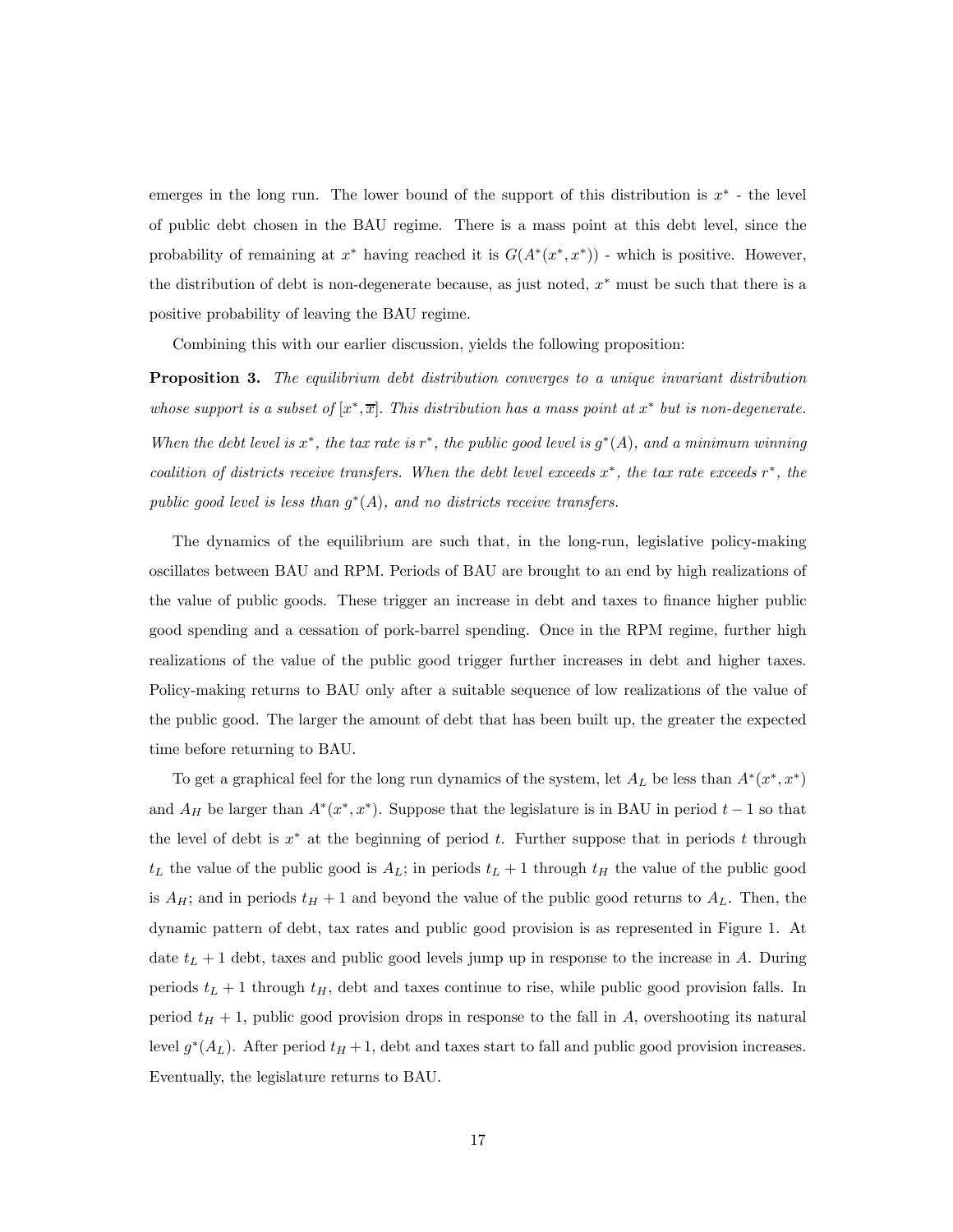emerges in the long run. The lower bound of the support of this distribution is $x^*$ - the level of public debt chosen in the BAU regime. There is a mass point at this debt level, since the probability of remaining at $x^*$ having reached it is $G(A^*(x^*, x^*))$ - which is positive. However, the distribution of debt is non-degenerate because, as just noted, $x^*$ must be such that there is a positive probability of leaving the BAU regime.

Combining this with our earlier discussion, yields the following proposition:

**Proposition 3.** *The equilibrium debt distribution converges to a unique invariant distribution whose support is a subset of $[x^*, \overline{x}]$. This distribution has a mass point at $x^*$ but is non-degenerate. When the debt level is $x^*$, the tax rate is $r^*$, the public good level is $g^*(A)$, and a minimum winning coalition of districts receive transfers. When the debt level exceeds $x^*$, the tax rate exceeds $r^*$, the public good level is less than $g^*(A)$, and no districts receive transfers.*

The dynamics of the equilibrium are such that, in the long-run, legislative policy-making oscillates between BAU and RPM. Periods of BAU are brought to an end by high realizations of the value of public goods. These trigger an increase in debt and taxes to finance higher public good spending and a cessation of pork-barrel spending. Once in the RPM regime, further high realizations of the value of the public good trigger further increases in debt and higher taxes. Policy-making returns to BAU only after a suitable sequence of low realizations of the value of the public good. The larger the amount of debt that has been built up, the greater the expected time before returning to BAU.

To get a graphical feel for the long run dynamics of the system, let $A_L$ be less than $A^*(x^*, x^*)$ and $A_H$ be larger than $A^*(x^*, x^*)$. Suppose that the legislature is in BAU in period $t-1$ so that the level of debt is $x^*$ at the beginning of period $t$. Further suppose that in periods $t$ through $t_L$ the value of the public good is $A_L$; in periods $t_L + 1$ through $t_H$ the value of the public good is $A_H$; and in periods $t_H + 1$ and beyond the value of the public good returns to $A_L$. Then, the dynamic pattern of debt, tax rates and public good provision is as represented in Figure 1. At date $t_L + 1$ debt, taxes and public good levels jump up in response to the increase in $A$. During periods $t_L + 1$ through $t_H$, debt and taxes continue to rise, while public good provision falls. In period $t_H + 1$, public good provision drops in response to the fall in $A$, overshooting its natural level $g^*(A_L)$. After period $t_H + 1$, debt and taxes start to fall and public good provision increases. Eventually, the legislature returns to BAU.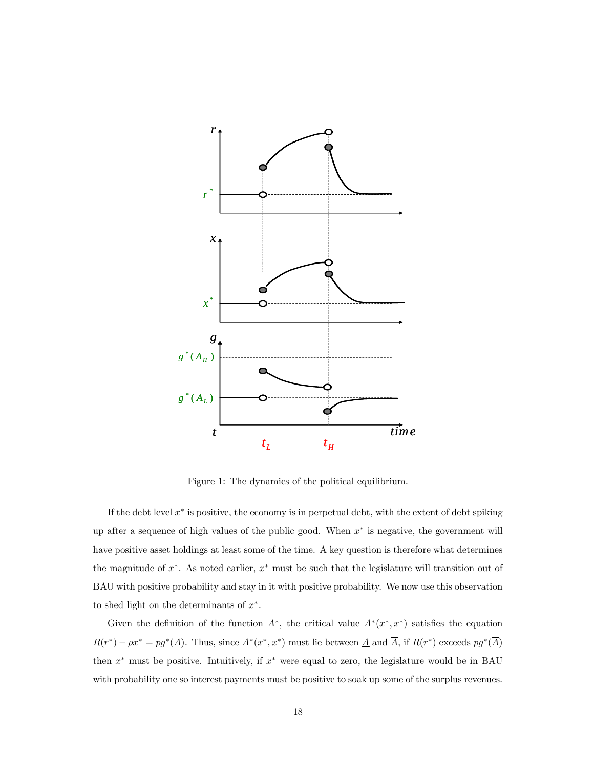Figure 1: The dynamics of the political equilibrium.

If the debt level $x^*$ is positive, the economy is in perpetual debt, with the extent of debt spiking up after a sequence of high values of the public good. When $x^*$ is negative, the government will have positive asset holdings at least some of the time. A key question is therefore what determines the magnitude of $x^*$. As noted earlier, $x^*$ must be such that the legislature will transition out of BAU with positive probability and stay in it with positive probability. We now use this observation to shed light on the determinants of $x^*$.

Given the definition of the function $A^*$, the critical value $A^*(x^*, x^*)$ satisfies the equation $R(r^*) - \rho x^* = pg^*(A)$. Thus, since $A^*(x^*, x^*)$ must lie between $\underline{A}$ and $\overline{A}$, if $R(r^*)$ exceeds $pg^*(\overline{A})$ then $x^*$ must be positive. Intuitively, if $x^*$ were equal to zero, the legislature would be in BAU with probability one so interest payments must be positive to soak up some of the surplus revenues.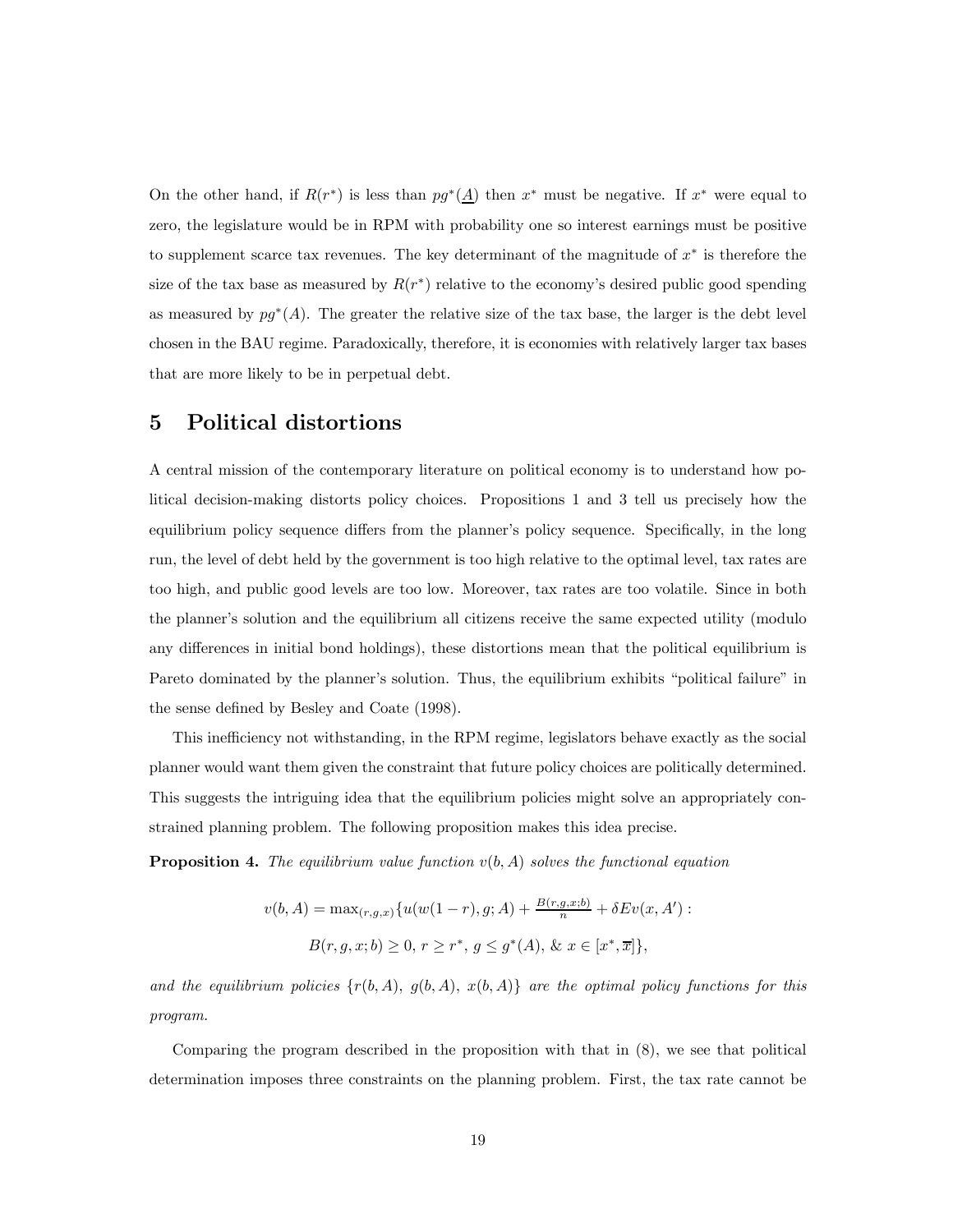On the other hand, if $R(r^*)$ is less than $pg^*(\underline{A})$ then $x^*$ must be negative. If $x^*$ were equal to zero, the legislature would be in RPM with probability one so interest earnings must be positive to supplement scarce tax revenues. The key determinant of the magnitude of $x^*$ is therefore the size of the tax base as measured by $R(r^*)$ relative to the economy's desired public good spending as measured by $pg^*(A)$. The greater the relative size of the tax base, the larger is the debt level chosen in the BAU regime. Paradoxically, therefore, it is economies with relatively larger tax bases that are more likely to be in perpetual debt.

# 5 Political distortions

A central mission of the contemporary literature on political economy is to understand how political decision-making distorts policy choices. Propositions 1 and 3 tell us precisely how the equilibrium policy sequence differs from the planner's policy sequence. Specifically, in the long run, the level of debt held by the government is too high relative to the optimal level, tax rates are too high, and public good levels are too low. Moreover, tax rates are too volatile. Since in both the planner's solution and the equilibrium all citizens receive the same expected utility (modulo any differences in initial bond holdings), these distortions mean that the political equilibrium is Pareto dominated by the planner's solution. Thus, the equilibrium exhibits "political failure" in the sense defined by Besley and Coate (1998).

This inefficiency not withstanding, in the RPM regime, legislators behave exactly as the social planner would want them given the constraint that future policy choices are politically determined. This suggests the intriguing idea that the equilibrium policies might solve an appropriately constrained planning problem. The following proposition makes this idea precise.

**Proposition 4.** *The equilibrium value function $v(b, A)$ solves the functional equation*

$$v(b, A) = \max_{(r,g,x)}\{u(w(1-r), g; A) + \tfrac{B(r,g,x;b)}{n} + \delta E v(x, A') :$$
$$B(r, g, x; b) \geq 0,\ r \geq r^*,\ g \leq g^*(A),\ \&\ x \in [x^*, \overline{x}]\},$$

*and the equilibrium policies $\{r(b, A),\ g(b, A),\ x(b, A)\}$ are the optimal policy functions for this program.*

Comparing the program described in the proposition with that in (8), we see that political determination imposes three constraints on the planning problem. First, the tax rate cannot be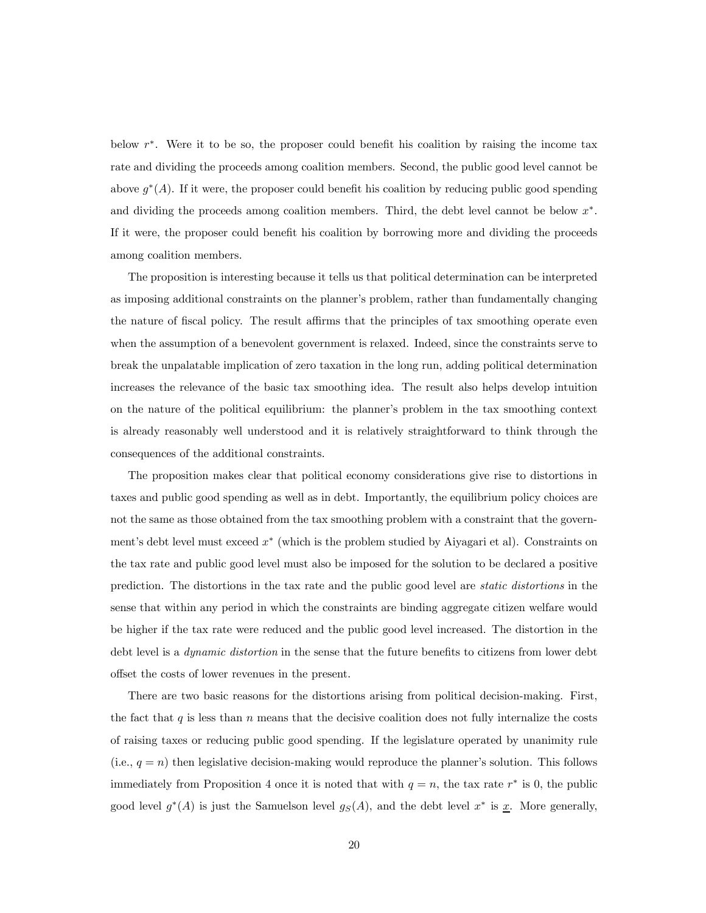below $r^*$. Were it to be so, the proposer could benefit his coalition by raising the income tax rate and dividing the proceeds among coalition members. Second, the public good level cannot be above $g^*(A)$. If it were, the proposer could benefit his coalition by reducing public good spending and dividing the proceeds among coalition members. Third, the debt level cannot be below $x^*$. If it were, the proposer could benefit his coalition by borrowing more and dividing the proceeds among coalition members.

The proposition is interesting because it tells us that political determination can be interpreted as imposing additional constraints on the planner's problem, rather than fundamentally changing the nature of fiscal policy. The result affirms that the principles of tax smoothing operate even when the assumption of a benevolent government is relaxed. Indeed, since the constraints serve to break the unpalatable implication of zero taxation in the long run, adding political determination increases the relevance of the basic tax smoothing idea. The result also helps develop intuition on the nature of the political equilibrium: the planner's problem in the tax smoothing context is already reasonably well understood and it is relatively straightforward to think through the consequences of the additional constraints.

The proposition makes clear that political economy considerations give rise to distortions in taxes and public good spending as well as in debt. Importantly, the equilibrium policy choices are not the same as those obtained from the tax smoothing problem with a constraint that the government's debt level must exceed $x^*$ (which is the problem studied by Aiyagari et al). Constraints on the tax rate and public good level must also be imposed for the solution to be declared a positive prediction. The distortions in the tax rate and the public good level are *static distortions* in the sense that within any period in which the constraints are binding aggregate citizen welfare would be higher if the tax rate were reduced and the public good level increased. The distortion in the debt level is a *dynamic distortion* in the sense that the future benefits to citizens from lower debt offset the costs of lower revenues in the present.

There are two basic reasons for the distortions arising from political decision-making. First, the fact that $q$ is less than $n$ means that the decisive coalition does not fully internalize the costs of raising taxes or reducing public good spending. If the legislature operated by unanimity rule (i.e., $q = n$) then legislative decision-making would reproduce the planner's solution. This follows immediately from Proposition 4 once it is noted that with $q = n$, the tax rate $r^*$ is 0, the public good level $g^*(A)$ is just the Samuelson level $g_S(A)$, and the debt level $x^*$ is $\underline{x}$. More generally,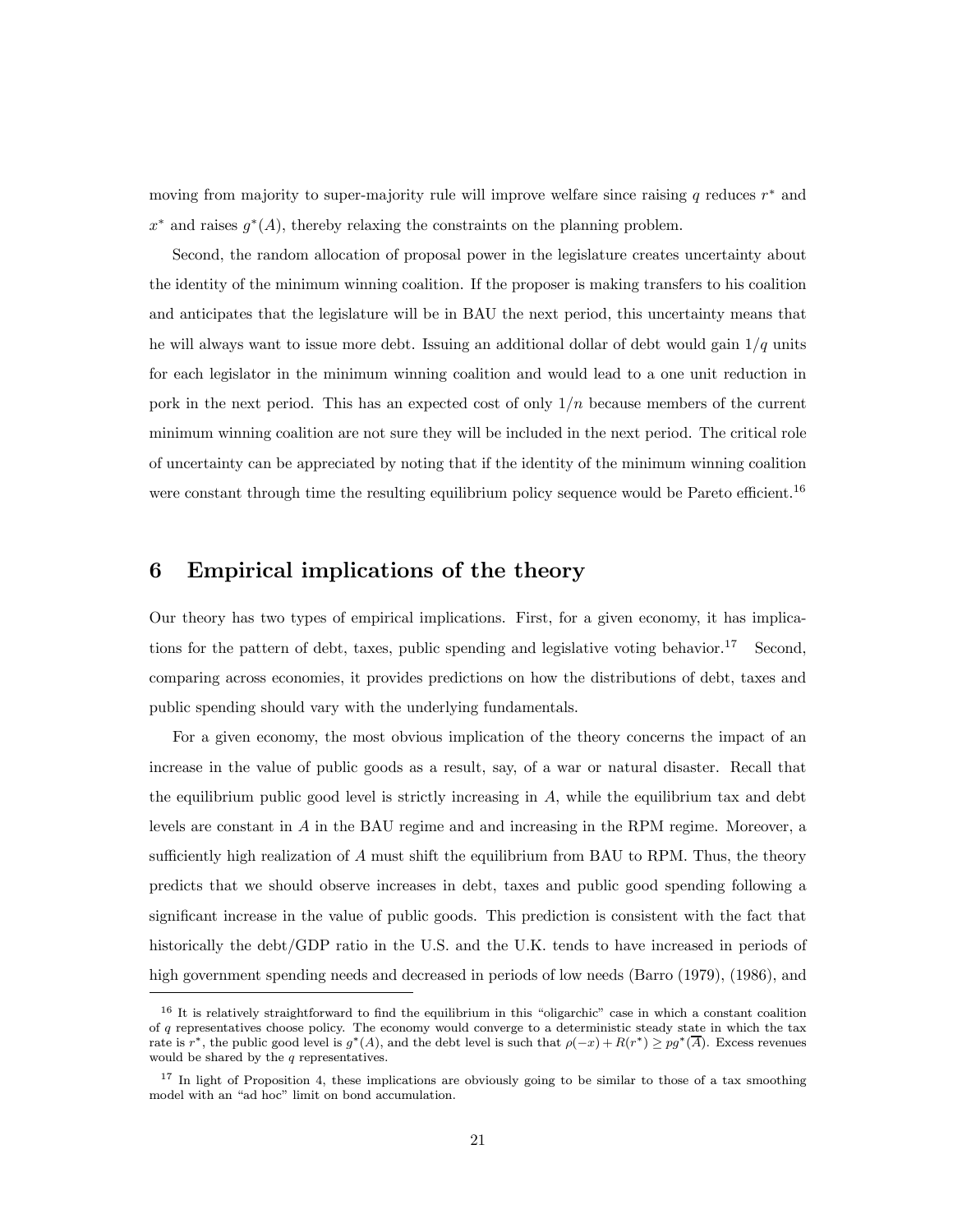moving from majority to super-majority rule will improve welfare since raising $q$ reduces $r^*$ and $x^*$ and raises $g^*(A)$, thereby relaxing the constraints on the planning problem.

Second, the random allocation of proposal power in the legislature creates uncertainty about the identity of the minimum winning coalition. If the proposer is making transfers to his coalition and anticipates that the legislature will be in BAU the next period, this uncertainty means that he will always want to issue more debt. Issuing an additional dollar of debt would gain $1/q$ units for each legislator in the minimum winning coalition and would lead to a one unit reduction in pork in the next period. This has an expected cost of only $1/n$ because members of the current minimum winning coalition are not sure they will be included in the next period. The critical role of uncertainty can be appreciated by noting that if the identity of the minimum winning coalition were constant through time the resulting equilibrium policy sequence would be Pareto efficient.[16]

# 6 Empirical implications of the theory

Our theory has two types of empirical implications. First, for a given economy, it has implications for the pattern of debt, taxes, public spending and legislative voting behavior.[17] Second, comparing across economies, it provides predictions on how the distributions of debt, taxes and public spending should vary with the underlying fundamentals.

For a given economy, the most obvious implication of the theory concerns the impact of an increase in the value of public goods as a result, say, of a war or natural disaster. Recall that the equilibrium public good level is strictly increasing in $A$, while the equilibrium tax and debt levels are constant in $A$ in the BAU regime and and increasing in the RPM regime. Moreover, a sufficiently high realization of $A$ must shift the equilibrium from BAU to RPM. Thus, the theory predicts that we should observe increases in debt, taxes and public good spending following a significant increase in the value of public goods. This prediction is consistent with the fact that historically the debt/GDP ratio in the U.S. and the U.K. tends to have increased in periods of high government spending needs and decreased in periods of low needs (Barro (1979), (1986), and

---

[16] It is relatively straightforward to find the equilibrium in this "oligarchic" case in which a constant coalition of $q$ representatives choose policy. The economy would converge to a deterministic steady state in which the tax rate is $r^*$, the public good level is $g^*(A)$, and the debt level is such that $\rho(-x) + R(r^*) \geq pg^*(\overline{A})$. Excess revenues would be shared by the $q$ representatives.

[17] In light of Proposition 4, these implications are obviously going to be similar to those of a tax smoothing model with an "ad hoc" limit on bond accumulation.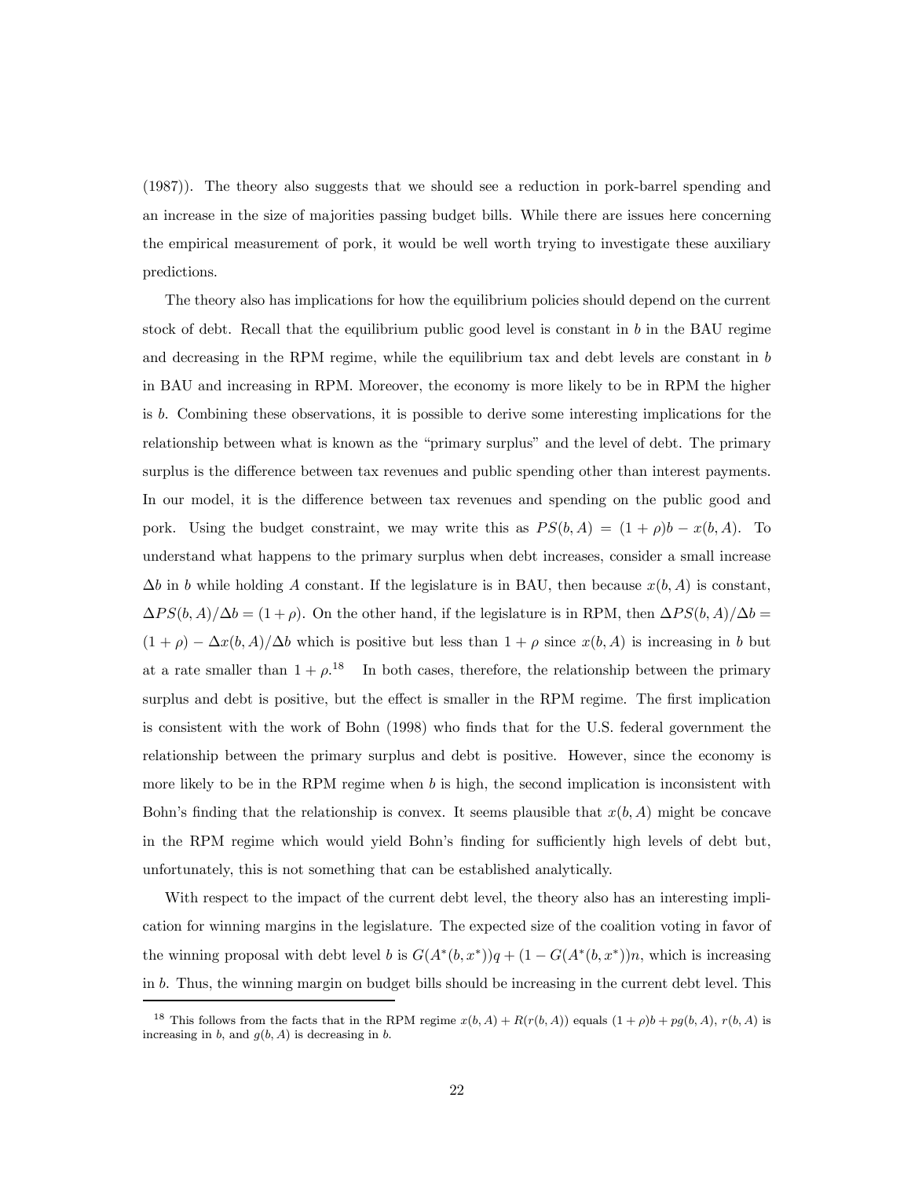(1987)). The theory also suggests that we should see a reduction in pork-barrel spending and an increase in the size of majorities passing budget bills. While there are issues here concerning the empirical measurement of pork, it would be well worth trying to investigate these auxiliary predictions.

The theory also has implications for how the equilibrium policies should depend on the current stock of debt. Recall that the equilibrium public good level is constant in $b$ in the BAU regime and decreasing in the RPM regime, while the equilibrium tax and debt levels are constant in $b$ in BAU and increasing in RPM. Moreover, the economy is more likely to be in RPM the higher is $b$. Combining these observations, it is possible to derive some interesting implications for the relationship between what is known as the "primary surplus" and the level of debt. The primary surplus is the difference between tax revenues and public spending other than interest payments. In our model, it is the difference between tax revenues and spending on the public good and pork. Using the budget constraint, we may write this as $PS(b, A) = (1 + \rho)b - x(b, A)$. To understand what happens to the primary surplus when debt increases, consider a small increase $\Delta b$ in $b$ while holding $A$ constant. If the legislature is in BAU, then because $x(b, A)$ is constant, $\Delta PS(b, A)/\Delta b = (1 + \rho)$. On the other hand, if the legislature is in RPM, then $\Delta PS(b, A)/\Delta b = (1 + \rho) - \Delta x(b, A)/\Delta b$ which is positive but less than $1 + \rho$ since $x(b, A)$ is increasing in $b$ but at a rate smaller than $1 + \rho$.[18] In both cases, therefore, the relationship between the primary surplus and debt is positive, but the effect is smaller in the RPM regime. The first implication is consistent with the work of Bohn (1998) who finds that for the U.S. federal government the relationship between the primary surplus and debt is positive. However, since the economy is more likely to be in the RPM regime when $b$ is high, the second implication is inconsistent with Bohn's finding that the relationship is convex. It seems plausible that $x(b, A)$ might be concave in the RPM regime which would yield Bohn's finding for sufficiently high levels of debt but, unfortunately, this is not something that can be established analytically.

With respect to the impact of the current debt level, the theory also has an interesting implication for winning margins in the legislature. The expected size of the coalition voting in favor of the winning proposal with debt level $b$ is $G(A^*(b, x^*))q + (1 - G(A^*(b, x^*))n$, which is increasing in $b$. Thus, the winning margin on budget bills should be increasing in the current debt level. This

---

[18] This follows from the facts that in the RPM regime $x(b, A) + R(r(b, A))$ equals $(1 + \rho)b + pg(b, A)$, $r(b, A)$ is increasing in $b$, and $g(b, A)$ is decreasing in $b$.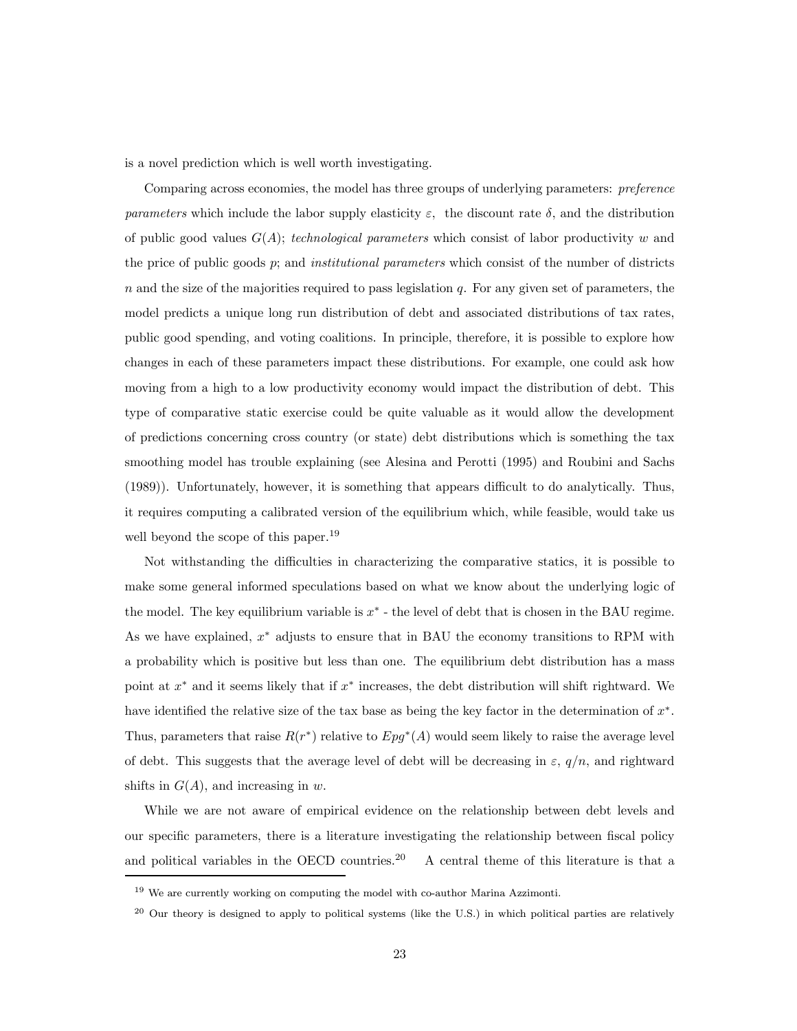is a novel prediction which is well worth investigating.

Comparing across economies, the model has three groups of underlying parameters: *preference parameters* which include the labor supply elasticity $\varepsilon$, the discount rate $\delta$, and the distribution of public good values $G(A)$; *technological parameters* which consist of labor productivity $w$ and the price of public goods $p$; and *institutional parameters* which consist of the number of districts $n$ and the size of the majorities required to pass legislation $q$. For any given set of parameters, the model predicts a unique long run distribution of debt and associated distributions of tax rates, public good spending, and voting coalitions. In principle, therefore, it is possible to explore how changes in each of these parameters impact these distributions. For example, one could ask how moving from a high to a low productivity economy would impact the distribution of debt. This type of comparative static exercise could be quite valuable as it would allow the development of predictions concerning cross country (or state) debt distributions which is something the tax smoothing model has trouble explaining (see Alesina and Perotti (1995) and Roubini and Sachs (1989)). Unfortunately, however, it is something that appears difficult to do analytically. Thus, it requires computing a calibrated version of the equilibrium which, while feasible, would take us well beyond the scope of this paper.[19]

Not withstanding the difficulties in characterizing the comparative statics, it is possible to make some general informed speculations based on what we know about the underlying logic of the model. The key equilibrium variable is $x^*$ - the level of debt that is chosen in the BAU regime. As we have explained, $x^*$ adjusts to ensure that in BAU the economy transitions to RPM with a probability which is positive but less than one. The equilibrium debt distribution has a mass point at $x^*$ and it seems likely that if $x^*$ increases, the debt distribution will shift rightward. We have identified the relative size of the tax base as being the key factor in the determination of $x^*$. Thus, parameters that raise $R(r^*)$ relative to $Epg^*(A)$ would seem likely to raise the average level of debt. This suggests that the average level of debt will be decreasing in $\varepsilon$, $q/n$, and rightward shifts in $G(A)$, and increasing in $w$.

While we are not aware of empirical evidence on the relationship between debt levels and our specific parameters, there is a literature investigating the relationship between fiscal policy and political variables in the OECD countries.[20] A central theme of this literature is that a

[19] We are currently working on computing the model with co-author Marina Azzimonti.

[20] Our theory is designed to apply to political systems (like the U.S.) in which political parties are relatively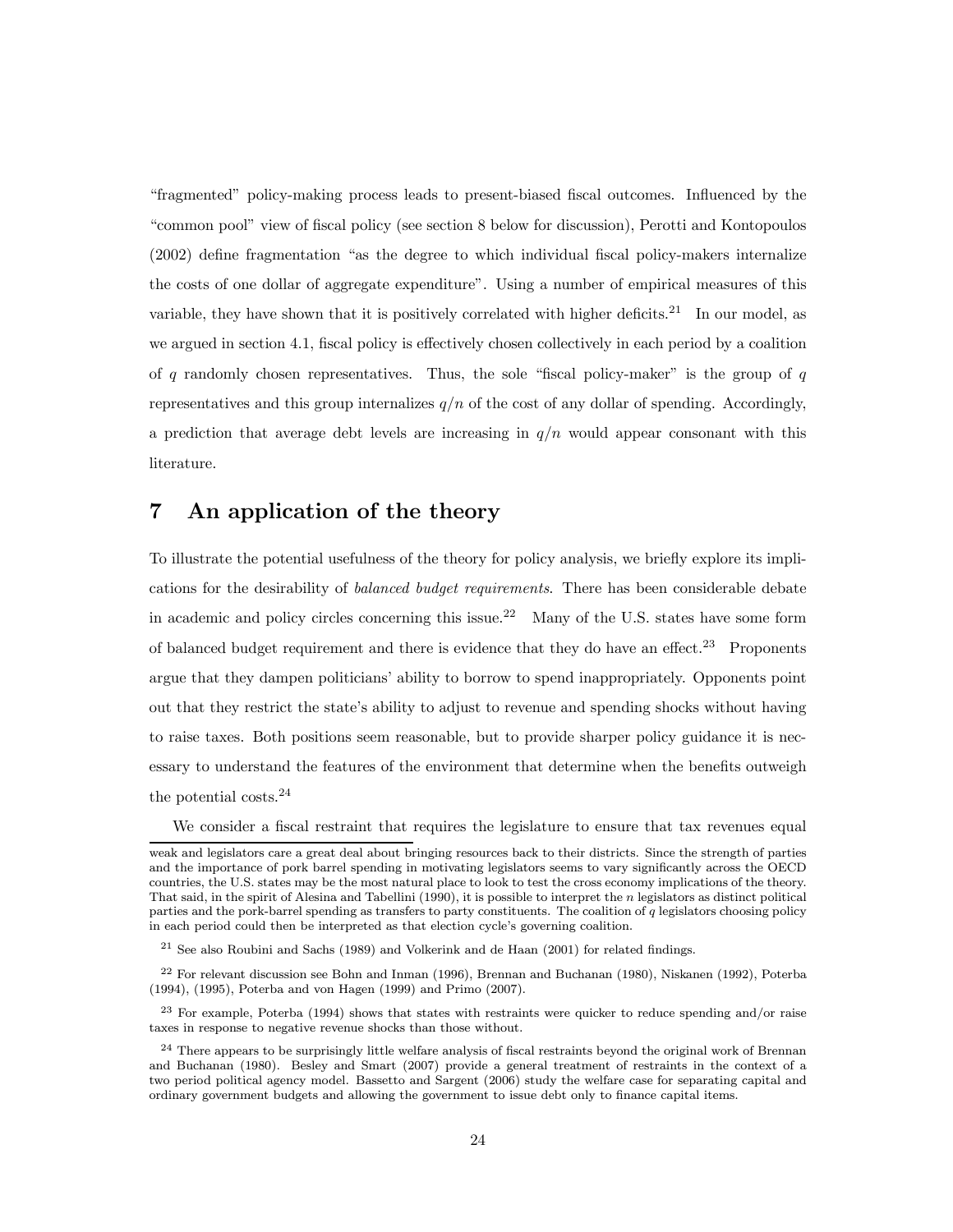"fragmented" policy-making process leads to present-biased fiscal outcomes. Influenced by the "common pool" view of fiscal policy (see section 8 below for discussion), Perotti and Kontopoulos (2002) define fragmentation "as the degree to which individual fiscal policy-makers internalize the costs of one dollar of aggregate expenditure". Using a number of empirical measures of this variable, they have shown that it is positively correlated with higher deficits.[21] In our model, as we argued in section 4.1, fiscal policy is effectively chosen collectively in each period by a coalition of $q$ randomly chosen representatives. Thus, the sole "fiscal policy-maker" is the group of $q$ representatives and this group internalizes $q/n$ of the cost of any dollar of spending. Accordingly, a prediction that average debt levels are increasing in $q/n$ would appear consonant with this literature.

# 7 An application of the theory

To illustrate the potential usefulness of the theory for policy analysis, we briefly explore its implications for the desirability of *balanced budget requirements*. There has been considerable debate in academic and policy circles concerning this issue.[22] Many of the U.S. states have some form of balanced budget requirement and there is evidence that they do have an effect.[23] Proponents argue that they dampen politicians' ability to borrow to spend inappropriately. Opponents point out that they restrict the state's ability to adjust to revenue and spending shocks without having to raise taxes. Both positions seem reasonable, but to provide sharper policy guidance it is necessary to understand the features of the environment that determine when the benefits outweigh the potential costs.[24]

We consider a fiscal restraint that requires the legislature to ensure that tax revenues equal

---

weak and legislators care a great deal about bringing resources back to their districts. Since the strength of parties and the importance of pork barrel spending in motivating legislators seems to vary significantly across the OECD countries, the U.S. states may be the most natural place to look to test the cross economy implications of the theory. That said, in the spirit of Alesina and Tabellini (1990), it is possible to interpret the $n$ legislators as distinct political parties and the pork-barrel spending as transfers to party constituents. The coalition of $q$ legislators choosing policy in each period could then be interpreted as that election cycle's governing coalition.

[21] See also Roubini and Sachs (1989) and Volkerink and de Haan (2001) for related findings.

[22] For relevant discussion see Bohn and Inman (1996), Brennan and Buchanan (1980), Niskanen (1992), Poterba (1994), (1995), Poterba and von Hagen (1999) and Primo (2007).

[23] For example, Poterba (1994) shows that states with restraints were quicker to reduce spending and/or raise taxes in response to negative revenue shocks than those without.

[24] There appears to be surprisingly little welfare analysis of fiscal restraints beyond the original work of Brennan and Buchanan (1980). Besley and Smart (2007) provide a general treatment of restraints in the context of a two period political agency model. Bassetto and Sargent (2006) study the welfare case for separating capital and ordinary government budgets and allowing the government to issue debt only to finance capital items.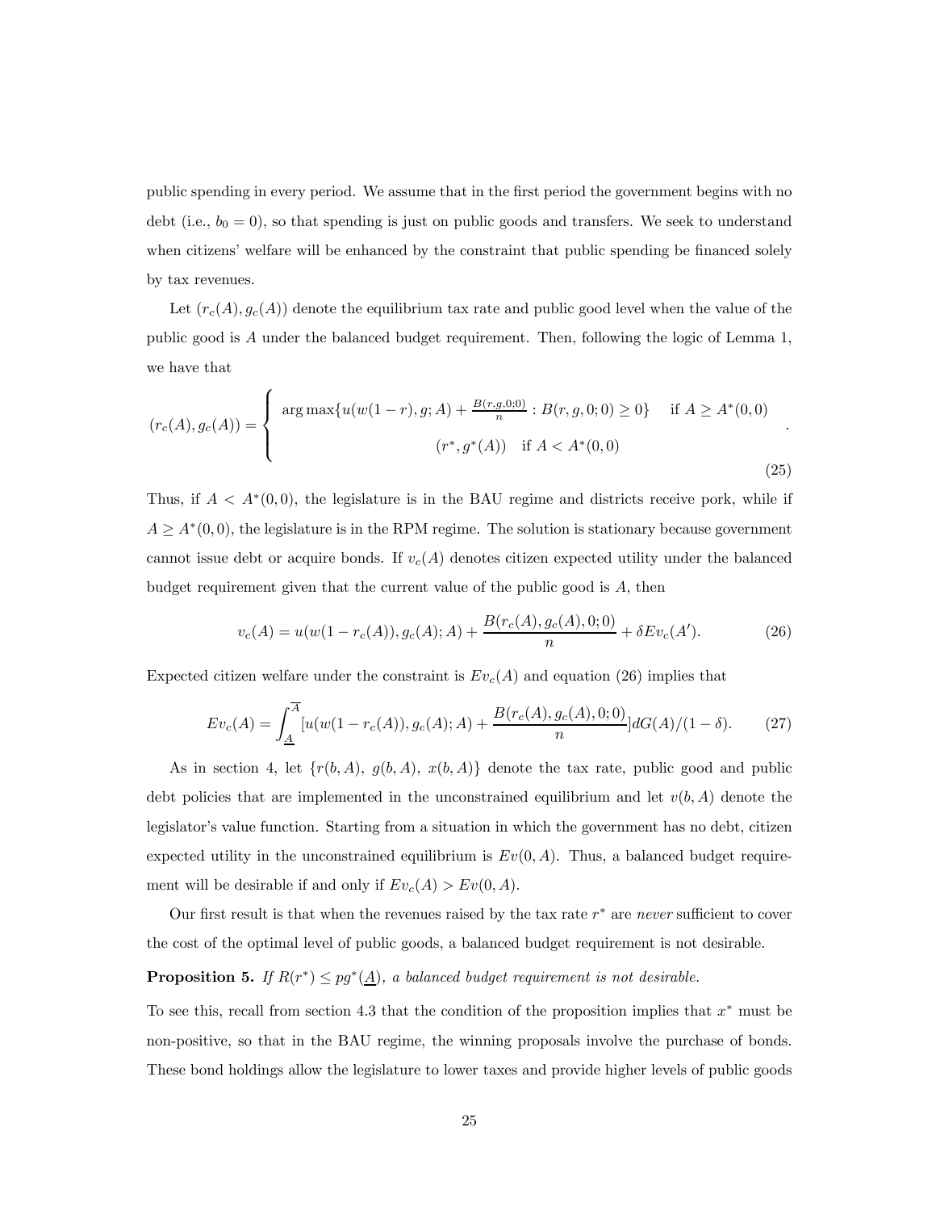public spending in every period. We assume that in the first period the government begins with no debt (i.e., $b_0 = 0$), so that spending is just on public goods and transfers. We seek to understand when citizens' welfare will be enhanced by the constraint that public spending be financed solely by tax revenues.

Let $(r_c(A), g_c(A))$ denote the equilibrium tax rate and public good level when the value of the public good is $A$ under the balanced budget requirement. Then, following the logic of Lemma 1, we have that

$$(r_c(A), g_c(A)) = \begin{cases} \arg\max\{u(w(1-r), g; A) + \frac{B(r,g,0;0)}{n} : B(r,g,0;0) \geq 0\} & \text{if } A \geq A^*(0,0) \\ (r^*, g^*(A)) \quad \text{if } A < A^*(0,0) \end{cases}. \tag{25}$$

Thus, if $A < A^*(0,0)$, the legislature is in the BAU regime and districts receive pork, while if $A \geq A^*(0,0)$, the legislature is in the RPM regime. The solution is stationary because government cannot issue debt or acquire bonds. If $v_c(A)$ denotes citizen expected utility under the balanced budget requirement given that the current value of the public good is $A$, then

$$v_c(A) = u(w(1 - r_c(A)), g_c(A); A) + \frac{B(r_c(A), g_c(A), 0; 0)}{n} + \delta E v_c(A'). \tag{26}$$

Expected citizen welfare under the constraint is $Ev_c(A)$ and equation (26) implies that

$$Ev_c(A) = \int_{\underline{A}}^{\overline{A}} [u(w(1 - r_c(A)), g_c(A); A) + \frac{B(r_c(A), g_c(A), 0; 0)}{n}] dG(A)/(1 - \delta). \tag{27}$$

As in section 4, let $\{r(b, A),\ g(b, A),\ x(b, A)\}$ denote the tax rate, public good and public debt policies that are implemented in the unconstrained equilibrium and let $v(b, A)$ denote the legislator's value function. Starting from a situation in which the government has no debt, citizen expected utility in the unconstrained equilibrium is $Ev(0, A)$. Thus, a balanced budget requirement will be desirable if and only if $Ev_c(A) > Ev(0, A)$.

Our first result is that when the revenues raised by the tax rate $r^*$ are *never* sufficient to cover the cost of the optimal level of public goods, a balanced budget requirement is not desirable.

**Proposition 5.** *If $R(r^*) \leq pg^*(\underline{A})$, a balanced budget requirement is not desirable.*

To see this, recall from section 4.3 that the condition of the proposition implies that $x^*$ must be non-positive, so that in the BAU regime, the winning proposals involve the purchase of bonds. These bond holdings allow the legislature to lower taxes and provide higher levels of public goods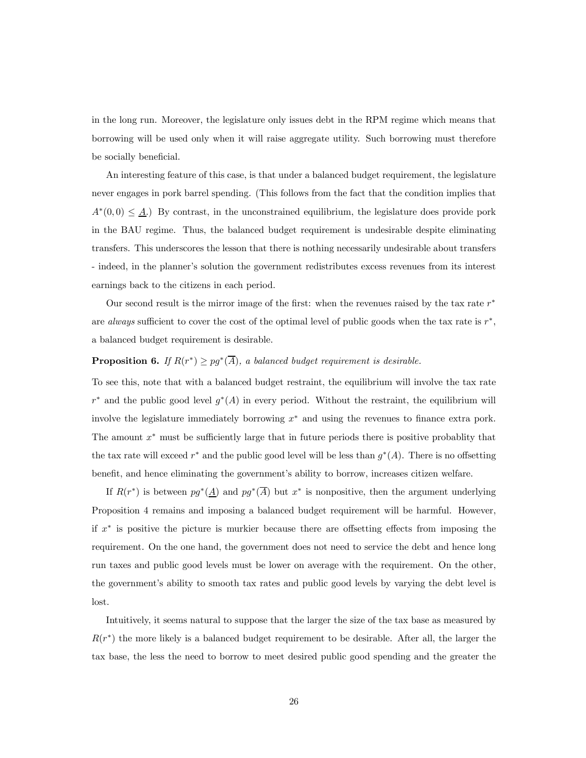in the long run. Moreover, the legislature only issues debt in the RPM regime which means that borrowing will be used only when it will raise aggregate utility. Such borrowing must therefore be socially beneficial.

An interesting feature of this case, is that under a balanced budget requirement, the legislature never engages in pork barrel spending. (This follows from the fact that the condition implies that $A^*(0,0) \leq \underline{A}$.) By contrast, in the unconstrained equilibrium, the legislature does provide pork in the BAU regime. Thus, the balanced budget requirement is undesirable despite eliminating transfers. This underscores the lesson that there is nothing necessarily undesirable about transfers - indeed, in the planner's solution the government redistributes excess revenues from its interest earnings back to the citizens in each period.

Our second result is the mirror image of the first: when the revenues raised by the tax rate $r^*$ are *always* sufficient to cover the cost of the optimal level of public goods when the tax rate is $r^*$, a balanced budget requirement is desirable.

**Proposition 6.** *If $R(r^*) \geq pg^*(\overline{A})$, a balanced budget requirement is desirable.*

To see this, note that with a balanced budget restraint, the equilibrium will involve the tax rate $r^*$ and the public good level $g^*(A)$ in every period. Without the restraint, the equilibrium will involve the legislature immediately borrowing $x^*$ and using the revenues to finance extra pork. The amount $x^*$ must be sufficiently large that in future periods there is positive probablity that the tax rate will exceed $r^*$ and the public good level will be less than $g^*(A)$. There is no offsetting benefit, and hence eliminating the government's ability to borrow, increases citizen welfare.

If $R(r^*)$ is between $pg^*(\underline{A})$ and $pg^*(\overline{A})$ but $x^*$ is nonpositive, then the argument underlying Proposition 4 remains and imposing a balanced budget requirement will be harmful. However, if $x^*$ is positive the picture is murkier because there are offsetting effects from imposing the requirement. On the one hand, the government does not need to service the debt and hence long run taxes and public good levels must be lower on average with the requirement. On the other, the government's ability to smooth tax rates and public good levels by varying the debt level is lost.

Intuitively, it seems natural to suppose that the larger the size of the tax base as measured by $R(r^*)$ the more likely is a balanced budget requirement to be desirable. After all, the larger the tax base, the less the need to borrow to meet desired public good spending and the greater the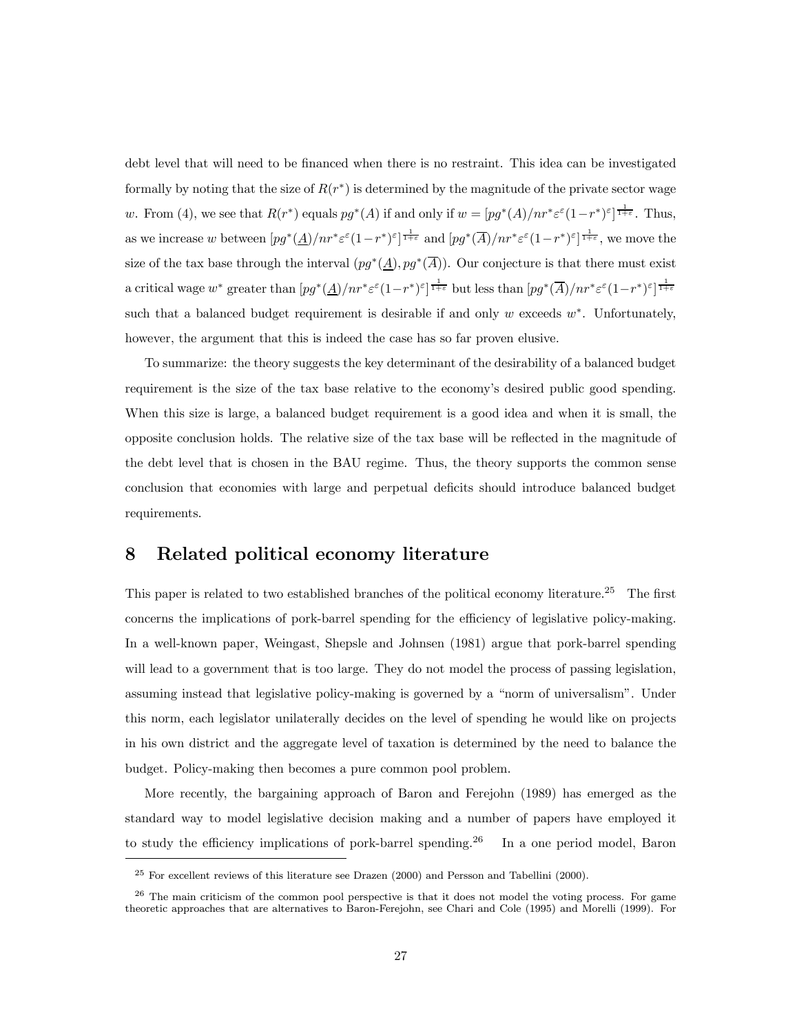debt level that will need to be financed when there is no restraint. This idea can be investigated formally by noting that the size of $R(r^*)$ is determined by the magnitude of the private sector wage $w$. From (4), we see that $R(r^*)$ equals $pg^*(A)$ if and only if $w = [pg^*(A)/nr^*\varepsilon^\varepsilon(1-r^*)^\varepsilon]^{\frac{1}{1+\varepsilon}}$. Thus, as we increase $w$ between $[pg^*(\underline{A})/nr^*\varepsilon^\varepsilon(1-r^*)^\varepsilon]^{\frac{1}{1+\varepsilon}}$ and $[pg^*(\overline{A})/nr^*\varepsilon^\varepsilon(1-r^*)^\varepsilon]^{\frac{1}{1+\varepsilon}}$, we move the size of the tax base through the interval $(pg^*(\underline{A}), pg^*(\overline{A}))$. Our conjecture is that there must exist a critical wage $w^*$ greater than $[pg^*(\underline{A})/nr^*\varepsilon^\varepsilon(1-r^*)^\varepsilon]^{\frac{1}{1+\varepsilon}}$ but less than $[pg^*(\overline{A})/nr^*\varepsilon^\varepsilon(1-r^*)^\varepsilon]^{\frac{1}{1+\varepsilon}}$ such that a balanced budget requirement is desirable if and only $w$ exceeds $w^*$. Unfortunately, however, the argument that this is indeed the case has so far proven elusive.

To summarize: the theory suggests the key determinant of the desirability of a balanced budget requirement is the size of the tax base relative to the economy's desired public good spending. When this size is large, a balanced budget requirement is a good idea and when it is small, the opposite conclusion holds. The relative size of the tax base will be reflected in the magnitude of the debt level that is chosen in the BAU regime. Thus, the theory supports the common sense conclusion that economies with large and perpetual deficits should introduce balanced budget requirements.

## 8 Related political economy literature

This paper is related to two established branches of the political economy literature.[25] The first concerns the implications of pork-barrel spending for the efficiency of legislative policy-making. In a well-known paper, Weingast, Shepsle and Johnsen (1981) argue that pork-barrel spending will lead to a government that is too large. They do not model the process of passing legislation, assuming instead that legislative policy-making is governed by a "norm of universalism". Under this norm, each legislator unilaterally decides on the level of spending he would like on projects in his own district and the aggregate level of taxation is determined by the need to balance the budget. Policy-making then becomes a pure common pool problem.

More recently, the bargaining approach of Baron and Ferejohn (1989) has emerged as the standard way to model legislative decision making and a number of papers have employed it to study the efficiency implications of pork-barrel spending.[26] In a one period model, Baron

[25] For excellent reviews of this literature see Drazen (2000) and Persson and Tabellini (2000).

[26] The main criticism of the common pool perspective is that it does not model the voting process. For game theoretic approaches that are alternatives to Baron-Ferejohn, see Chari and Cole (1995) and Morelli (1999). For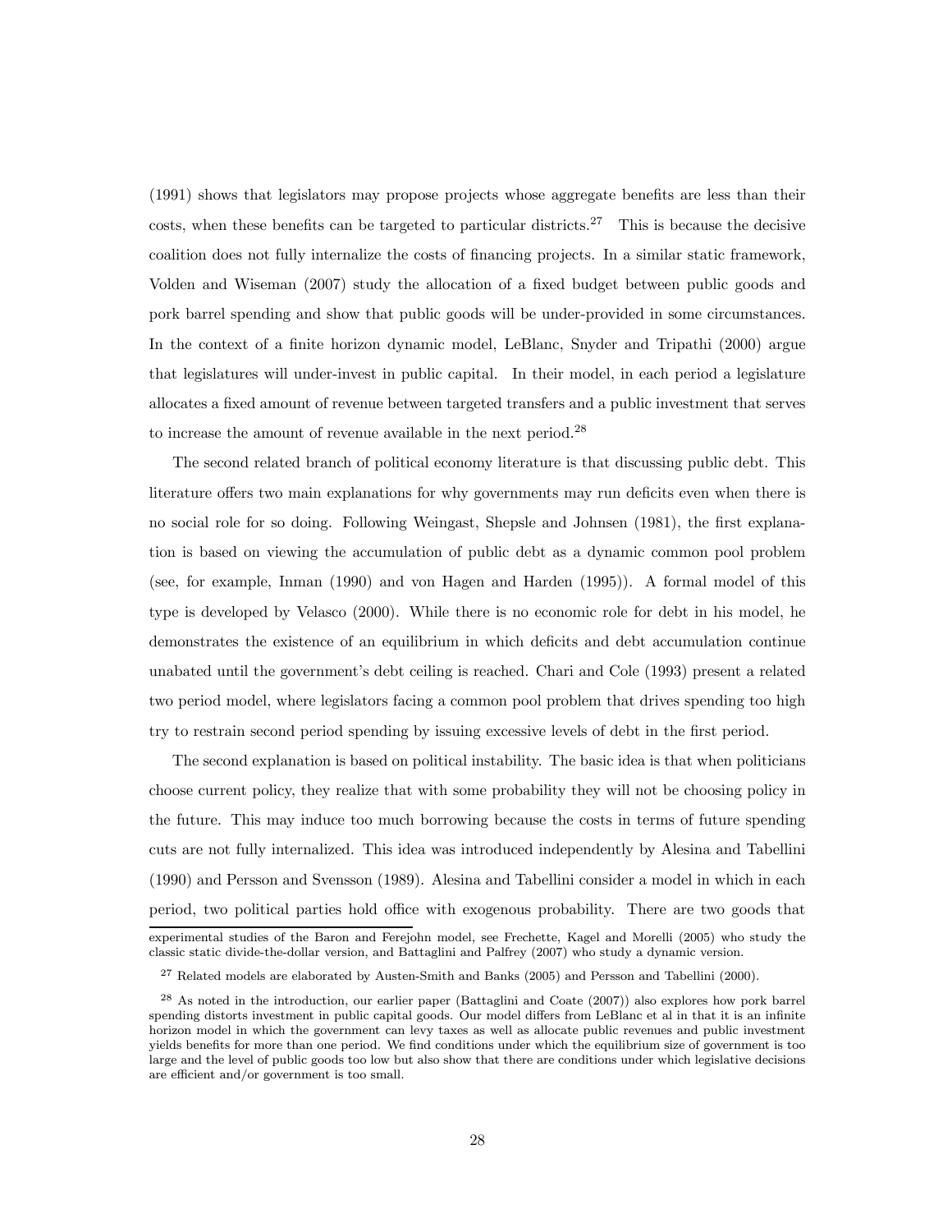(1991) shows that legislators may propose projects whose aggregate benefits are less than their costs, when these benefits can be targeted to particular districts.[27] This is because the decisive coalition does not fully internalize the costs of financing projects. In a similar static framework, Volden and Wiseman (2007) study the allocation of a fixed budget between public goods and pork barrel spending and show that public goods will be under-provided in some circumstances. In the context of a finite horizon dynamic model, LeBlanc, Snyder and Tripathi (2000) argue that legislatures will under-invest in public capital. In their model, in each period a legislature allocates a fixed amount of revenue between targeted transfers and a public investment that serves to increase the amount of revenue available in the next period.[28]

The second related branch of political economy literature is that discussing public debt. This literature offers two main explanations for why governments may run deficits even when there is no social role for so doing. Following Weingast, Shepsle and Johnsen (1981), the first explanation is based on viewing the accumulation of public debt as a dynamic common pool problem (see, for example, Inman (1990) and von Hagen and Harden (1995)). A formal model of this type is developed by Velasco (2000). While there is no economic role for debt in his model, he demonstrates the existence of an equilibrium in which deficits and debt accumulation continue unabated until the government's debt ceiling is reached. Chari and Cole (1993) present a related two period model, where legislators facing a common pool problem that drives spending too high try to restrain second period spending by issuing excessive levels of debt in the first period.

The second explanation is based on political instability. The basic idea is that when politicians choose current policy, they realize that with some probability they will not be choosing policy in the future. This may induce too much borrowing because the costs in terms of future spending cuts are not fully internalized. This idea was introduced independently by Alesina and Tabellini (1990) and Persson and Svensson (1989). Alesina and Tabellini consider a model in which in each period, two political parties hold office with exogenous probability. There are two goods that

experimental studies of the Baron and Ferejohn model, see Frechette, Kagel and Morelli (2005) who study the classic static divide-the-dollar version, and Battaglini and Palfrey (2007) who study a dynamic version.

[27] Related models are elaborated by Austen-Smith and Banks (2005) and Persson and Tabellini (2000).

[28] As noted in the introduction, our earlier paper (Battaglini and Coate (2007)) also explores how pork barrel spending distorts investment in public capital goods. Our model differs from LeBlanc et al in that it is an infinite horizon model in which the government can levy taxes as well as allocate public revenues and public investment yields benefits for more than one period. We find conditions under which the equilibrium size of government is too large and the level of public goods too low but also show that there are conditions under which legislative decisions are efficient and/or government is too small.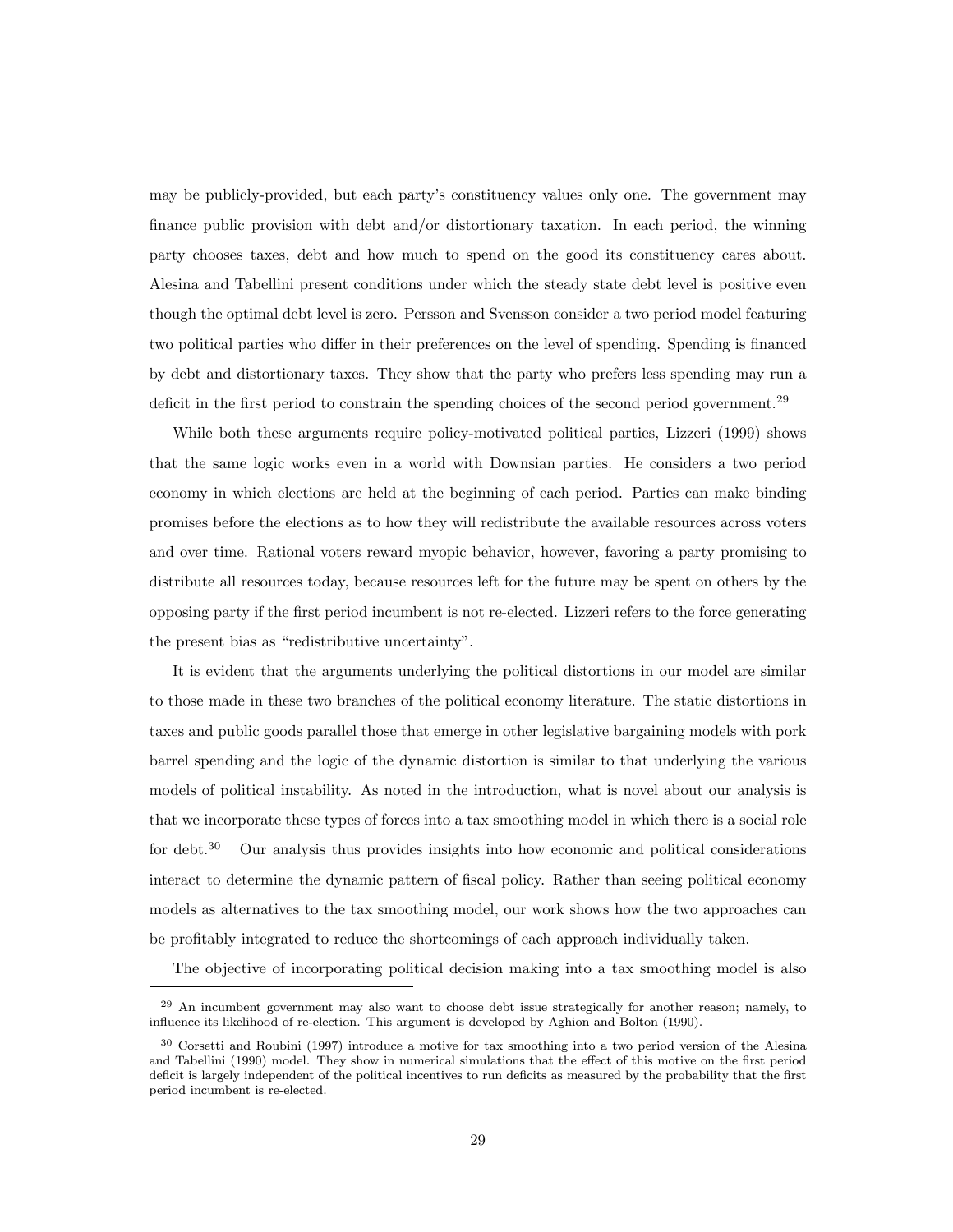may be publicly-provided, but each party's constituency values only one. The government may finance public provision with debt and/or distortionary taxation. In each period, the winning party chooses taxes, debt and how much to spend on the good its constituency cares about. Alesina and Tabellini present conditions under which the steady state debt level is positive even though the optimal debt level is zero. Persson and Svensson consider a two period model featuring two political parties who differ in their preferences on the level of spending. Spending is financed by debt and distortionary taxes. They show that the party who prefers less spending may run a deficit in the first period to constrain the spending choices of the second period government.[29]

While both these arguments require policy-motivated political parties, Lizzeri (1999) shows that the same logic works even in a world with Downsian parties. He considers a two period economy in which elections are held at the beginning of each period. Parties can make binding promises before the elections as to how they will redistribute the available resources across voters and over time. Rational voters reward myopic behavior, however, favoring a party promising to distribute all resources today, because resources left for the future may be spent on others by the opposing party if the first period incumbent is not re-elected. Lizzeri refers to the force generating the present bias as "redistributive uncertainty".

It is evident that the arguments underlying the political distortions in our model are similar to those made in these two branches of the political economy literature. The static distortions in taxes and public goods parallel those that emerge in other legislative bargaining models with pork barrel spending and the logic of the dynamic distortion is similar to that underlying the various models of political instability. As noted in the introduction, what is novel about our analysis is that we incorporate these types of forces into a tax smoothing model in which there is a social role for debt.[30] Our analysis thus provides insights into how economic and political considerations interact to determine the dynamic pattern of fiscal policy. Rather than seeing political economy models as alternatives to the tax smoothing model, our work shows how the two approaches can be profitably integrated to reduce the shortcomings of each approach individually taken.

The objective of incorporating political decision making into a tax smoothing model is also

---

[29] An incumbent government may also want to choose debt issue strategically for another reason; namely, to influence its likelihood of re-election. This argument is developed by Aghion and Bolton (1990).

[30] Corsetti and Roubini (1997) introduce a motive for tax smoothing into a two period version of the Alesina and Tabellini (1990) model. They show in numerical simulations that the effect of this motive on the first period deficit is largely independent of the political incentives to run deficits as measured by the probability that the first period incumbent is re-elected.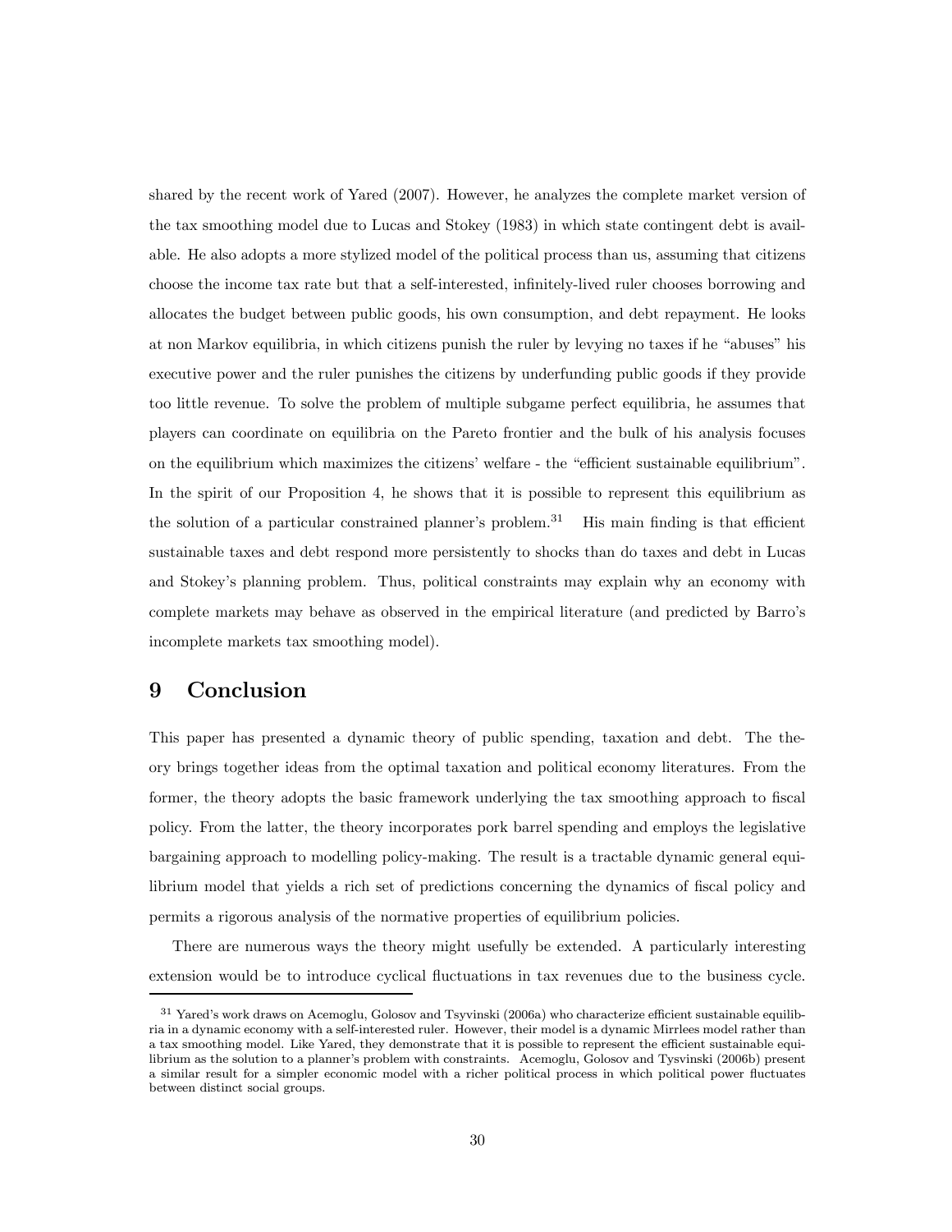shared by the recent work of Yared (2007). However, he analyzes the complete market version of the tax smoothing model due to Lucas and Stokey (1983) in which state contingent debt is available. He also adopts a more stylized model of the political process than us, assuming that citizens choose the income tax rate but that a self-interested, infinitely-lived ruler chooses borrowing and allocates the budget between public goods, his own consumption, and debt repayment. He looks at non Markov equilibria, in which citizens punish the ruler by levying no taxes if he "abuses" his executive power and the ruler punishes the citizens by underfunding public goods if they provide too little revenue. To solve the problem of multiple subgame perfect equilibria, he assumes that players can coordinate on equilibria on the Pareto frontier and the bulk of his analysis focuses on the equilibrium which maximizes the citizens' welfare - the "efficient sustainable equilibrium". In the spirit of our Proposition 4, he shows that it is possible to represent this equilibrium as the solution of a particular constrained planner's problem.[31] His main finding is that efficient sustainable taxes and debt respond more persistently to shocks than do taxes and debt in Lucas and Stokey's planning problem. Thus, political constraints may explain why an economy with complete markets may behave as observed in the empirical literature (and predicted by Barro's incomplete markets tax smoothing model).

# 9 Conclusion

This paper has presented a dynamic theory of public spending, taxation and debt. The theory brings together ideas from the optimal taxation and political economy literatures. From the former, the theory adopts the basic framework underlying the tax smoothing approach to fiscal policy. From the latter, the theory incorporates pork barrel spending and employs the legislative bargaining approach to modelling policy-making. The result is a tractable dynamic general equilibrium model that yields a rich set of predictions concerning the dynamics of fiscal policy and permits a rigorous analysis of the normative properties of equilibrium policies.

There are numerous ways the theory might usefully be extended. A particularly interesting extension would be to introduce cyclical fluctuations in tax revenues due to the business cycle.

[31] Yared's work draws on Acemoglu, Golosov and Tsyvinski (2006a) who characterize efficient sustainable equilibria in a dynamic economy with a self-interested ruler. However, their model is a dynamic Mirrlees model rather than a tax smoothing model. Like Yared, they demonstrate that it is possible to represent the efficient sustainable equilibrium as the solution to a planner's problem with constraints. Acemoglu, Golosov and Tysvinski (2006b) present a similar result for a simpler economic model with a richer political process in which political power fluctuates between distinct social groups.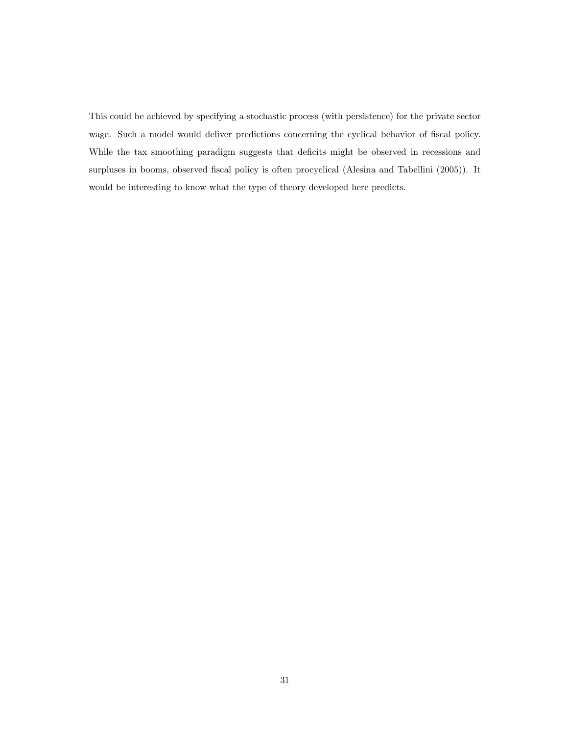This could be achieved by specifying a stochastic process (with persistence) for the private sector wage. Such a model would deliver predictions concerning the cyclical behavior of fiscal policy. While the tax smoothing paradigm suggests that deficits might be observed in recessions and surpluses in booms, observed fiscal policy is often procyclical (Alesina and Tabellini (2005)). It would be interesting to know what the type of theory developed here predicts.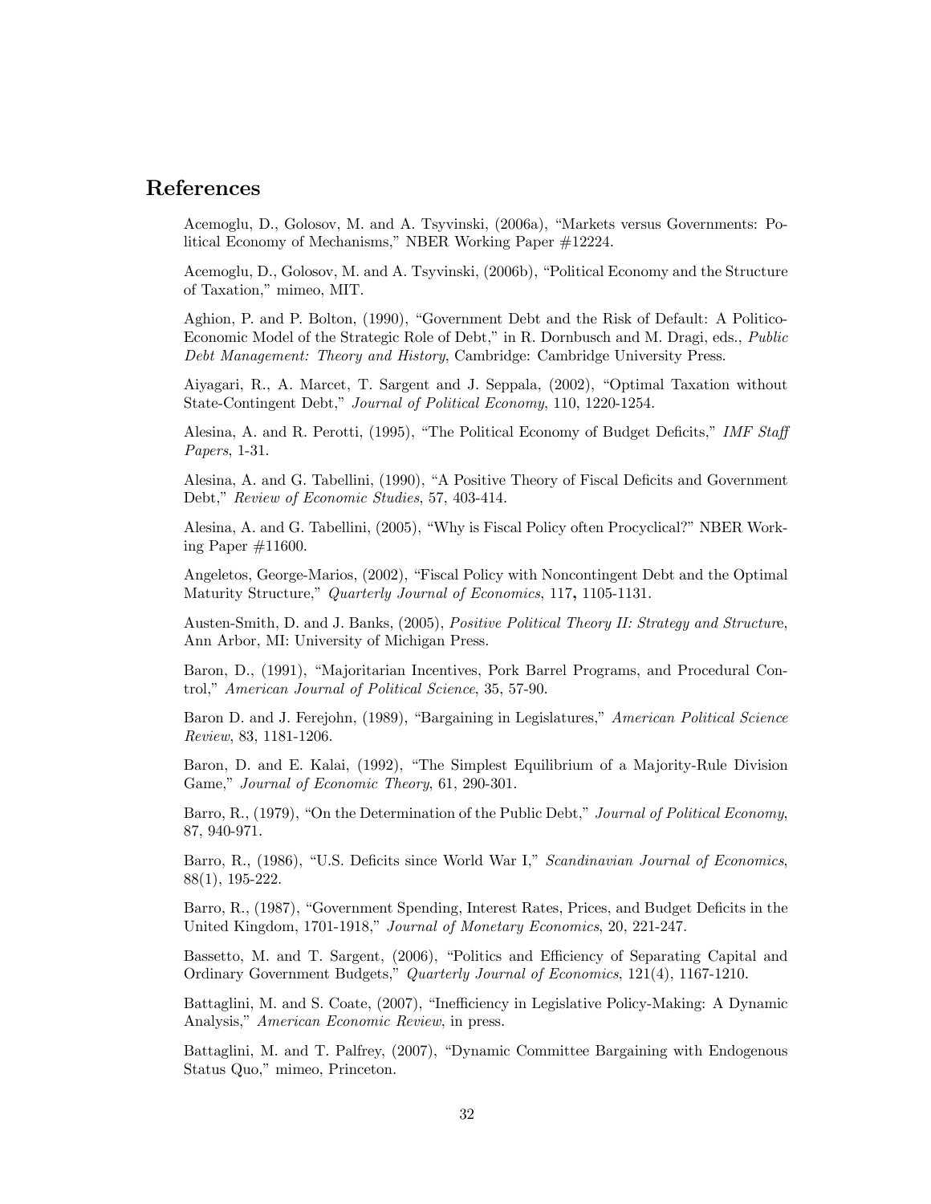# References

Acemoglu, D., Golosov, M. and A. Tsyvinski, (2006a), "Markets versus Governments: Political Economy of Mechanisms," NBER Working Paper #12224.

Acemoglu, D., Golosov, M. and A. Tsyvinski, (2006b), "Political Economy and the Structure of Taxation," mimeo, MIT.

Aghion, P. and P. Bolton, (1990), "Government Debt and the Risk of Default: A Politico-Economic Model of the Strategic Role of Debt," in R. Dornbusch and M. Dragi, eds., *Public Debt Management: Theory and History*, Cambridge: Cambridge University Press.

Aiyagari, R., A. Marcet, T. Sargent and J. Seppala, (2002), "Optimal Taxation without State-Contingent Debt," *Journal of Political Economy*, 110, 1220-1254.

Alesina, A. and R. Perotti, (1995), "The Political Economy of Budget Deficits," *IMF Staff Papers*, 1-31.

Alesina, A. and G. Tabellini, (1990), "A Positive Theory of Fiscal Deficits and Government Debt," *Review of Economic Studies*, 57, 403-414.

Alesina, A. and G. Tabellini, (2005), "Why is Fiscal Policy often Procyclical?" NBER Working Paper #11600.

Angeletos, George-Marios, (2002), "Fiscal Policy with Noncontingent Debt and the Optimal Maturity Structure," *Quarterly Journal of Economics*, 117**,** 1105-1131.

Austen-Smith, D. and J. Banks, (2005), *Positive Political Theory II: Strategy and Structur*e, Ann Arbor, MI: University of Michigan Press.

Baron, D., (1991), "Majoritarian Incentives, Pork Barrel Programs, and Procedural Control," *American Journal of Political Science*, 35, 57-90.

Baron D. and J. Ferejohn, (1989), "Bargaining in Legislatures," *American Political Science Review*, 83, 1181-1206.

Baron, D. and E. Kalai, (1992), "The Simplest Equilibrium of a Majority-Rule Division Game," *Journal of Economic Theory*, 61, 290-301.

Barro, R., (1979), "On the Determination of the Public Debt," *Journal of Political Economy*, 87, 940-971.

Barro, R., (1986), "U.S. Deficits since World War I," *Scandinavian Journal of Economics*, 88(1), 195-222.

Barro, R., (1987), "Government Spending, Interest Rates, Prices, and Budget Deficits in the United Kingdom, 1701-1918," *Journal of Monetary Economics*, 20, 221-247.

Bassetto, M. and T. Sargent, (2006), "Politics and Efficiency of Separating Capital and Ordinary Government Budgets," *Quarterly Journal of Economics*, 121(4), 1167-1210.

Battaglini, M. and S. Coate, (2007), "Inefficiency in Legislative Policy-Making: A Dynamic Analysis," *American Economic Review*, in press.

Battaglini, M. and T. Palfrey, (2007), "Dynamic Committee Bargaining with Endogenous Status Quo," mimeo, Princeton.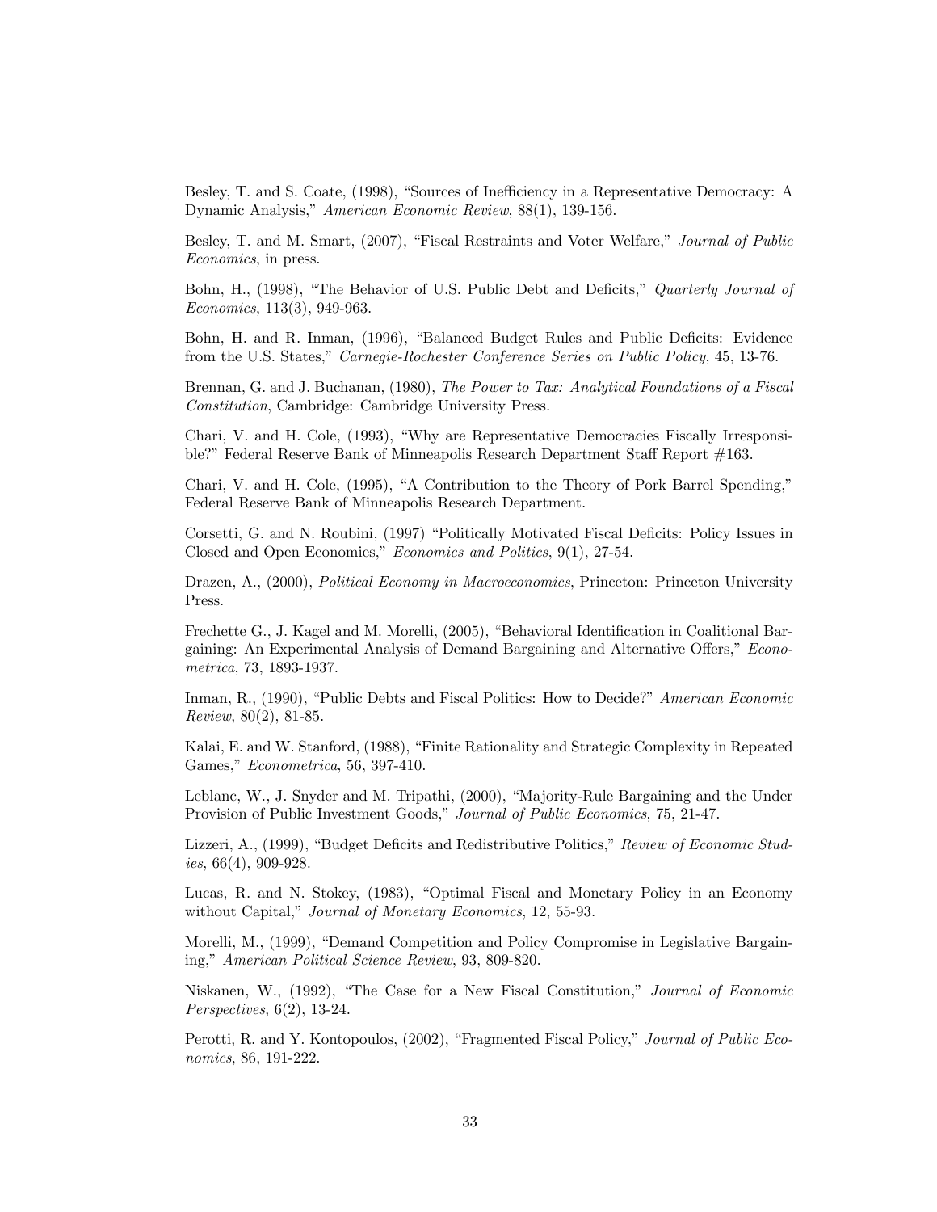Besley, T. and S. Coate, (1998), "Sources of Inefficiency in a Representative Democracy: A Dynamic Analysis," *American Economic Review*, 88(1), 139-156.

Besley, T. and M. Smart, (2007), "Fiscal Restraints and Voter Welfare," *Journal of Public Economics*, in press.

Bohn, H., (1998), "The Behavior of U.S. Public Debt and Deficits," *Quarterly Journal of Economics*, 113(3), 949-963.

Bohn, H. and R. Inman, (1996), "Balanced Budget Rules and Public Deficits: Evidence from the U.S. States," *Carnegie-Rochester Conference Series on Public Policy*, 45, 13-76.

Brennan, G. and J. Buchanan, (1980), *The Power to Tax: Analytical Foundations of a Fiscal Constitution*, Cambridge: Cambridge University Press.

Chari, V. and H. Cole, (1993), "Why are Representative Democracies Fiscally Irresponsible?" Federal Reserve Bank of Minneapolis Research Department Staff Report #163.

Chari, V. and H. Cole, (1995), "A Contribution to the Theory of Pork Barrel Spending," Federal Reserve Bank of Minneapolis Research Department.

Corsetti, G. and N. Roubini, (1997) "Politically Motivated Fiscal Deficits: Policy Issues in Closed and Open Economies," *Economics and Politics*, 9(1), 27-54.

Drazen, A., (2000), *Political Economy in Macroeconomics*, Princeton: Princeton University Press.

Frechette G., J. Kagel and M. Morelli, (2005), "Behavioral Identification in Coalitional Bargaining: An Experimental Analysis of Demand Bargaining and Alternative Offers," *Econometrica*, 73, 1893-1937.

Inman, R., (1990), "Public Debts and Fiscal Politics: How to Decide?" *American Economic Review*, 80(2), 81-85.

Kalai, E. and W. Stanford, (1988), "Finite Rationality and Strategic Complexity in Repeated Games," *Econometrica*, 56, 397-410.

Leblanc, W., J. Snyder and M. Tripathi, (2000), "Majority-Rule Bargaining and the Under Provision of Public Investment Goods," *Journal of Public Economics*, 75, 21-47.

Lizzeri, A., (1999), "Budget Deficits and Redistributive Politics," *Review of Economic Studies*, 66(4), 909-928.

Lucas, R. and N. Stokey, (1983), "Optimal Fiscal and Monetary Policy in an Economy without Capital," *Journal of Monetary Economics*, 12, 55-93.

Morelli, M., (1999), "Demand Competition and Policy Compromise in Legislative Bargaining," *American Political Science Review*, 93, 809-820.

Niskanen, W., (1992), "The Case for a New Fiscal Constitution," *Journal of Economic Perspectives*, 6(2), 13-24.

Perotti, R. and Y. Kontopoulos, (2002), "Fragmented Fiscal Policy," *Journal of Public Economics*, 86, 191-222.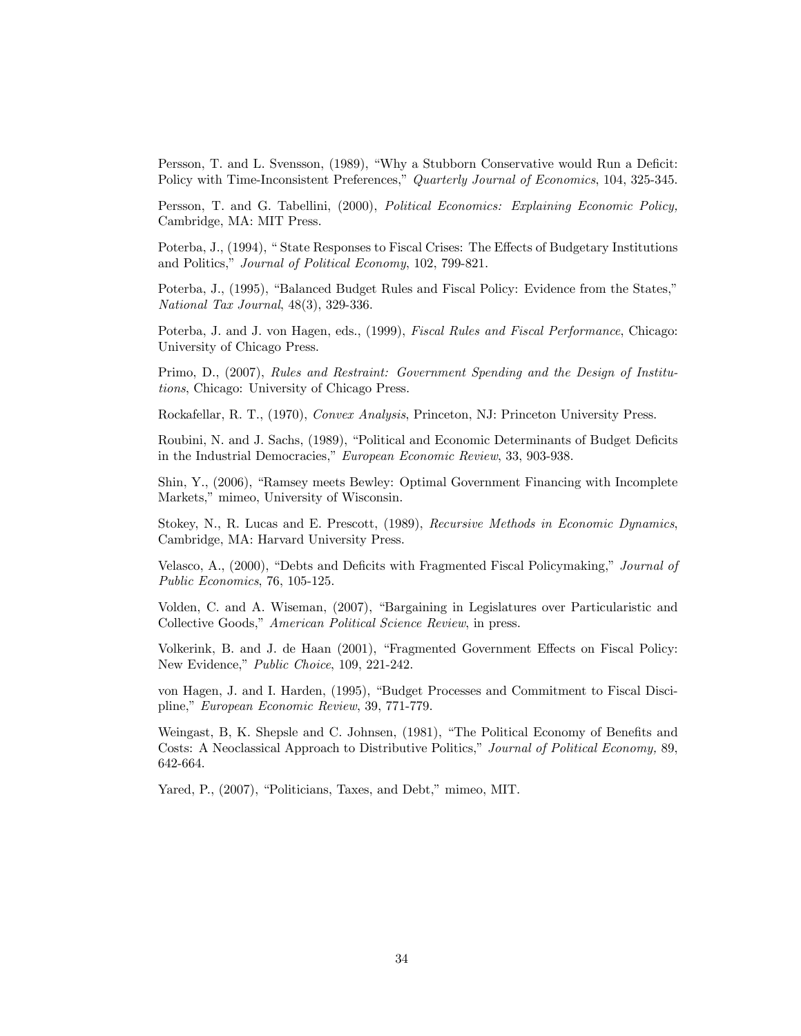Persson, T. and L. Svensson, (1989), "Why a Stubborn Conservative would Run a Deficit: Policy with Time-Inconsistent Preferences," *Quarterly Journal of Economics*, 104, 325-345.

Persson, T. and G. Tabellini, (2000), *Political Economics: Explaining Economic Policy*, Cambridge, MA: MIT Press.

Poterba, J., (1994), " State Responses to Fiscal Crises: The Effects of Budgetary Institutions and Politics," *Journal of Political Economy*, 102, 799-821.

Poterba, J., (1995), "Balanced Budget Rules and Fiscal Policy: Evidence from the States," *National Tax Journal*, 48(3), 329-336.

Poterba, J. and J. von Hagen, eds., (1999), *Fiscal Rules and Fiscal Performance*, Chicago: University of Chicago Press.

Primo, D., (2007), *Rules and Restraint: Government Spending and the Design of Institutions*, Chicago: University of Chicago Press.

Rockafellar, R. T., (1970), *Convex Analysis*, Princeton, NJ: Princeton University Press.

Roubini, N. and J. Sachs, (1989), "Political and Economic Determinants of Budget Deficits in the Industrial Democracies," *European Economic Review*, 33, 903-938.

Shin, Y., (2006), "Ramsey meets Bewley: Optimal Government Financing with Incomplete Markets," mimeo, University of Wisconsin.

Stokey, N., R. Lucas and E. Prescott, (1989), *Recursive Methods in Economic Dynamics*, Cambridge, MA: Harvard University Press.

Velasco, A., (2000), "Debts and Deficits with Fragmented Fiscal Policymaking," *Journal of Public Economics*, 76, 105-125.

Volden, C. and A. Wiseman, (2007), "Bargaining in Legislatures over Particularistic and Collective Goods," *American Political Science Review*, in press.

Volkerink, B. and J. de Haan (2001), "Fragmented Government Effects on Fiscal Policy: New Evidence," *Public Choice*, 109, 221-242.

von Hagen, J. and I. Harden, (1995), "Budget Processes and Commitment to Fiscal Discipline," *European Economic Review*, 39, 771-779.

Weingast, B, K. Shepsle and C. Johnsen, (1981), "The Political Economy of Benefits and Costs: A Neoclassical Approach to Distributive Politics," *Journal of Political Economy,* 89, 642-664.

Yared, P., (2007), "Politicians, Taxes, and Debt," mimeo, MIT.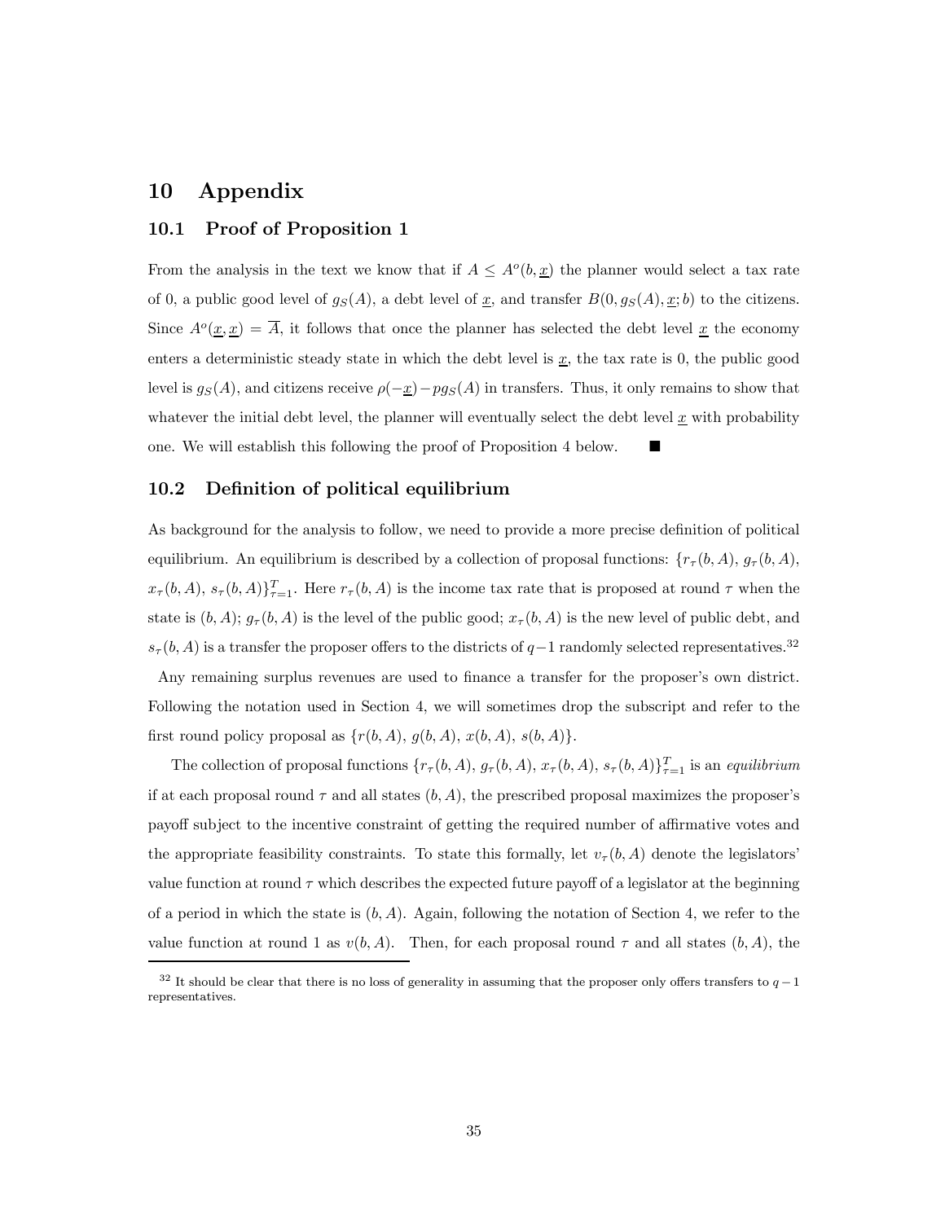# 10 Appendix

## 10.1 Proof of Proposition 1

From the analysis in the text we know that if $A \leq A^o(b, \underline{x})$ the planner would select a tax rate of 0, a public good level of $g_S(A)$, a debt level of $\underline{x}$, and transfer $B(0, g_S(A), \underline{x}; b)$ to the citizens. Since $A^o(\underline{x}, \underline{x}) = \overline{A}$, it follows that once the planner has selected the debt level $\underline{x}$ the economy enters a deterministic steady state in which the debt level is $\underline{x}$, the tax rate is 0, the public good level is $g_S(A)$, and citizens receive $\rho(-\underline{x}) - pg_S(A)$ in transfers. Thus, it only remains to show that whatever the initial debt level, the planner will eventually select the debt level $\underline{x}$ with probability one. We will establish this following the proof of Proposition 4 below. ■

## 10.2 Definition of political equilibrium

As background for the analysis to follow, we need to provide a more precise definition of political equilibrium. An equilibrium is described by a collection of proposal functions: $\{r_\tau(b, A), g_\tau(b, A), x_\tau(b, A), s_\tau(b, A)\}_{\tau=1}^{T}$. Here $r_\tau(b, A)$ is the income tax rate that is proposed at round $\tau$ when the state is $(b, A)$; $g_\tau(b, A)$ is the level of the public good; $x_\tau(b, A)$ is the new level of public debt, and $s_\tau(b, A)$ is a transfer the proposer offers to the districts of $q-1$ randomly selected representatives.[32]

Any remaining surplus revenues are used to finance a transfer for the proposer's own district. Following the notation used in Section 4, we will sometimes drop the subscript and refer to the first round policy proposal as $\{r(b, A), g(b, A), x(b, A), s(b, A)\}$.

The collection of proposal functions $\{r_\tau(b, A), g_\tau(b, A), x_\tau(b, A), s_\tau(b, A)\}_{\tau=1}^{T}$ is an *equilibrium* if at each proposal round $\tau$ and all states $(b, A)$, the prescribed proposal maximizes the proposer's payoff subject to the incentive constraint of getting the required number of affirmative votes and the appropriate feasibility constraints. To state this formally, let $v_\tau(b, A)$ denote the legislators' value function at round $\tau$ which describes the expected future payoff of a legislator at the beginning of a period in which the state is $(b, A)$. Again, following the notation of Section 4, we refer to the value function at round 1 as $v(b, A)$. Then, for each proposal round $\tau$ and all states $(b, A)$, the

[32] It should be clear that there is no loss of generality in assuming that the proposer only offers transfers to $q-1$ representatives.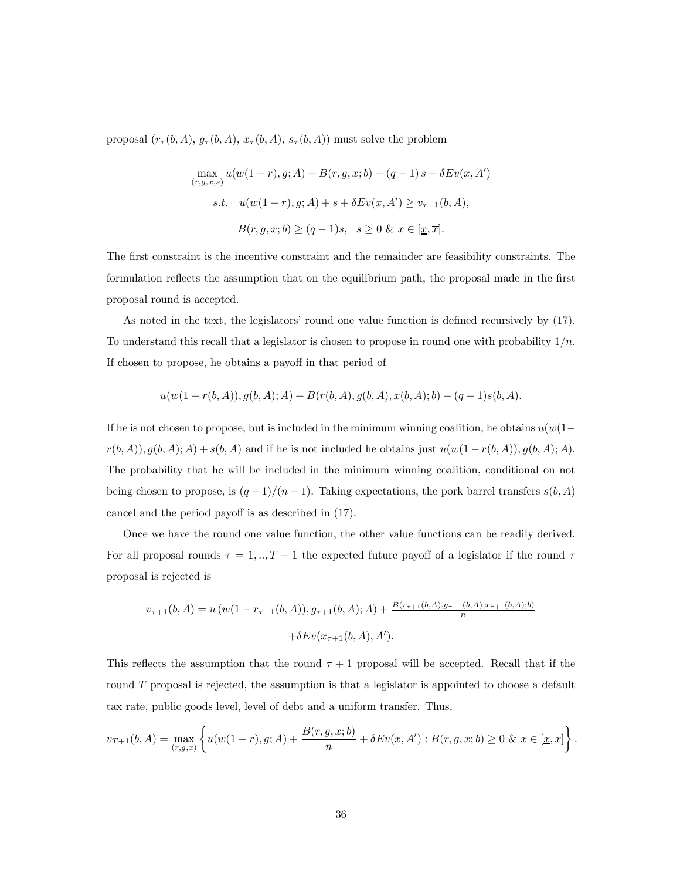proposal $(r_\tau(b,A),\ g_\tau(b,A),\ x_\tau(b,A),\ s_\tau(b,A))$ must solve the problem

$$\max_{(r,g,x,s)} u(w(1-r),g;A) + B(r,g,x;b) - (q-1)\,s + \delta E v(x,A')$$

$$s.t. \quad u(w(1-r),g;A) + s + \delta E v(x,A') \geq v_{\tau+1}(b,A),$$

$$B(r,g,x;b) \geq (q-1)s, \quad s \geq 0 \ \&\ x \in [\underline{x},\overline{x}].$$

The first constraint is the incentive constraint and the remainder are feasibility constraints. The formulation reflects the assumption that on the equilibrium path, the proposal made in the first proposal round is accepted.

As noted in the text, the legislators' round one value function is defined recursively by (17). To understand this recall that a legislator is chosen to propose in round one with probability $1/n$. If chosen to propose, he obtains a payoff in that period of

$$u(w(1-r(b,A)),g(b,A);A) + B(r(b,A),g(b,A),x(b,A);b) - (q-1)s(b,A).$$

If he is not chosen to propose, but is included in the minimum winning coalition, he obtains $u(w(1-r(b,A)),g(b,A);A) + s(b,A)$ and if he is not included he obtains just $u(w(1-r(b,A)),g(b,A);A)$. The probability that he will be included in the minimum winning coalition, conditional on not being chosen to propose, is $(q-1)/(n-1)$. Taking expectations, the pork barrel transfers $s(b,A)$ cancel and the period payoff is as described in (17).

Once we have the round one value function, the other value functions can be readily derived. For all proposal rounds $\tau = 1,..,T-1$ the expected future payoff of a legislator if the round $\tau$ proposal is rejected is

$$v_{\tau+1}(b,A) = u\left(w(1-r_{\tau+1}(b,A)),g_{\tau+1}(b,A);A\right) + \frac{B(r_{\tau+1}(b,A),g_{\tau+1}(b,A),x_{\tau+1}(b,A);b)}{n}$$

$$+\delta E v(x_{\tau+1}(b,A),A').$$

This reflects the assumption that the round $\tau+1$ proposal will be accepted. Recall that if the round $T$ proposal is rejected, the assumption is that a legislator is appointed to choose a default tax rate, public goods level, level of debt and a uniform transfer. Thus,

$$v_{T+1}(b,A) = \max_{(r,g,x)} \left\{ u(w(1-r),g;A) + \frac{B(r,g,x;b)}{n} + \delta E v(x,A') : B(r,g,x;b) \geq 0 \ \&\ x \in [\underline{x},\overline{x}] \right\}.$$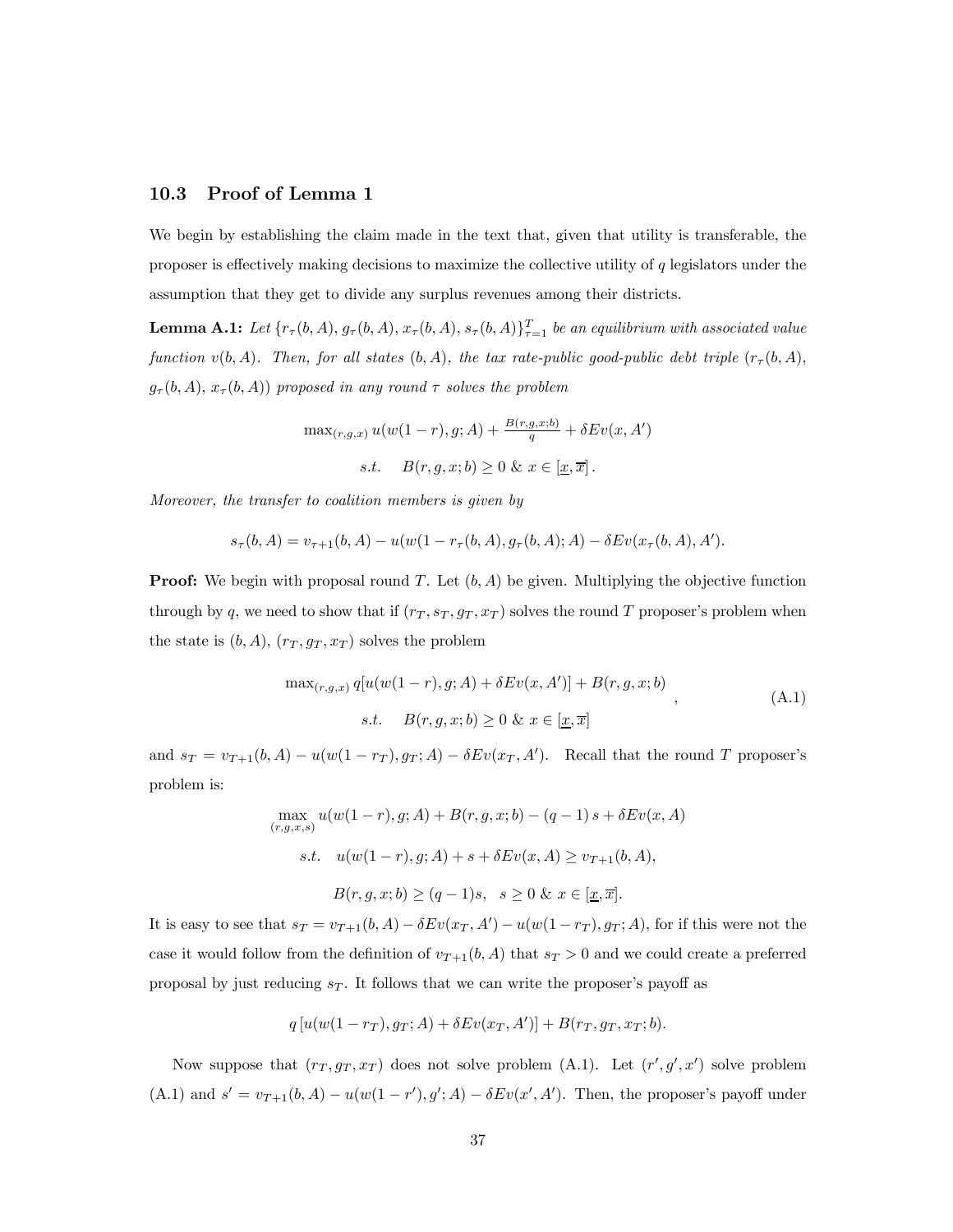### 10.3 Proof of Lemma 1

We begin by establishing the claim made in the text that, given that utility is transferable, the proposer is effectively making decisions to maximize the collective utility of $q$ legislators under the assumption that they get to divide any surplus revenues among their districts.

**Lemma A.1:** *Let $\{r_\tau(b,A), g_\tau(b,A), x_\tau(b,A), s_\tau(b,A)\}_{\tau=1}^T$ be an equilibrium with associated value function $v(b,A)$. Then, for all states $(b,A)$, the tax rate-public good-public debt triple $(r_\tau(b,A)$, $g_\tau(b,A)$, $x_\tau(b,A))$ proposed in any round $\tau$ solves the problem*

$$\max_{(r,g,x)} u(w(1-r),g;A) + \tfrac{B(r,g,x;b)}{q} + \delta Ev(x,A')$$

$$s.t. \quad B(r,g,x;b) \geq 0 \;\&\; x \in [\underline{x}, \overline{x}].$$

*Moreover, the transfer to coalition members is given by*

$$s_\tau(b,A) = v_{\tau+1}(b,A) - u(w(1-r_\tau(b,A), g_\tau(b,A);A) - \delta Ev(x_\tau(b,A), A').$$

**Proof:** We begin with proposal round $T$. Let $(b,A)$ be given. Multiplying the objective function through by $q$, we need to show that if $(r_T, s_T, g_T, x_T)$ solves the round $T$ proposer's problem when the state is $(b,A)$, $(r_T, g_T, x_T)$ solves the problem

$$\begin{array}{c} \max_{(r,g,x)} q[u(w(1-r),g;A) + \delta Ev(x,A')] + B(r,g,x;b) \\ s.t. \quad B(r,g,x;b) \geq 0 \;\&\; x \in [\underline{x}, \overline{x}] \end{array}, \tag{A.1}$$

and $s_T = v_{T+1}(b,A) - u(w(1-r_T), g_T;A) - \delta Ev(x_T, A')$. Recall that the round $T$ proposer's problem is:

$$\max_{(r,g,x,s)} u(w(1-r),g;A) + B(r,g,x;b) - (q-1)s + \delta Ev(x,A)$$

$$s.t. \quad u(w(1-r),g;A) + s + \delta Ev(x,A) \geq v_{T+1}(b,A),$$

$$B(r,g,x;b) \geq (q-1)s, \quad s \geq 0 \;\&\; x \in [\underline{x}, \overline{x}].$$

It is easy to see that $s_T = v_{T+1}(b,A) - \delta Ev(x_T, A') - u(w(1-r_T), g_T;A)$, for if this were not the case it would follow from the definition of $v_{T+1}(b,A)$ that $s_T > 0$ and we could create a preferred proposal by just reducing $s_T$. It follows that we can write the proposer's payoff as

$$q\left[u(w(1-r_T), g_T;A) + \delta Ev(x_T, A')\right] + B(r_T, g_T, x_T;b).$$

Now suppose that $(r_T, g_T, x_T)$ does not solve problem (A.1). Let $(r', g', x')$ solve problem (A.1) and $s' = v_{T+1}(b,A) - u(w(1-r'), g';A) - \delta Ev(x', A')$. Then, the proposer's payoff under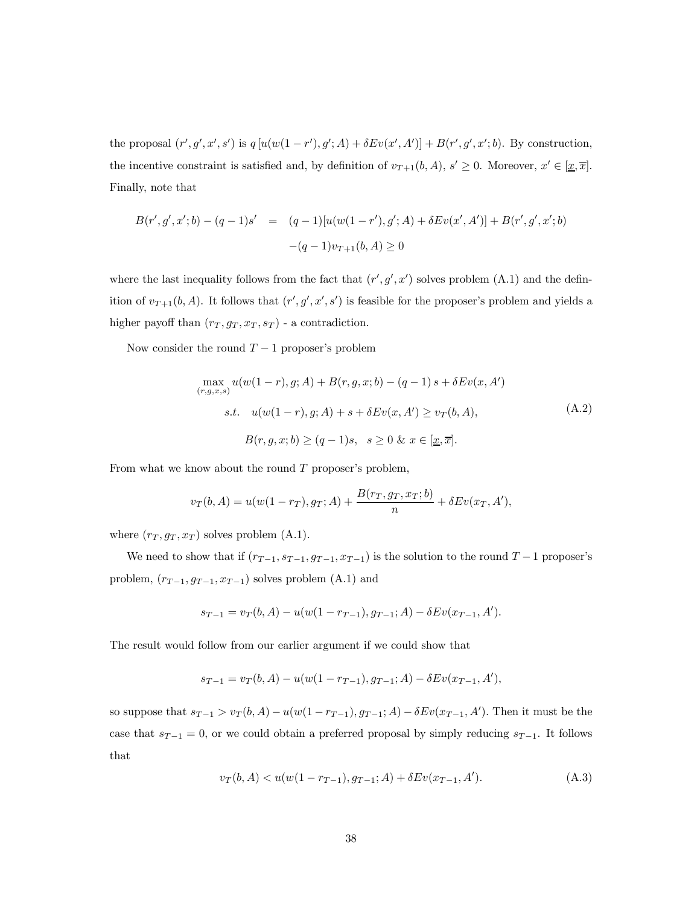the proposal $(r', g', x', s')$ is $q\,[u(w(1-r'), g'; A) + \delta Ev(x', A')] + B(r', g', x'; b)$. By construction, the incentive constraint is satisfied and, by definition of $v_{T+1}(b, A)$, $s' \geq 0$. Moreover, $x' \in [\underline{x}, \overline{x}]$. Finally, note that

$$
\begin{aligned}
B(r', g', x'; b) - (q-1)s' &= (q-1)[u(w(1-r'), g'; A) + \delta Ev(x', A')] + B(r', g', x'; b) \\
&\quad -(q-1)v_{T+1}(b, A) \geq 0
\end{aligned}
$$

where the last inequality follows from the fact that $(r', g', x')$ solves problem (A.1) and the definition of $v_{T+1}(b, A)$. It follows that $(r', g', x', s')$ is feasible for the proposer's problem and yields a higher payoff than $(r_T, g_T, x_T, s_T)$ - a contradiction.

Now consider the round $T-1$ proposer's problem

$$
\begin{aligned}
&\max_{(r,g,x,s)} u(w(1-r), g; A) + B(r, g, x; b) - (q-1)\,s + \delta Ev(x, A') \\
&\quad s.t. \quad u(w(1-r), g; A) + s + \delta Ev(x, A') \geq v_T(b, A), \\
&\qquad\qquad B(r, g, x; b) \geq (q-1)s, \quad s \geq 0 \;\&\; x \in [\underline{x}, \overline{x}].
\end{aligned}
\tag{A.2}
$$

From what we know about the round $T$ proposer's problem,

$$
v_T(b, A) = u(w(1-r_T), g_T; A) + \frac{B(r_T, g_T, x_T; b)}{n} + \delta Ev(x_T, A'),
$$

where $(r_T, g_T, x_T)$ solves problem (A.1).

We need to show that if $(r_{T-1}, s_{T-1}, g_{T-1}, x_{T-1})$ is the solution to the round $T-1$ proposer's problem, $(r_{T-1}, g_{T-1}, x_{T-1})$ solves problem (A.1) and

$$
s_{T-1} = v_T(b, A) - u(w(1-r_{T-1}), g_{T-1}; A) - \delta Ev(x_{T-1}, A').
$$

The result would follow from our earlier argument if we could show that

$$
s_{T-1} = v_T(b, A) - u(w(1-r_{T-1}), g_{T-1}; A) - \delta Ev(x_{T-1}, A'),
$$

so suppose that $s_{T-1} > v_T(b, A) - u(w(1-r_{T-1}), g_{T-1}; A) - \delta Ev(x_{T-1}, A')$. Then it must be the case that $s_{T-1} = 0$, or we could obtain a preferred proposal by simply reducing $s_{T-1}$. It follows that

$$
v_T(b, A) < u(w(1-r_{T-1}), g_{T-1}; A) + \delta Ev(x_{T-1}, A').
\tag{A.3}
$$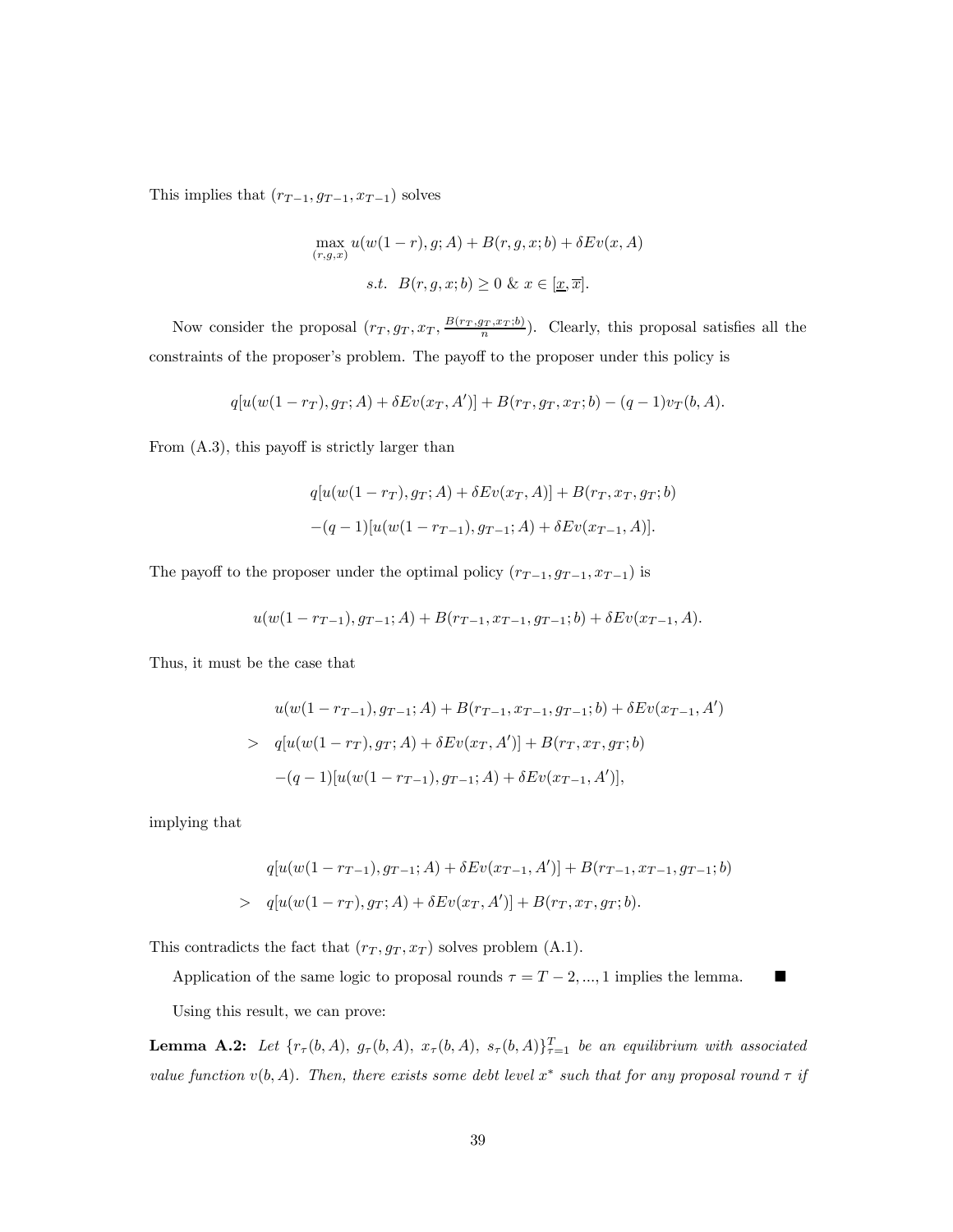This implies that $(r_{T-1}, g_{T-1}, x_{T-1})$ solves

$$\max_{(r,g,x)} u(w(1-r), g; A) + B(r, g, x; b) + \delta Ev(x, A)$$

$$s.t. \;\; B(r, g, x; b) \geq 0 \;\&\; x \in [\underline{x}, \overline{x}].$$

Now consider the proposal $(r_T, g_T, x_T, \frac{B(r_T, g_T, x_T; b)}{n})$. Clearly, this proposal satisfies all the constraints of the proposer's problem. The payoff to the proposer under this policy is

$$q[u(w(1-r_T), g_T; A) + \delta Ev(x_T, A')] + B(r_T, g_T, x_T; b) - (q-1)v_T(b, A).$$

From (A.3), this payoff is strictly larger than

$$\begin{aligned} &q[u(w(1-r_T), g_T; A) + \delta Ev(x_T, A)] + B(r_T, x_T, g_T; b) \\ &-(q-1)[u(w(1-r_{T-1}), g_{T-1}; A) + \delta Ev(x_{T-1}, A)]. \end{aligned}$$

The payoff to the proposer under the optimal policy $(r_{T-1}, g_{T-1}, x_{T-1})$ is

$$u(w(1-r_{T-1}), g_{T-1}; A) + B(r_{T-1}, x_{T-1}, g_{T-1}; b) + \delta Ev(x_{T-1}, A).$$

Thus, it must be the case that

$$\begin{aligned} &u(w(1-r_{T-1}), g_{T-1}; A) + B(r_{T-1}, x_{T-1}, g_{T-1}; b) + \delta Ev(x_{T-1}, A') \\ > \;\; &q[u(w(1-r_T), g_T; A) + \delta Ev(x_T, A')] + B(r_T, x_T, g_T; b) \\ &-(q-1)[u(w(1-r_{T-1}), g_{T-1}; A) + \delta Ev(x_{T-1}, A')], \end{aligned}$$

implying that

$$\begin{aligned} &q[u(w(1-r_{T-1}), g_{T-1}; A) + \delta Ev(x_{T-1}, A')] + B(r_{T-1}, x_{T-1}, g_{T-1}; b) \\ > \;\; &q[u(w(1-r_T), g_T; A) + \delta Ev(x_T, A')] + B(r_T, x_T, g_T; b). \end{aligned}$$

This contradicts the fact that $(r_T, g_T, x_T)$ solves problem (A.1).

Application of the same logic to proposal rounds $\tau = T-2, ..., 1$ implies the lemma. ■

Using this result, we can prove:

**Lemma A.2:** *Let $\{r_\tau(b, A),\ g_\tau(b, A),\ x_\tau(b, A),\ s_\tau(b, A)\}_{\tau=1}^{T}$ be an equilibrium with associated value function $v(b, A)$. Then, there exists some debt level $x^*$ such that for any proposal round $\tau$ if*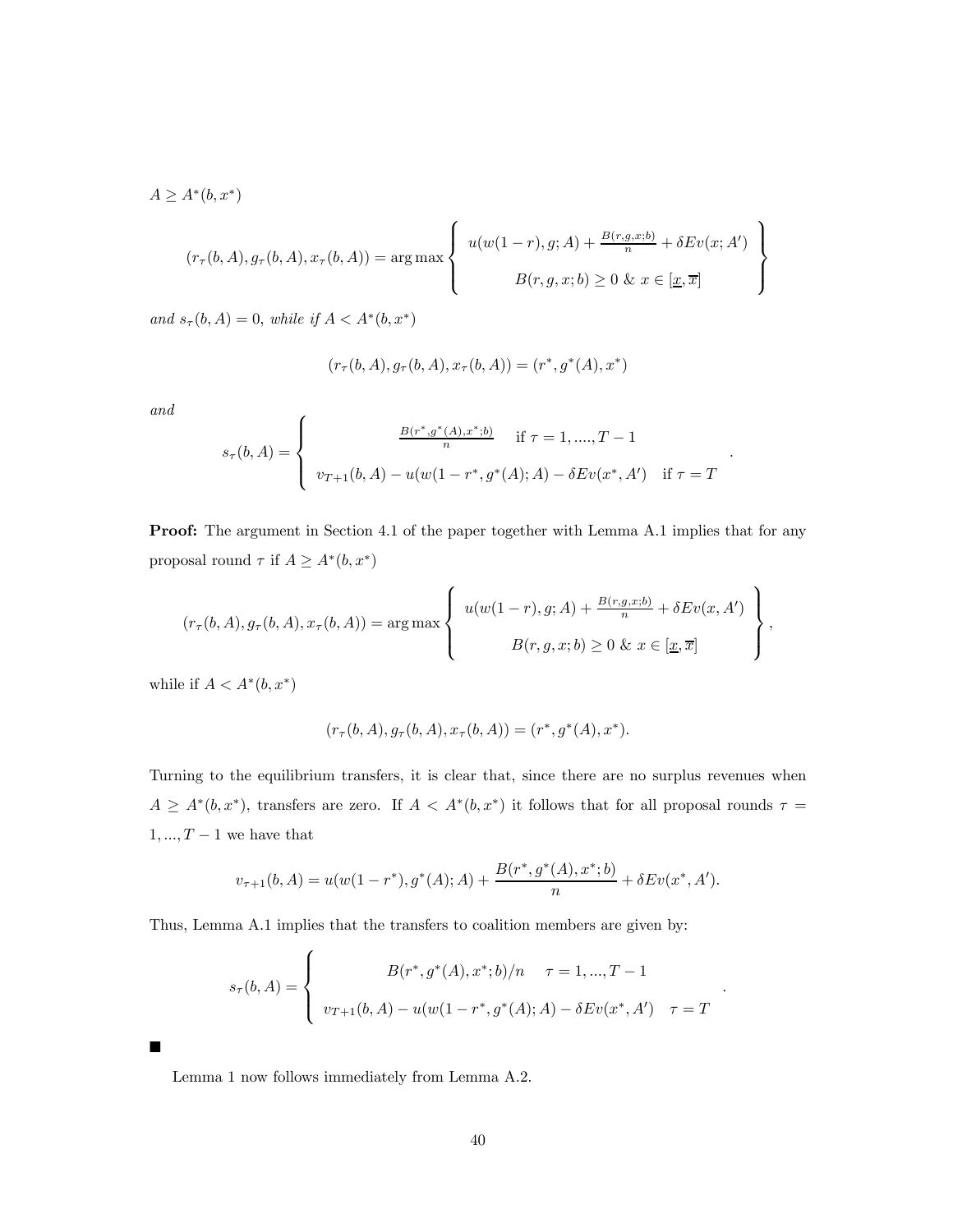*$A \geq A^*(b, x^*)$*

$$(r_\tau(b,A), g_\tau(b,A), x_\tau(b,A)) = \arg\max \left\{ \begin{array}{c} u(w(1-r), g; A) + \frac{B(r,g,x;b)}{n} + \delta Ev(x; A') \\ \\ B(r,g,x;b) \geq 0 \ \& \ x \in [\underline{x}, \overline{x}] \end{array} \right\}$$

*and $s_\tau(b, A) = 0$, while if $A < A^*(b, x^*)$*

$$(r_\tau(b,A), g_\tau(b,A), x_\tau(b,A)) = (r^*, g^*(A), x^*)$$

*and*

$$s_\tau(b,A) = \left\{ \begin{array}{cc} \frac{B(r^*, g^*(A), x^*; b)}{n} & \text{if } \tau = 1, ...., T-1 \\ \\ v_{T+1}(b,A) - u(w(1-r^*, g^*(A); A) - \delta Ev(x^*, A') & \text{if } \tau = T \end{array} \right. .$$

**Proof:** The argument in Section 4.1 of the paper together with Lemma A.1 implies that for any proposal round $\tau$ if $A \geq A^*(b, x^*)$

$$(r_\tau(b,A), g_\tau(b,A), x_\tau(b,A)) = \arg\max \left\{ \begin{array}{c} u(w(1-r), g; A) + \frac{B(r,g,x;b)}{n} + \delta Ev(x, A') \\ \\ B(r,g,x;b) \geq 0 \ \& \ x \in [\underline{x}, \overline{x}] \end{array} \right\},$$

while if $A < A^*(b, x^*)$

$$(r_\tau(b,A), g_\tau(b,A), x_\tau(b,A)) = (r^*, g^*(A), x^*).$$

Turning to the equilibrium transfers, it is clear that, since there are no surplus revenues when $A \geq A^*(b, x^*)$, transfers are zero. If $A < A^*(b, x^*)$ it follows that for all proposal rounds $\tau = 1, ..., T-1$ we have that

$$v_{\tau+1}(b,A) = u(w(1-r^*), g^*(A); A) + \frac{B(r^*, g^*(A), x^*; b)}{n} + \delta Ev(x^*, A').$$

Thus, Lemma A.1 implies that the transfers to coalition members are given by:

$$s_\tau(b,A) = \left\{ \begin{array}{cc} B(r^*, g^*(A), x^*; b)/n & \tau = 1, ..., T-1 \\ \\ v_{T+1}(b,A) - u(w(1-r^*, g^*(A); A) - \delta Ev(x^*, A') & \tau = T \end{array} \right. .$$

■

Lemma 1 now follows immediately from Lemma A.2.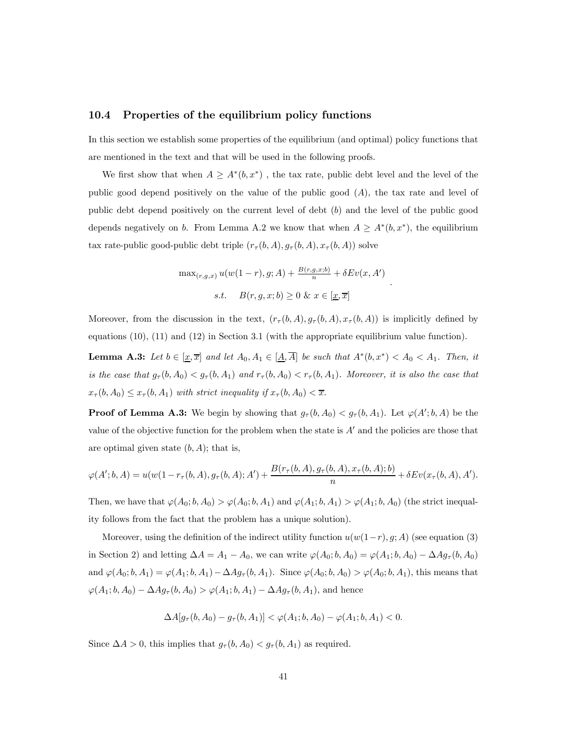## 10.4 Properties of the equilibrium policy functions

In this section we establish some properties of the equilibrium (and optimal) policy functions that are mentioned in the text and that will be used in the following proofs.

We first show that when $A \geq A^*(b, x^*)$ , the tax rate, public debt level and the level of the public good depend positively on the value of the public good ($A$), the tax rate and level of public debt depend positively on the current level of debt ($b$) and the level of the public good depends negatively on $b$. From Lemma A.2 we know that when $A \geq A^*(b, x^*)$, the equilibrium tax rate-public good-public debt triple $(r_\tau(b, A), g_\tau(b, A), x_\tau(b, A))$ solve

$$
\begin{array}{c}
\max_{(r,g,x)} u(w(1-r), g; A) + \frac{B(r,g,x;b)}{n} + \delta E v(x, A') \\
s.t. \quad B(r, g, x; b) \geq 0 \ \& \ x \in [\underline{x}, \overline{x}]
\end{array}.
$$

Moreover, from the discussion in the text, $(r_\tau(b, A), g_\tau(b, A), x_\tau(b, A))$ is implicitly defined by equations (10), (11) and (12) in Section 3.1 (with the appropriate equilibrium value function).

**Lemma A.3:** *Let $b \in [\underline{x}, \overline{x}]$ and let $A_0, A_1 \in [\underline{A}, \overline{A}]$ be such that $A^*(b, x^*) < A_0 < A_1$. Then, it is the case that $g_\tau(b, A_0) < g_\tau(b, A_1)$ and $r_\tau(b, A_0) < r_\tau(b, A_1)$. Moreover, it is also the case that $x_\tau(b, A_0) \leq x_\tau(b, A_1)$ with strict inequality if $x_\tau(b, A_0) < \overline{x}$.*

**Proof of Lemma A.3:** We begin by showing that $g_\tau(b, A_0) < g_\tau(b, A_1)$. Let $\varphi(A'; b, A)$ be the value of the objective function for the problem when the state is $A'$ and the policies are those that are optimal given state $(b, A)$; that is,

$$
\varphi(A'; b, A) = u(w(1-r_\tau(b, A), g_\tau(b, A); A') + \frac{B(r_\tau(b, A), g_\tau(b, A), x_\tau(b, A); b)}{n} + \delta E v(x_\tau(b, A), A').
$$

Then, we have that $\varphi(A_0; b, A_0) > \varphi(A_0; b, A_1)$ and $\varphi(A_1; b, A_1) > \varphi(A_1; b, A_0)$ (the strict inequality follows from the fact that the problem has a unique solution).

Moreover, using the definition of the indirect utility function $u(w(1-r), g; A)$ (see equation (3) in Section 2) and letting $\Delta A = A_1 - A_0$, we can write $\varphi(A_0; b, A_0) = \varphi(A_1; b, A_0) - \Delta A g_\tau(b, A_0)$ and $\varphi(A_0; b, A_1) = \varphi(A_1; b, A_1) - \Delta A g_\tau(b, A_1)$. Since $\varphi(A_0; b, A_0) > \varphi(A_0; b, A_1)$, this means that $\varphi(A_1; b, A_0) - \Delta A g_\tau(b, A_0) > \varphi(A_1; b, A_1) - \Delta A g_\tau(b, A_1)$, and hence

$$
\Delta A[g_\tau(b, A_0) - g_\tau(b, A_1)] < \varphi(A_1; b, A_0) - \varphi(A_1; b, A_1) < 0.
$$

Since $\Delta A > 0$, this implies that $g_\tau(b, A_0) < g_\tau(b, A_1)$ as required.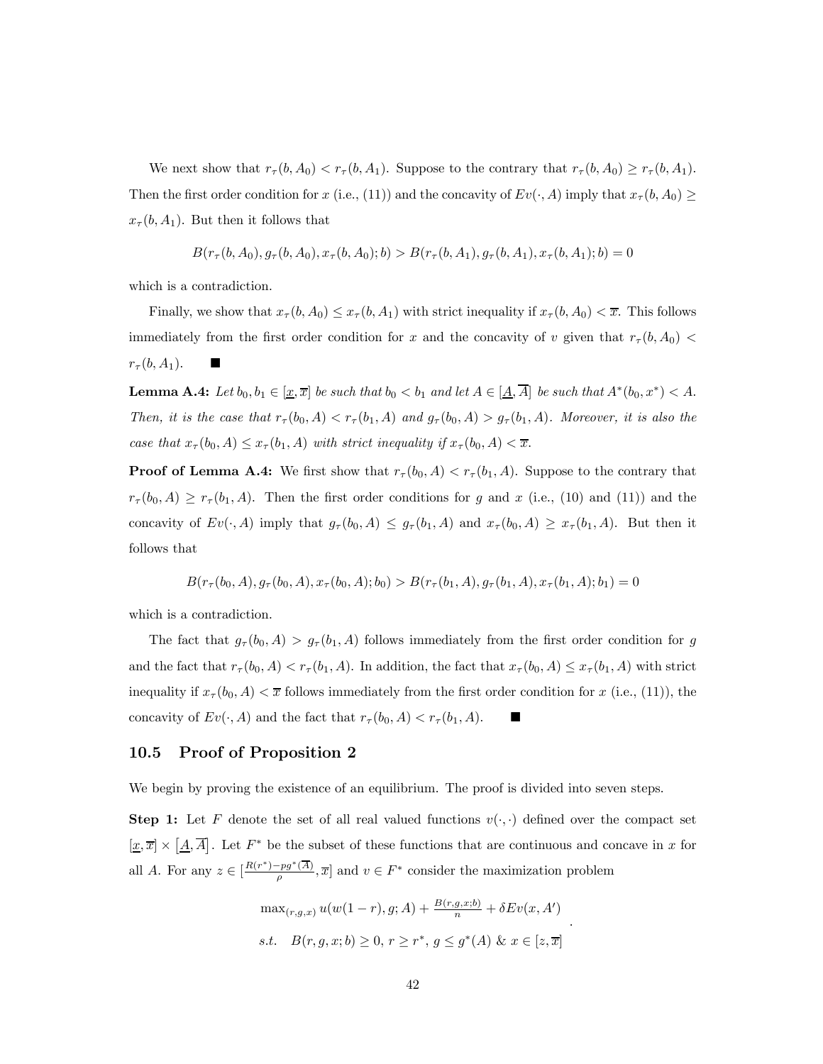We next show that $r_\tau(b, A_0) < r_\tau(b, A_1)$. Suppose to the contrary that $r_\tau(b, A_0) \geq r_\tau(b, A_1)$. Then the first order condition for $x$ (i.e., (11)) and the concavity of $Ev(\cdot, A)$ imply that $x_\tau(b, A_0) \geq x_\tau(b, A_1)$. But then it follows that

$$B(r_\tau(b, A_0), g_\tau(b, A_0), x_\tau(b, A_0); b) > B(r_\tau(b, A_1), g_\tau(b, A_1), x_\tau(b, A_1); b) = 0$$

which is a contradiction.

Finally, we show that $x_\tau(b, A_0) \leq x_\tau(b, A_1)$ with strict inequality if $x_\tau(b, A_0) < \overline{x}$. This follows immediately from the first order condition for $x$ and the concavity of $v$ given that $r_\tau(b, A_0) < r_\tau(b, A_1)$. ■

**Lemma A.4:** *Let $b_0, b_1 \in [\underline{x}, \overline{x}]$ be such that $b_0 < b_1$ and let $A \in [\underline{A}, \overline{A}]$ be such that $A^*(b_0, x^*) < A$. Then, it is the case that $r_\tau(b_0, A) < r_\tau(b_1, A)$ and $g_\tau(b_0, A) > g_\tau(b_1, A)$. Moreover, it is also the case that $x_\tau(b_0, A) \leq x_\tau(b_1, A)$ with strict inequality if $x_\tau(b_0, A) < \overline{x}$.*

**Proof of Lemma A.4:** We first show that $r_\tau(b_0, A) < r_\tau(b_1, A)$. Suppose to the contrary that $r_\tau(b_0, A) \geq r_\tau(b_1, A)$. Then the first order conditions for $g$ and $x$ (i.e., (10) and (11)) and the concavity of $Ev(\cdot, A)$ imply that $g_\tau(b_0, A) \leq g_\tau(b_1, A)$ and $x_\tau(b_0, A) \geq x_\tau(b_1, A)$. But then it follows that

$$B(r_\tau(b_0, A), g_\tau(b_0, A), x_\tau(b_0, A); b_0) > B(r_\tau(b_1, A), g_\tau(b_1, A), x_\tau(b_1, A); b_1) = 0$$

which is a contradiction.

The fact that $g_\tau(b_0, A) > g_\tau(b_1, A)$ follows immediately from the first order condition for $g$ and the fact that $r_\tau(b_0, A) < r_\tau(b_1, A)$. In addition, the fact that $x_\tau(b_0, A) \leq x_\tau(b_1, A)$ with strict inequality if $x_\tau(b_0, A) < \overline{x}$ follows immediately from the first order condition for $x$ (i.e., (11)), the concavity of $Ev(\cdot, A)$ and the fact that $r_\tau(b_0, A) < r_\tau(b_1, A)$. ■

## 10.5 Proof of Proposition 2

We begin by proving the existence of an equilibrium. The proof is divided into seven steps.

**Step 1:** Let $F$ denote the set of all real valued functions $v(\cdot, \cdot)$ defined over the compact set $[\underline{x}, \overline{x}] \times [\underline{A}, \overline{A}]$. Let $F^*$ be the subset of these functions that are continuous and concave in $x$ for all $A$. For any $z \in [\frac{R(r^*) - pg^*(\overline{A})}{\rho}, \overline{x}]$ and $v \in F^*$ consider the maximization problem

$$\begin{array}{l} \max_{(r,g,x)} u(w(1-r), g; A) + \frac{B(r,g,x;b)}{n} + \delta Ev(x, A') \\ s.t. \quad B(r, g, x; b) \geq 0,\ r \geq r^*,\ g \leq g^*(A)\ \&\ x \in [z, \overline{x}] \end{array}.$$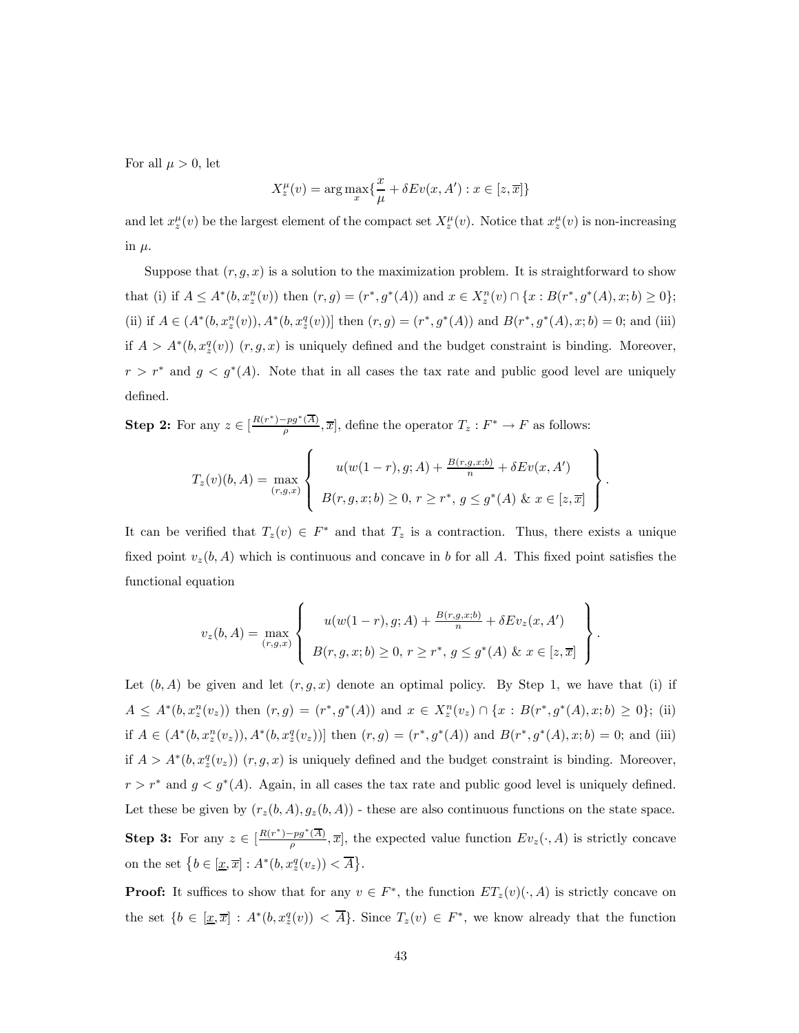For all $\mu > 0$, let

$$X_z^\mu(v) = \arg\max_x \{\frac{x}{\mu} + \delta Ev(x, A') : x \in [z, \overline{x}]\}$$

and let $x_z^\mu(v)$ be the largest element of the compact set $X_z^\mu(v)$. Notice that $x_z^\mu(v)$ is non-increasing in $\mu$.

Suppose that $(r, g, x)$ is a solution to the maximization problem. It is straightforward to show that (i) if $A \leq A^*(b, x_z^n(v))$ then $(r, g) = (r^*, g^*(A))$ and $x \in X_z^n(v) \cap \{x : B(r^*, g^*(A), x; b) \geq 0\}$; (ii) if $A \in (A^*(b, x_z^n(v)), A^*(b, x_z^q(v))]$ then $(r, g) = (r^*, g^*(A))$ and $B(r^*, g^*(A), x; b) = 0$; and (iii) if $A > A^*(b, x_z^q(v))$ $(r, g, x)$ is uniquely defined and the budget constraint is binding. Moreover, $r > r^*$ and $g < g^*(A)$. Note that in all cases the tax rate and public good level are uniquely defined.

**Step 2:** For any $z \in [\frac{R(r^*) - pg^*(\overline{A})}{\rho}, \overline{x}]$, define the operator $T_z : F^* \to F$ as follows:

$$T_z(v)(b, A) = \max_{(r,g,x)} \left\{ \begin{array}{c} u(w(1-r), g; A) + \frac{B(r,g,x;b)}{n} + \delta Ev(x, A') \\ \\ B(r, g, x; b) \geq 0,\ r \geq r^*,\ g \leq g^*(A)\ \&\ x \in [z, \overline{x}] \end{array} \right\}.$$

It can be verified that $T_z(v) \in F^*$ and that $T_z$ is a contraction. Thus, there exists a unique fixed point $v_z(b, A)$ which is continuous and concave in $b$ for all $A$. This fixed point satisfies the functional equation

$$v_z(b, A) = \max_{(r,g,x)} \left\{ \begin{array}{c} u(w(1-r), g; A) + \frac{B(r,g,x;b)}{n} + \delta Ev_z(x, A') \\ \\ B(r, g, x; b) \geq 0,\ r \geq r^*,\ g \leq g^*(A)\ \&\ x \in [z, \overline{x}] \end{array} \right\}.$$

Let $(b, A)$ be given and let $(r, g, x)$ denote an optimal policy. By Step 1, we have that (i) if $A \leq A^*(b, x_z^n(v_z))$ then $(r, g) = (r^*, g^*(A))$ and $x \in X_z^n(v_z) \cap \{x : B(r^*, g^*(A), x; b) \geq 0\}$; (ii) if $A \in (A^*(b, x_z^n(v_z)), A^*(b, x_z^q(v_z))]$ then $(r, g) = (r^*, g^*(A))$ and $B(r^*, g^*(A), x; b) = 0$; and (iii) if $A > A^*(b, x_z^q(v_z))$ $(r, g, x)$ is uniquely defined and the budget constraint is binding. Moreover, $r > r^*$ and $g < g^*(A)$. Again, in all cases the tax rate and public good level is uniquely defined. Let these be given by $(r_z(b, A), g_z(b, A))$ - these are also continuous functions on the state space.

**Step 3:** For any $z \in [\frac{R(r^*) - pg^*(\overline{A})}{\rho}, \overline{x}]$, the expected value function $Ev_z(\cdot, A)$ is strictly concave on the set $\{b \in [\underline{x}, \overline{x}] : A^*(b, x_z^q(v_z)) < \overline{A}\}$.

**Proof:** It suffices to show that for any $v \in F^*$, the function $ET_z(v)(\cdot, A)$ is strictly concave on the set $\{b \in [\underline{x}, \overline{x}] : A^*(b, x_z^q(v)) < \overline{A}\}$. Since $T_z(v) \in F^*$, we know already that the function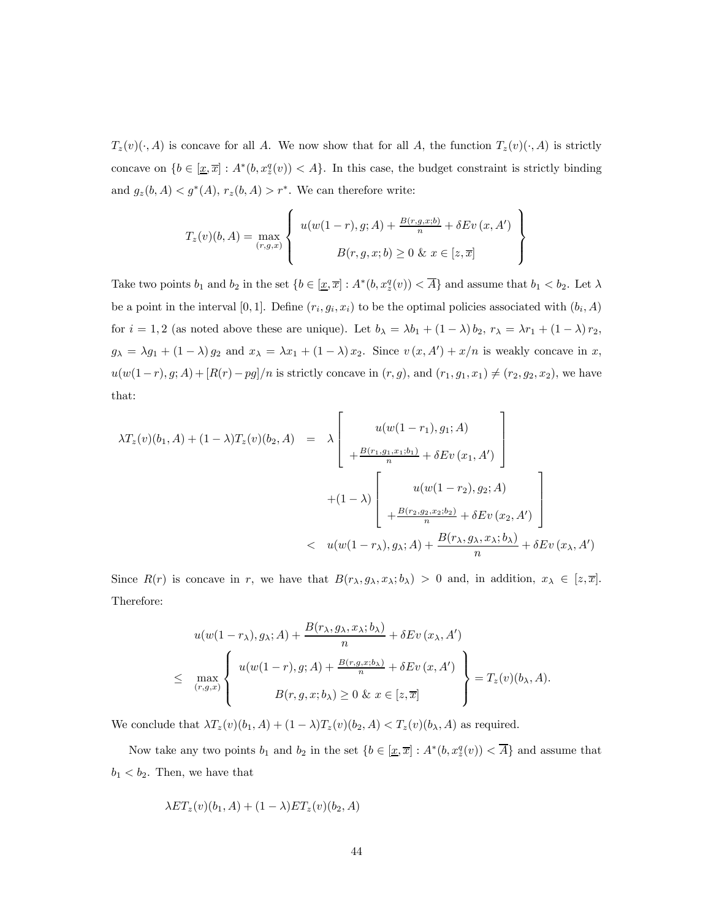$T_z(v)(\cdot, A)$ is concave for all $A$. We now show that for all $A$, the function $T_z(v)(\cdot, A)$ is strictly concave on $\{b \in [\underline{x}, \overline{x}] : A^*(b, x_z^q(v)) < A\}$. In this case, the budget constraint is strictly binding and $g_z(b, A) < g^*(A)$, $r_z(b, A) > r^*$. We can therefore write:

$$T_z(v)(b, A) = \max_{(r,g,x)} \left\{ \begin{array}{c} u(w(1-r), g; A) + \frac{B(r,g,x;b)}{n} + \delta E v\left(x, A'\right) \\ \\ B(r, g, x; b) \geq 0 \;\&\; x \in [z, \overline{x}] \end{array} \right\}$$

Take two points $b_1$ and $b_2$ in the set $\{b \in [\underline{x}, \overline{x}] : A^*(b, x_z^q(v)) < \overline{A}\}$ and assume that $b_1 < b_2$. Let $\lambda$ be a point in the interval $[0, 1]$. Define $(r_i, g_i, x_i)$ to be the optimal policies associated with $(b_i, A)$ for $i = 1, 2$ (as noted above these are unique). Let $b_\lambda = \lambda b_1 + (1-\lambda) b_2$, $r_\lambda = \lambda r_1 + (1-\lambda) r_2$, $g_\lambda = \lambda g_1 + (1-\lambda) g_2$ and $x_\lambda = \lambda x_1 + (1-\lambda) x_2$. Since $v(x, A') + x/n$ is weakly concave in $x$, $u(w(1-r), g; A) + [R(r) - pg]/n$ is strictly concave in $(r, g)$, and $(r_1, g_1, x_1) \neq (r_2, g_2, x_2)$, we have that:

$$\begin{aligned}
\lambda T_z(v)(b_1, A) + (1-\lambda) T_z(v)(b_2, A) &= \lambda \left[ \begin{array}{c} u(w(1-r_1), g_1; A) \\ + \frac{B(r_1, g_1, x_1; b_1)}{n} + \delta E v\left(x_1, A'\right) \end{array} \right] \\
&\quad + (1-\lambda) \left[ \begin{array}{c} u(w(1-r_2), g_2; A) \\ + \frac{B(r_2, g_2, x_2; b_2)}{n} + \delta E v\left(x_2, A'\right) \end{array} \right] \\
&< u(w(1-r_\lambda), g_\lambda; A) + \frac{B(r_\lambda, g_\lambda, x_\lambda; b_\lambda)}{n} + \delta E v\left(x_\lambda, A'\right)
\end{aligned}$$

Since $R(r)$ is concave in $r$, we have that $B(r_\lambda, g_\lambda, x_\lambda; b_\lambda) > 0$ and, in addition, $x_\lambda \in [z, \overline{x}]$. Therefore:

$$\begin{aligned}
& u(w(1-r_\lambda), g_\lambda; A) + \frac{B(r_\lambda, g_\lambda, x_\lambda; b_\lambda)}{n} + \delta E v\left(x_\lambda, A'\right) \\
\leq \; & \max_{(r,g,x)} \left\{ \begin{array}{c} u(w(1-r), g; A) + \frac{B(r,g,x;b_\lambda)}{n} + \delta E v\left(x, A'\right) \\ \\ B(r, g, x; b_\lambda) \geq 0 \;\&\; x \in [z, \overline{x}] \end{array} \right\} = T_z(v)(b_\lambda, A).
\end{aligned}$$

We conclude that $\lambda T_z(v)(b_1, A) + (1-\lambda) T_z(v)(b_2, A) < T_z(v)(b_\lambda, A)$ as required.

Now take any two points $b_1$ and $b_2$ in the set $\{b \in [\underline{x}, \overline{x}] : A^*(b, x_z^q(v)) < \overline{A}\}$ and assume that $b_1 < b_2$. Then, we have that

$$\lambda E T_z(v)(b_1, A) + (1-\lambda) E T_z(v)(b_2, A)$$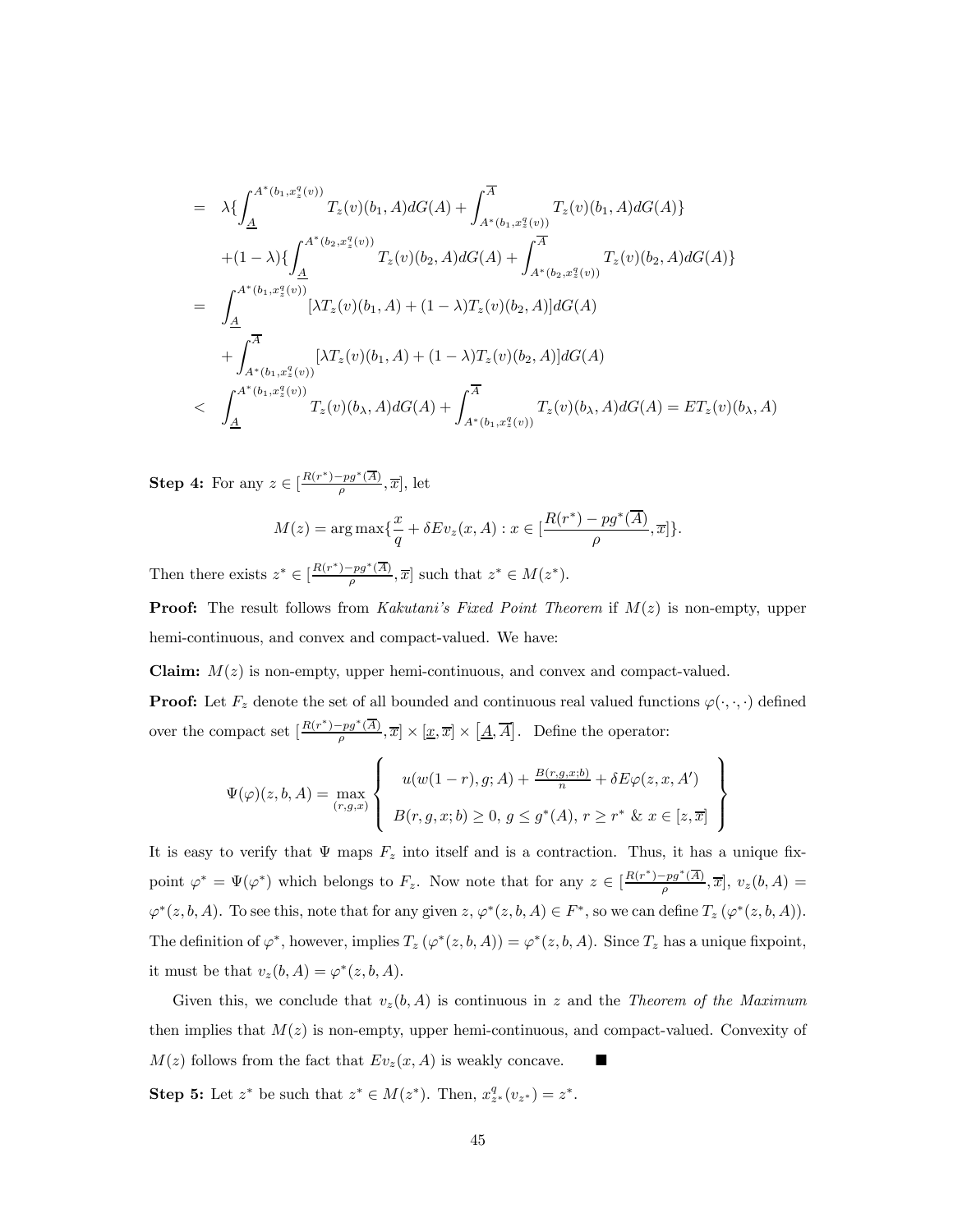$$
\begin{aligned}
&= \lambda\{\int_{\underline{A}}^{A^*(b_1,x_z^q(v))} T_z(v)(b_1,A)dG(A) + \int_{A^*(b_1,x_z^q(v))}^{\overline{A}} T_z(v)(b_1,A)dG(A)\} \\
&\quad +(1-\lambda)\{\int_{\underline{A}}^{A^*(b_2,x_z^q(v))} T_z(v)(b_2,A)dG(A) + \int_{A^*(b_2,x_z^q(v))}^{\overline{A}} T_z(v)(b_2,A)dG(A)\} \\
&= \int_{\underline{A}}^{A^*(b_1,x_z^q(v))} [\lambda T_z(v)(b_1,A) + (1-\lambda)T_z(v)(b_2,A)]dG(A) \\
&\quad + \int_{A^*(b_1,x_z^q(v))}^{\overline{A}} [\lambda T_z(v)(b_1,A) + (1-\lambda)T_z(v)(b_2,A)]dG(A) \\
&< \int_{\underline{A}}^{A^*(b_1,x_z^q(v))} T_z(v)(b_\lambda,A)dG(A) + \int_{A^*(b_1,x_z^q(v))}^{\overline{A}} T_z(v)(b_\lambda,A)dG(A) = ET_z(v)(b_\lambda,A)
\end{aligned}
$$

**Step 4:** For any $z \in [\frac{R(r^*)-pg^*(\overline{A})}{\rho}, \overline{x}]$, let

$$
M(z) = \arg\max\{\frac{x}{q} + \delta Ev_z(x,A) : x \in [\frac{R(r^*)-pg^*(\overline{A})}{\rho}, \overline{x}]\}.
$$

Then there exists $z^* \in [\frac{R(r^*)-pg^*(\overline{A})}{\rho}, \overline{x}]$ such that $z^* \in M(z^*)$.

**Proof:** The result follows from *Kakutani's Fixed Point Theorem* if $M(z)$ is non-empty, upper hemi-continuous, and convex and compact-valued. We have:

**Claim:** $M(z)$ is non-empty, upper hemi-continuous, and convex and compact-valued.

**Proof:** Let $F_z$ denote the set of all bounded and continuous real valued functions $\varphi(\cdot,\cdot,\cdot)$ defined over the compact set $[\frac{R(r^*)-pg^*(\overline{A})}{\rho}, \overline{x}] \times [\underline{x}, \overline{x}] \times [\underline{A}, \overline{A}]$. Define the operator:

$$
\Psi(\varphi)(z,b,A) = \max_{(r,g,x)} \left\{ \begin{array}{c} u(w(1-r),g;A) + \frac{B(r,g,x;b)}{n} + \delta E\varphi(z,x,A') \\ \\ B(r,g,x;b) \geq 0,\ g \leq g^*(A),\ r \geq r^* \ \&\ x \in [z,\overline{x}] \end{array} \right\}
$$

It is easy to verify that $\Psi$ maps $F_z$ into itself and is a contraction. Thus, it has a unique fixpoint $\varphi^* = \Psi(\varphi^*)$ which belongs to $F_z$. Now note that for any $z \in [\frac{R(r^*)-pg^*(\overline{A})}{\rho}, \overline{x}]$, $v_z(b,A) = \varphi^*(z,b,A)$. To see this, note that for any given $z$, $\varphi^*(z,b,A) \in F^*$, so we can define $T_z(\varphi^*(z,b,A))$. The definition of $\varphi^*$, however, implies $T_z(\varphi^*(z,b,A)) = \varphi^*(z,b,A)$. Since $T_z$ has a unique fixpoint, it must be that $v_z(b,A) = \varphi^*(z,b,A)$.

Given this, we conclude that $v_z(b,A)$ is continuous in $z$ and the *Theorem of the Maximum* then implies that $M(z)$ is non-empty, upper hemi-continuous, and compact-valued. Convexity of $M(z)$ follows from the fact that $Ev_z(x,A)$ is weakly concave. ■

**Step 5:** Let $z^*$ be such that $z^* \in M(z^*)$. Then, $x_{z^*}^q(v_{z^*}) = z^*$.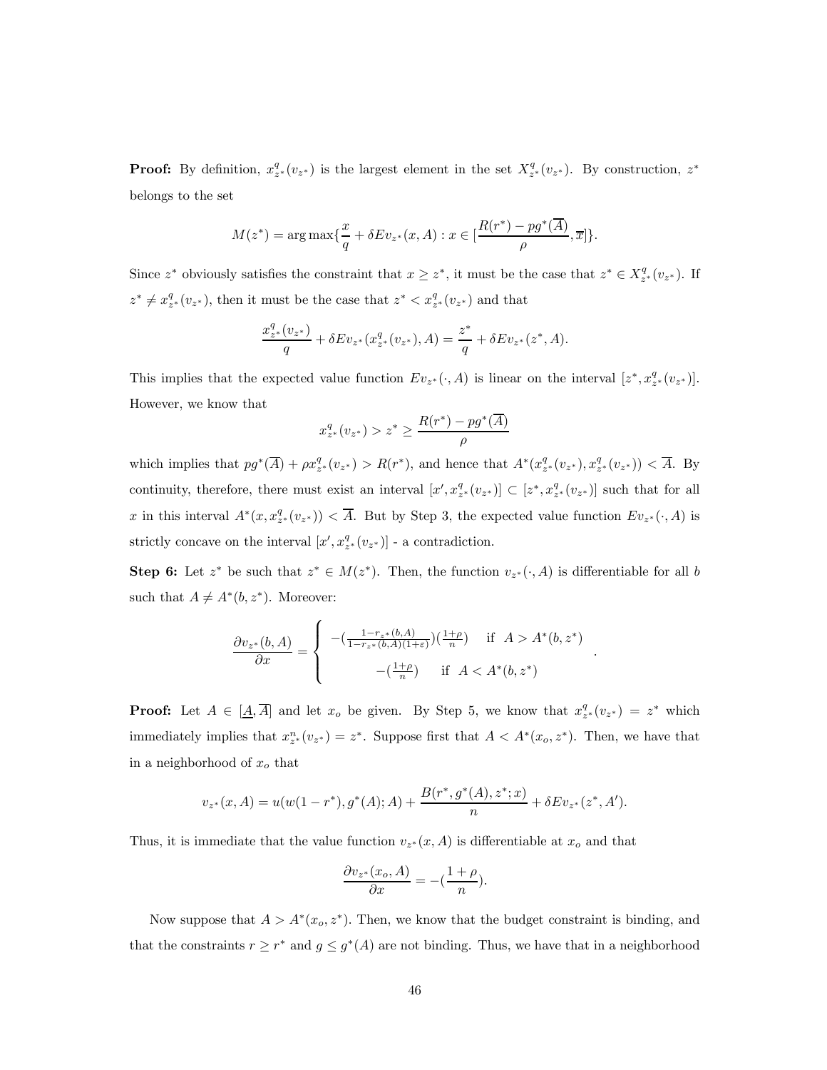**Proof:** By definition, $x^q_{z^*}(v_{z^*})$ is the largest element in the set $X^q_{z^*}(v_{z^*})$. By construction, $z^*$ belongs to the set

$$M(z^*) = \arg\max\{\frac{x}{q} + \delta E v_{z^*}(x, A) : x \in [\frac{R(r^*) - pg^*(\overline{A})}{\rho}, \overline{x}]\}.$$

Since $z^*$ obviously satisfies the constraint that $x \geq z^*$, it must be the case that $z^* \in X^q_{z^*}(v_{z^*})$. If $z^* \neq x^q_{z^*}(v_{z^*})$, then it must be the case that $z^* < x^q_{z^*}(v_{z^*})$ and that

$$\frac{x^q_{z^*}(v_{z^*})}{q} + \delta E v_{z^*}(x^q_{z^*}(v_{z^*}), A) = \frac{z^*}{q} + \delta E v_{z^*}(z^*, A).$$

This implies that the expected value function $Ev_{z^*}(\cdot, A)$ is linear on the interval $[z^*, x^q_{z^*}(v_{z^*})]$. However, we know that

$$x^q_{z^*}(v_{z^*}) > z^* \geq \frac{R(r^*) - pg^*(\overline{A})}{\rho}$$

which implies that $pg^*(\overline{A}) + \rho x^q_{z^*}(v_{z^*}) > R(r^*)$, and hence that $A^*(x^q_{z^*}(v_{z^*}), x^q_{z^*}(v_{z^*})) < \overline{A}$. By continuity, therefore, there must exist an interval $[x', x^q_{z^*}(v_{z^*})] \subset [z^*, x^q_{z^*}(v_{z^*})]$ such that for all $x$ in this interval $A^*(x, x^q_{z^*}(v_{z^*})) < \overline{A}$. But by Step 3, the expected value function $Ev_{z^*}(\cdot, A)$ is strictly concave on the interval $[x', x^q_{z^*}(v_{z^*})]$ - a contradiction.

**Step 6:** Let $z^*$ be such that $z^* \in M(z^*)$. Then, the function $v_{z^*}(\cdot, A)$ is differentiable for all $b$ such that $A \neq A^*(b, z^*)$. Moreover:

$$\frac{\partial v_{z^*}(b, A)}{\partial x} = \begin{cases} -(\frac{1 - r_{z^*}(b,A)}{1 - r_{z^*}(b,A)(1+\varepsilon)})(\frac{1+\rho}{n}) & \text{if } A > A^*(b, z^*) \\ -(\frac{1+\rho}{n}) & \text{if } A < A^*(b, z^*) \end{cases}.$$

**Proof:** Let $A \in [\underline{A}, \overline{A}]$ and let $x_o$ be given. By Step 5, we know that $x^q_{z^*}(v_{z^*}) = z^*$ which immediately implies that $x^n_{z^*}(v_{z^*}) = z^*$. Suppose first that $A < A^*(x_o, z^*)$. Then, we have that in a neighborhood of $x_o$ that

$$v_{z^*}(x, A) = u(w(1 - r^*), g^*(A); A) + \frac{B(r^*, g^*(A), z^*; x)}{n} + \delta E v_{z^*}(z^*, A').$$

Thus, it is immediate that the value function $v_{z^*}(x, A)$ is differentiable at $x_o$ and that

$$\frac{\partial v_{z^*}(x_o, A)}{\partial x} = -(\frac{1+\rho}{n}).$$

Now suppose that $A > A^*(x_o, z^*)$. Then, we know that the budget constraint is binding, and that the constraints $r \geq r^*$ and $g \leq g^*(A)$ are not binding. Thus, we have that in a neighborhood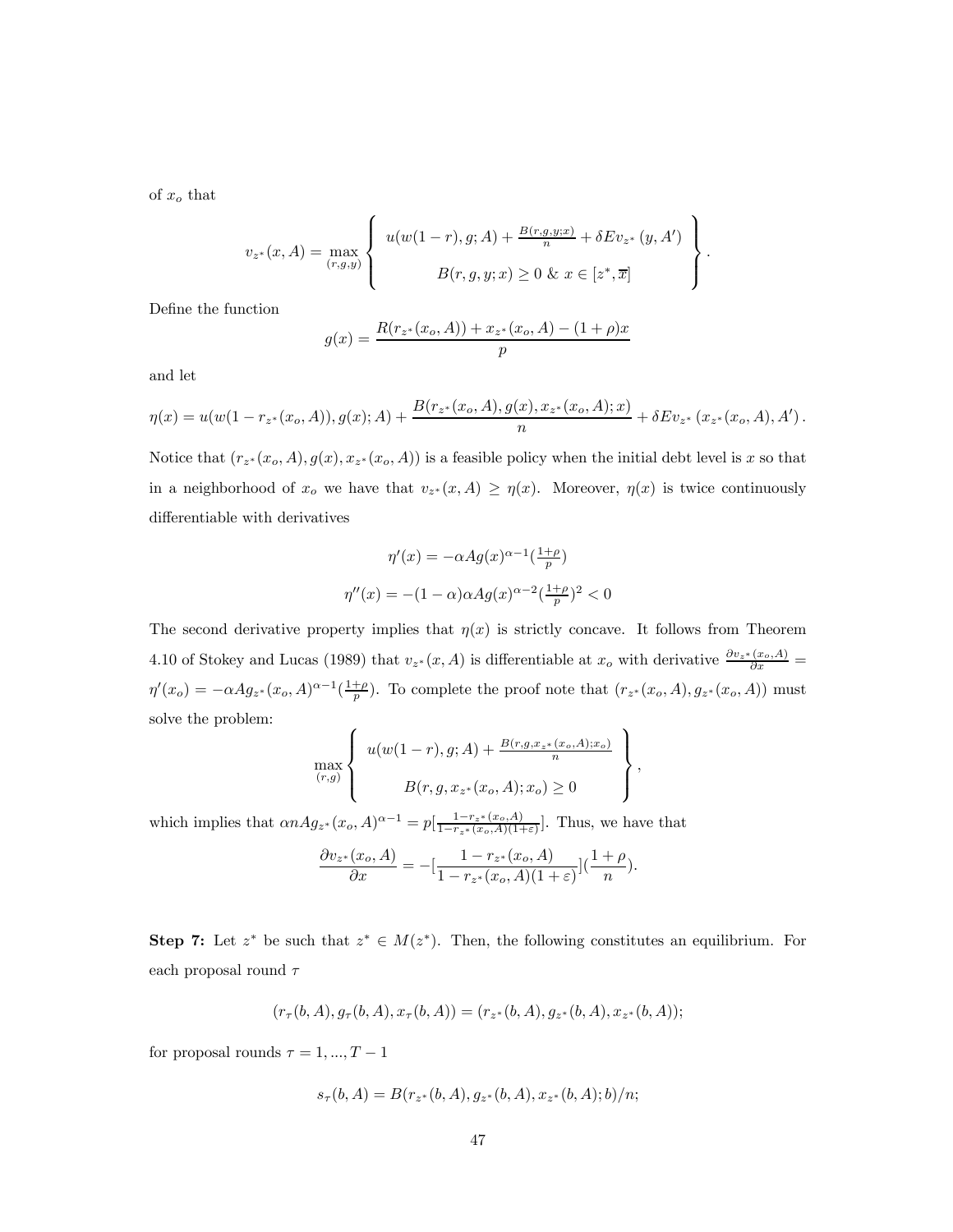of $x_o$ that

$$v_{z^*}(x,A) = \max_{(r,g,y)} \left\{ \begin{array}{c} u(w(1-r), g; A) + \frac{B(r,g,y;x)}{n} + \delta E v_{z^*}(y, A') \\ \\ B(r,g,y;x) \geq 0 \ \& \ x \in [z^*, \overline{x}] \end{array} \right\}.$$

Define the function

$$g(x) = \frac{R(r_{z^*}(x_o, A)) + x_{z^*}(x_o, A) - (1+\rho)x}{p}$$

and let

$$\eta(x) = u(w(1 - r_{z^*}(x_o, A)), g(x); A) + \frac{B(r_{z^*}(x_o, A), g(x), x_{z^*}(x_o, A); x)}{n} + \delta E v_{z^*}(x_{z^*}(x_o, A), A').$$

Notice that $(r_{z^*}(x_o, A), g(x), x_{z^*}(x_o, A))$ is a feasible policy when the initial debt level is $x$ so that in a neighborhood of $x_o$ we have that $v_{z^*}(x, A) \geq \eta(x)$. Moreover, $\eta(x)$ is twice continuously differentiable with derivatives

$$\eta'(x) = -\alpha A g(x)^{\alpha-1}(\tfrac{1+\rho}{p})$$

$$\eta''(x) = -(1-\alpha)\alpha A g(x)^{\alpha-2}(\tfrac{1+\rho}{p})^2 < 0$$

The second derivative property implies that $\eta(x)$ is strictly concave. It follows from Theorem 4.10 of Stokey and Lucas (1989) that $v_{z^*}(x, A)$ is differentiable at $x_o$ with derivative $\frac{\partial v_{z^*}(x_o, A)}{\partial x} = \eta'(x_o) = -\alpha A g_{z^*}(x_o, A)^{\alpha-1}(\frac{1+\rho}{p})$. To complete the proof note that $(r_{z^*}(x_o, A), g_{z^*}(x_o, A))$ must solve the problem:

$$\max_{(r,g)} \left\{ \begin{array}{c} u(w(1-r), g; A) + \frac{B(r,g,x_{z^*}(x_o,A);x_o)}{n} \\ \\ B(r, g, x_{z^*}(x_o, A); x_o) \geq 0 \end{array} \right\},$$

which implies that $\alpha n A g_{z^*}(x_o, A)^{\alpha-1} = p[\frac{1-r_{z^*}(x_o,A)}{1-r_{z^*}(x_o,A)(1+\varepsilon)}]$. Thus, we have that

$$\frac{\partial v_{z^*}(x_o, A)}{\partial x} = -[\frac{1 - r_{z^*}(x_o, A)}{1 - r_{z^*}(x_o, A)(1+\varepsilon)}](\frac{1+\rho}{n}).$$

**Step 7:** Let $z^*$ be such that $z^* \in M(z^*)$. Then, the following constitutes an equilibrium. For each proposal round $\tau$

$$(r_\tau(b, A), g_\tau(b, A), x_\tau(b, A)) = (r_{z^*}(b, A), g_{z^*}(b, A), x_{z^*}(b, A));$$

for proposal rounds $\tau = 1, ..., T-1$

$$s_\tau(b, A) = B(r_{z^*}(b, A), g_{z^*}(b, A), x_{z^*}(b, A); b)/n;$$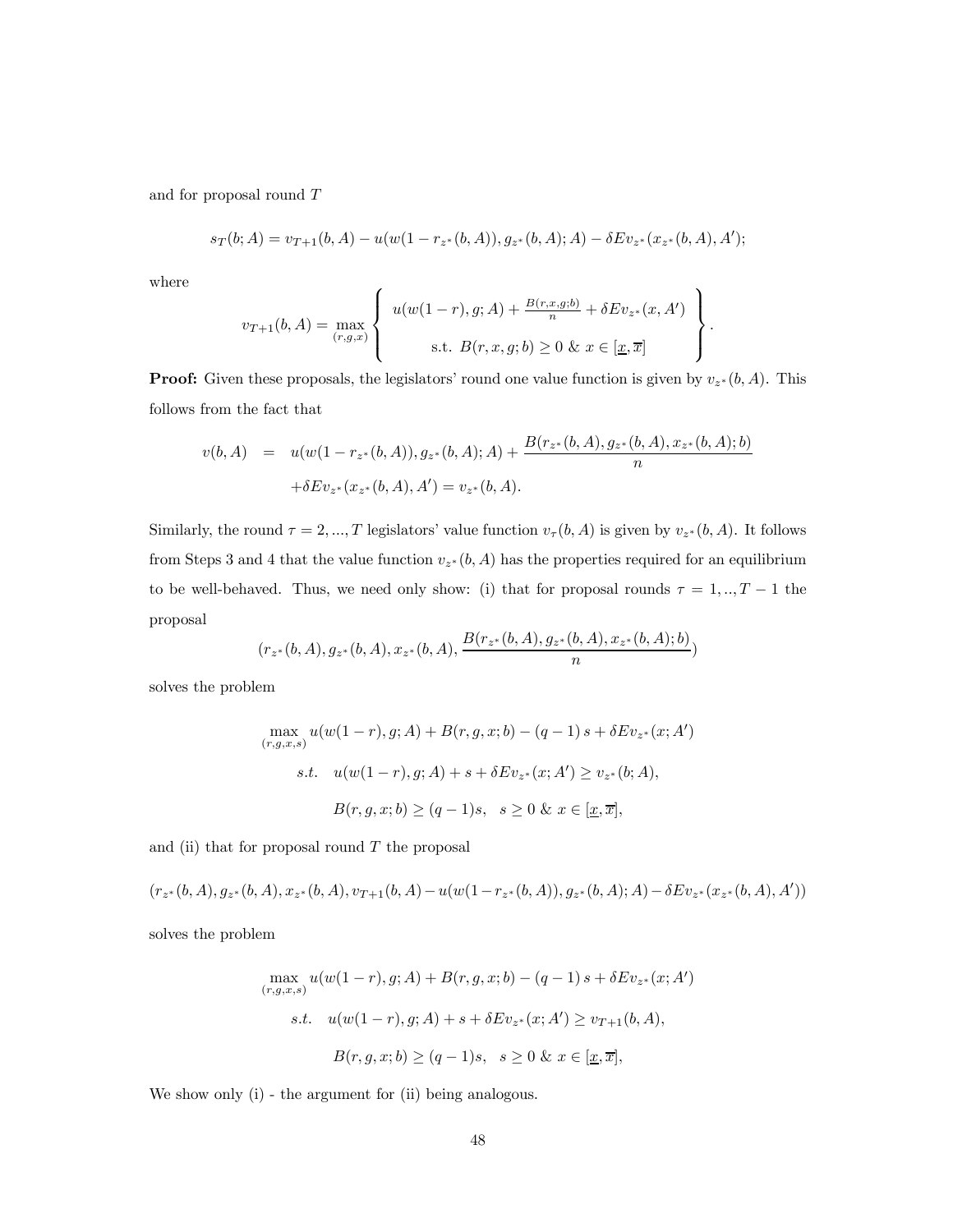and for proposal round $T$

$$s_T(b;A) = v_{T+1}(b,A) - u(w(1-r_{z^*}(b,A)), g_{z^*}(b,A);A) - \delta E v_{z^*}(x_{z^*}(b,A),A');$$

where

$$v_{T+1}(b,A) = \max_{(r,g,x)} \left\{ \begin{array}{c} u(w(1-r),g;A) + \frac{B(r,x,g;b)}{n} + \delta E v_{z^*}(x,A') \\ \\ \text{s.t. } B(r,x,g;b) \geq 0 \ \& \ x \in [\underline{x}, \overline{x}] \end{array} \right\}.$$

**Proof:** Given these proposals, the legislators' round one value function is given by $v_{z^*}(b,A)$. This follows from the fact that

$$\begin{aligned} v(b,A) &= u(w(1-r_{z^*}(b,A)), g_{z^*}(b,A);A) + \frac{B(r_{z^*}(b,A), g_{z^*}(b,A), x_{z^*}(b,A);b)}{n} \\ &\quad + \delta E v_{z^*}(x_{z^*}(b,A),A') = v_{z^*}(b,A). \end{aligned}$$

Similarly, the round $\tau = 2,...,T$ legislators' value function $v_\tau(b,A)$ is given by $v_{z^*}(b,A)$. It follows from Steps 3 and 4 that the value function $v_{z^*}(b,A)$ has the properties required for an equilibrium to be well-behaved. Thus, we need only show: (i) that for proposal rounds $\tau = 1,..,T-1$ the proposal

$$(r_{z^*}(b,A), g_{z^*}(b,A), x_{z^*}(b,A), \frac{B(r_{z^*}(b,A), g_{z^*}(b,A), x_{z^*}(b,A);b)}{n})$$

solves the problem

$$\begin{aligned} &\max_{(r,g,x,s)} u(w(1-r),g;A) + B(r,g,x;b) - (q-1)s + \delta E v_{z^*}(x;A') \\ &\quad s.t. \quad u(w(1-r),g;A) + s + \delta E v_{z^*}(x;A') \geq v_{z^*}(b;A), \\ &\qquad\qquad B(r,g,x;b) \geq (q-1)s, \quad s \geq 0 \ \& \ x \in [\underline{x}, \overline{x}], \end{aligned}$$

and (ii) that for proposal round $T$ the proposal

$$(r_{z^*}(b,A), g_{z^*}(b,A), x_{z^*}(b,A), v_{T+1}(b,A) - u(w(1-r_{z^*}(b,A)), g_{z^*}(b,A);A) - \delta E v_{z^*}(x_{z^*}(b,A),A'))$$

solves the problem

$$\begin{aligned} &\max_{(r,g,x,s)} u(w(1-r),g;A) + B(r,g,x;b) - (q-1)s + \delta E v_{z^*}(x;A') \\ &\quad s.t. \quad u(w(1-r),g;A) + s + \delta E v_{z^*}(x;A') \geq v_{T+1}(b,A), \\ &\qquad\qquad B(r,g,x;b) \geq (q-1)s, \quad s \geq 0 \ \& \ x \in [\underline{x}, \overline{x}], \end{aligned}$$

We show only (i) - the argument for (ii) being analogous.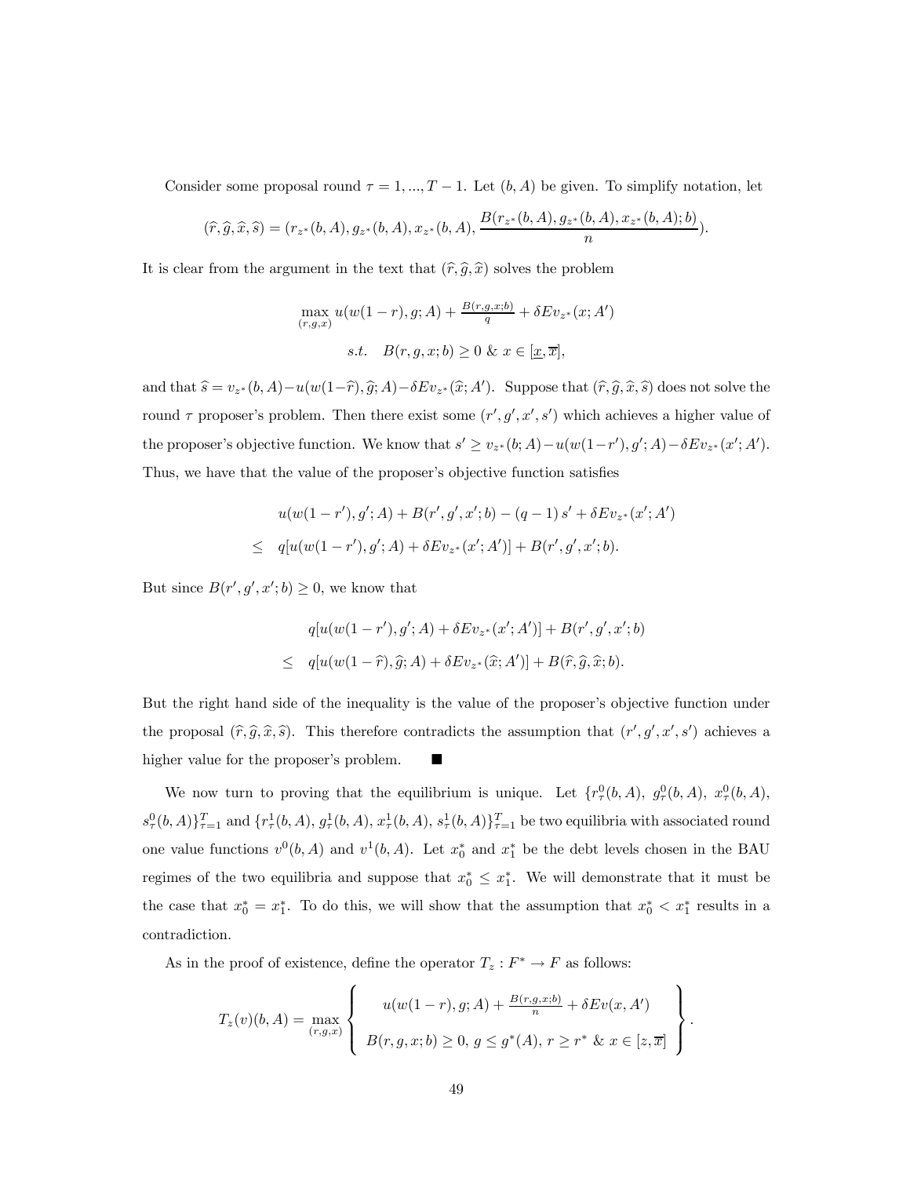Consider some proposal round $\tau = 1, ..., T-1$. Let $(b, A)$ be given. To simplify notation, let

$$(\widehat{r}, \widehat{g}, \widehat{x}, \widehat{s}) = (r_{z^*}(b, A), g_{z^*}(b, A), x_{z^*}(b, A), \frac{B(r_{z^*}(b, A), g_{z^*}(b, A), x_{z^*}(b, A); b)}{n}).$$

It is clear from the argument in the text that $(\widehat{r}, \widehat{g}, \widehat{x})$ solves the problem

$$\max_{(r,g,x)} u(w(1-r), g; A) + \tfrac{B(r,g,x;b)}{q} + \delta E v_{z^*}(x; A')$$

$$s.t. \quad B(r, g, x; b) \geq 0 \ \& \ x \in [\underline{x}, \overline{x}],$$

and that $\widehat{s} = v_{z^*}(b, A) - u(w(1-\widehat{r}), \widehat{g}; A) - \delta E v_{z^*}(\widehat{x}; A')$. Suppose that $(\widehat{r}, \widehat{g}, \widehat{x}, \widehat{s})$ does not solve the round $\tau$ proposer's problem. Then there exist some $(r', g', x', s')$ which achieves a higher value of the proposer's objective function. We know that $s' \geq v_{z^*}(b; A) - u(w(1-r'), g'; A) - \delta E v_{z^*}(x'; A')$. Thus, we have that the value of the proposer's objective function satisfies

$$\begin{aligned}
& u(w(1-r'), g'; A) + B(r', g', x'; b) - (q-1)\, s' + \delta E v_{z^*}(x'; A') \\
\leq \ & q[u(w(1-r'), g'; A) + \delta E v_{z^*}(x'; A')] + B(r', g', x'; b).
\end{aligned}$$

But since $B(r', g', x'; b) \geq 0$, we know that

$$\begin{aligned}
& q[u(w(1-r'), g'; A) + \delta E v_{z^*}(x'; A')] + B(r', g', x'; b) \\
\leq \ & q[u(w(1-\widehat{r}), \widehat{g}; A) + \delta E v_{z^*}(\widehat{x}; A')] + B(\widehat{r}, \widehat{g}, \widehat{x}; b).
\end{aligned}$$

But the right hand side of the inequality is the value of the proposer's objective function under the proposal $(\widehat{r}, \widehat{g}, \widehat{x}, \widehat{s})$. This therefore contradicts the assumption that $(r', g', x', s')$ achieves a higher value for the proposer's problem. ■

We now turn to proving that the equilibrium is unique. Let $\{r_\tau^0(b, A),\ g_\tau^0(b, A),\ x_\tau^0(b, A),\ s_\tau^0(b, A)\}_{\tau=1}^T$ and $\{r_\tau^1(b, A), g_\tau^1(b, A), x_\tau^1(b, A), s_\tau^1(b, A)\}_{\tau=1}^T$ be two equilibria with associated round one value functions $v^0(b, A)$ and $v^1(b, A)$. Let $x_0^*$ and $x_1^*$ be the debt levels chosen in the BAU regimes of the two equilibria and suppose that $x_0^* \leq x_1^*$. We will demonstrate that it must be the case that $x_0^* = x_1^*$. To do this, we will show that the assumption that $x_0^* < x_1^*$ results in a contradiction.

As in the proof of existence, define the operator $T_z : F^* \to F$ as follows:

$$T_z(v)(b, A) = \max_{(r,g,x)} \left\{ \begin{array}{c} u(w(1-r), g; A) + \frac{B(r,g,x;b)}{n} + \delta E v(x, A') \\ \\ B(r, g, x; b) \geq 0,\ g \leq g^*(A),\ r \geq r^* \ \& \ x \in [z, \overline{x}] \end{array} \right\}.$$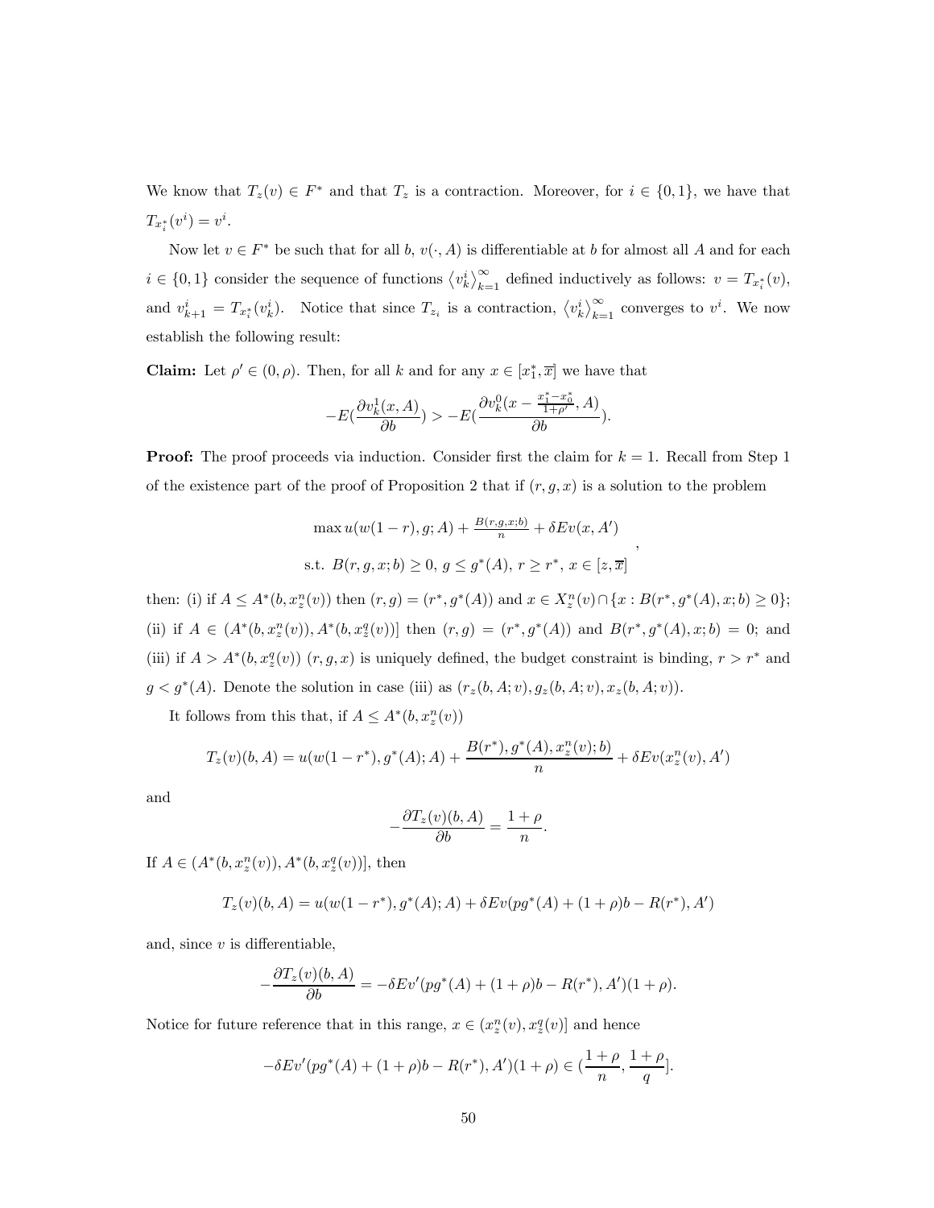We know that $T_z(v) \in F^*$ and that $T_z$ is a contraction. Moreover, for $i \in \{0,1\}$, we have that $T_{x_i^*}(v^i) = v^i$.

Now let $v \in F^*$ be such that for all $b$, $v(\cdot, A)$ is differentiable at $b$ for almost all $A$ and for each $i \in \{0,1\}$ consider the sequence of functions $\langle v_k^i \rangle_{k=1}^{\infty}$ defined inductively as follows: $v = T_{x_i^*}(v)$, and $v_{k+1}^i = T_{x_i^*}(v_k^i)$. Notice that since $T_{z_i}$ is a contraction, $\langle v_k^i \rangle_{k=1}^{\infty}$ converges to $v^i$. We now establish the following result:

**Claim:** Let $\rho' \in (0, \rho)$. Then, for all $k$ and for any $x \in [x_1^*, \overline{x}]$ we have that

$$-E(\frac{\partial v_k^1(x, A)}{\partial b}) > -E(\frac{\partial v_k^0(x - \frac{x_1^* - x_0^*}{1+\rho'}, A)}{\partial b}).$$

**Proof:** The proof proceeds via induction. Consider first the claim for $k = 1$. Recall from Step 1 of the existence part of the proof of Proposition 2 that if $(r, g, x)$ is a solution to the problem

$$\begin{array}{c} \max u(w(1-r), g; A) + \frac{B(r,g,x;b)}{n} + \delta E v(x, A') \\ \text{s.t. } B(r, g, x; b) \geq 0,\ g \leq g^*(A),\ r \geq r^*,\ x \in [z, \overline{x}] \end{array},$$

then: (i) if $A \leq A^*(b, x_z^n(v))$ then $(r, g) = (r^*, g^*(A))$ and $x \in X_z^n(v) \cap \{x : B(r^*, g^*(A), x; b) \geq 0\}$; (ii) if $A \in (A^*(b, x_z^n(v)), A^*(b, x_z^q(v))]$ then $(r, g) = (r^*, g^*(A))$ and $B(r^*, g^*(A), x; b) = 0$; and (iii) if $A > A^*(b, x_z^q(v))$ $(r, g, x)$ is uniquely defined, the budget constraint is binding, $r > r^*$ and $g < g^*(A)$. Denote the solution in case (iii) as $(r_z(b, A; v), g_z(b, A; v), x_z(b, A; v))$.

It follows from this that, if $A \leq A^*(b, x_z^n(v))$

$$T_z(v)(b, A) = u(w(1-r^*), g^*(A); A) + \frac{B(r^*), g^*(A), x_z^n(v); b)}{n} + \delta E v(x_z^n(v), A')$$

and

$$-\frac{\partial T_z(v)(b, A)}{\partial b} = \frac{1+\rho}{n}.$$

If $A \in (A^*(b, x_z^n(v)), A^*(b, x_z^q(v))]$, then

$$T_z(v)(b, A) = u(w(1-r^*), g^*(A); A) + \delta E v(pg^*(A) + (1+\rho)b - R(r^*), A')$$

and, since $v$ is differentiable,

$$-\frac{\partial T_z(v)(b, A)}{\partial b} = -\delta E v'(pg^*(A) + (1+\rho)b - R(r^*), A')(1+\rho).$$

Notice for future reference that in this range, $x \in (x_z^n(v), x_z^q(v)]$ and hence

$$-\delta E v'(pg^*(A) + (1+\rho)b - R(r^*), A')(1+\rho) \in (\frac{1+\rho}{n}, \frac{1+\rho}{q}].$$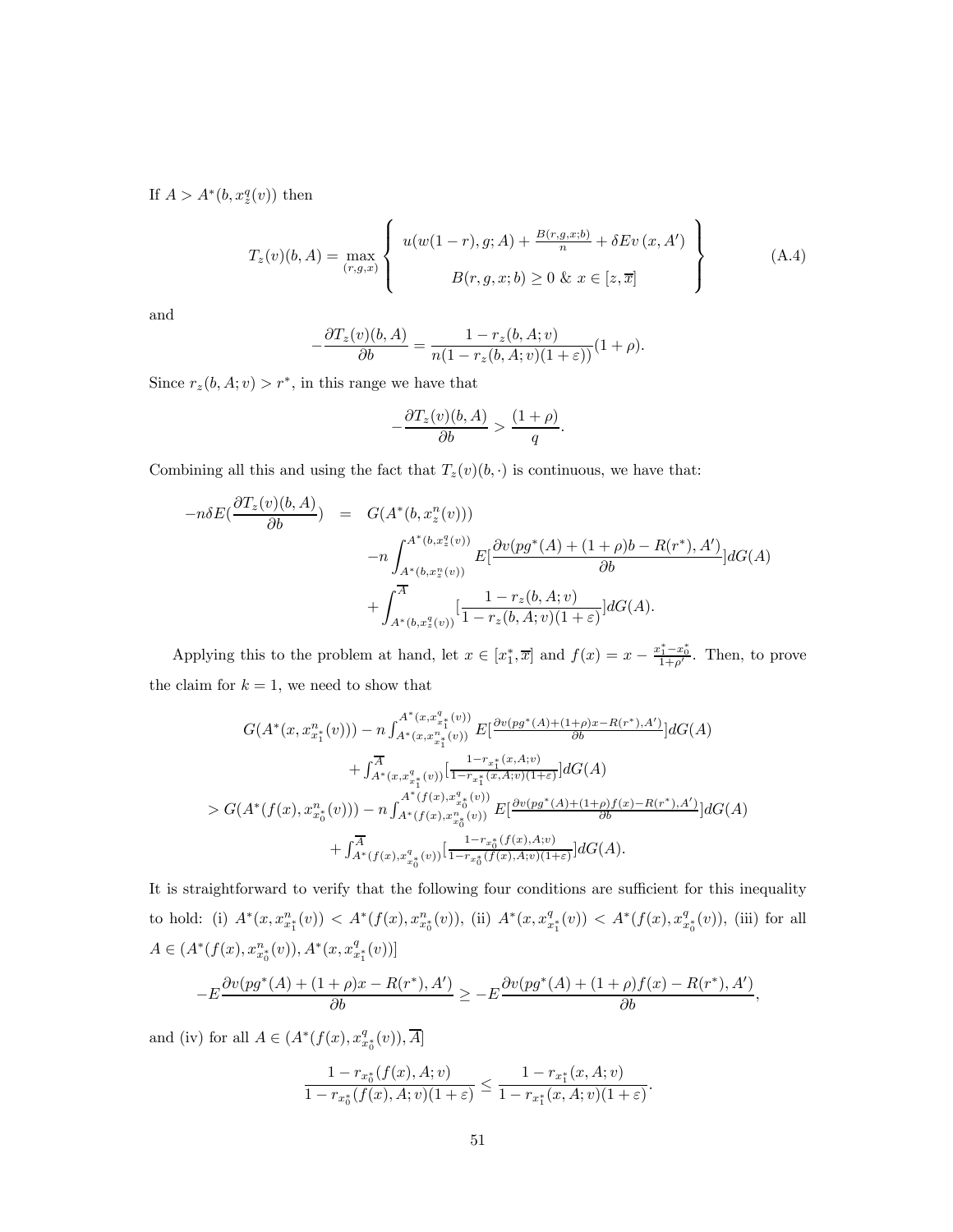If $A > A^*(b, x_z^q(v))$ then

$$
T_z(v)(b,A) = \max_{(r,g,x)} \left\{ \begin{array}{c} u(w(1-r), g; A) + \frac{B(r,g,x;b)}{n} + \delta E v\left(x, A'\right) \\ \\ B(r,g,x;b) \geq 0 \ \& \ x \in [z, \overline{x}] \end{array} \right\} \tag{A.4}
$$

and

$$
-\frac{\partial T_z(v)(b,A)}{\partial b} = \frac{1 - r_z(b,A;v)}{n(1 - r_z(b,A;v)(1+\varepsilon))}(1+\rho).
$$

Since $r_z(b, A; v) > r^*$, in this range we have that

$$
-\frac{\partial T_z(v)(b,A)}{\partial b} > \frac{(1+\rho)}{q}.
$$

Combining all this and using the fact that $T_z(v)(b, \cdot)$ is continuous, we have that:

$$
\begin{aligned}
-n\delta E(\frac{\partial T_z(v)(b,A)}{\partial b}) \quad = \quad & G(A^*(b, x_z^n(v))) \\
& -n \int_{A^*(b,x_z^n(v))}^{A^*(b,x_z^q(v))} E[\frac{\partial v(pg^*(A) + (1+\rho)b - R(r^*), A')}{\partial b}]dG(A) \\
& + \int_{A^*(b,x_z^q(v))}^{\overline{A}} [\frac{1 - r_z(b,A;v)}{1 - r_z(b,A;v)(1+\varepsilon)}]dG(A).
\end{aligned}
$$

Applying this to the problem at hand, let $x \in [x_1^*, \overline{x}]$ and $f(x) = x - \frac{x_1^* - x_0^*}{1+\rho'}$. Then, to prove the claim for $k = 1$, we need to show that

$$
\begin{aligned}
& G(A^*(x, x_{x_1^*}^n(v))) - n \int_{A^*(x,x_{x_1^*}^n(v))}^{A^*(x,x_{x_1^*}^q(v))} E[\tfrac{\partial v(pg^*(A)+(1+\rho)x - R(r^*), A')}{\partial b}]dG(A) \\
& \qquad + \int_{A^*(x,x_{x_1^*}^q(v))}^{\overline{A}} [\tfrac{1 - r_{x_1^*}(x,A;v)}{1 - r_{x_1^*}(x,A;v)(1+\varepsilon)}]dG(A) \\
& > G(A^*(f(x), x_{x_0^*}^n(v))) - n \int_{A^*(f(x),x_{x_0^*}^n(v))}^{A^*(f(x),x_{x_0^*}^q(v))} E[\tfrac{\partial v(pg^*(A)+(1+\rho)f(x) - R(r^*), A')}{\partial b}]dG(A) \\
& \qquad + \int_{A^*(f(x),x_{x_0^*}^q(v))}^{\overline{A}} [\tfrac{1 - r_{x_0^*}(f(x),A;v)}{1 - r_{x_0^*}(f(x),A;v)(1+\varepsilon)}]dG(A).
\end{aligned}
$$

It is straightforward to verify that the following four conditions are sufficient for this inequality to hold: (i) $A^*(x, x_{x_1^*}^n(v)) < A^*(f(x), x_{x_0^*}^n(v))$, (ii) $A^*(x, x_{x_1^*}^q(v)) < A^*(f(x), x_{x_0^*}^q(v))$, (iii) for all $A \in (A^*(f(x), x_{x_0^*}^n(v)), A^*(x, x_{x_1^*}^q(v))]$

$$
-E\frac{\partial v(pg^*(A) + (1+\rho)x - R(r^*), A')}{\partial b} \geq -E\frac{\partial v(pg^*(A) + (1+\rho)f(x) - R(r^*), A')}{\partial b},
$$

and (iv) for all $A \in (A^*(f(x), x_{x_0^*}^q(v)), \overline{A}]$

$$
\frac{1 - r_{x_0^*}(f(x), A; v)}{1 - r_{x_0^*}(f(x), A; v)(1+\varepsilon)} \leq \frac{1 - r_{x_1^*}(x, A; v)}{1 - r_{x_1^*}(x, A; v)(1+\varepsilon)}.
$$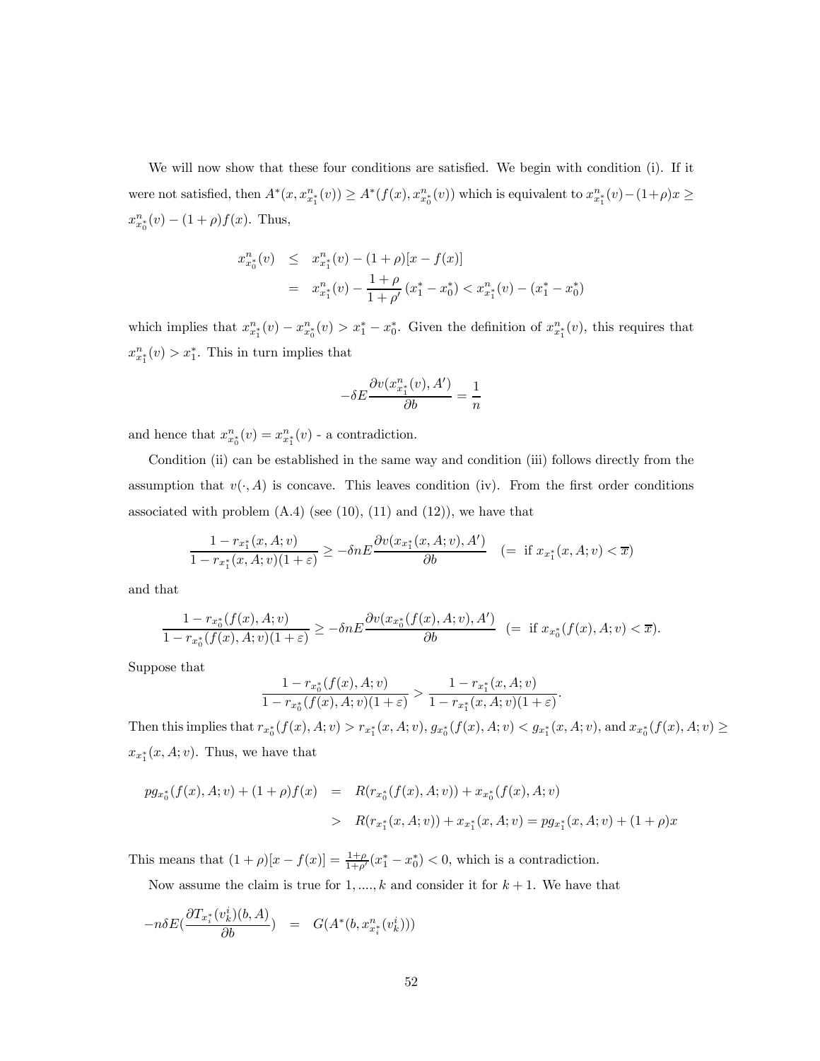We will now show that these four conditions are satisfied. We begin with condition (i). If it were not satisfied, then $A^*(x, x^n_{x_1^*}(v)) \geq A^*(f(x), x^n_{x_0^*}(v))$ which is equivalent to $x^n_{x_1^*}(v) - (1+\rho)x \geq x^n_{x_0^*}(v) - (1+\rho)f(x)$. Thus,

$$
\begin{aligned}
x^n_{x_0^*}(v) &\leq x^n_{x_1^*}(v) - (1+\rho)[x - f(x)] \\
&= x^n_{x_1^*}(v) - \frac{1+\rho}{1+\rho'}(x_1^* - x_0^*) < x^n_{x_1^*}(v) - (x_1^* - x_0^*)
\end{aligned}
$$

which implies that $x^n_{x_1^*}(v) - x^n_{x_0^*}(v) > x_1^* - x_0^*$. Given the definition of $x^n_{x_1^*}(v)$, this requires that $x^n_{x_1^*}(v) > x_1^*$. This in turn implies that

$$
-\delta E \frac{\partial v(x^n_{x_1^*}(v), A')}{\partial b} = \frac{1}{n}
$$

and hence that $x^n_{x_0^*}(v) = x^n_{x_1^*}(v)$ - a contradiction.

Condition (ii) can be established in the same way and condition (iii) follows directly from the assumption that $v(\cdot, A)$ is concave. This leaves condition (iv). From the first order conditions associated with problem (A.4) (see (10), (11) and (12)), we have that

$$
\frac{1 - r_{x_1^*}(x, A; v)}{1 - r_{x_1^*}(x, A; v)(1+\varepsilon)} \geq -\delta n E \frac{\partial v(x_{x_1^*}(x, A; v), A')}{\partial b} \quad (= \text{ if } x_{x_1^*}(x, A; v) < \overline{x})
$$

and that

$$
\frac{1 - r_{x_0^*}(f(x), A; v)}{1 - r_{x_0^*}(f(x), A; v)(1+\varepsilon)} \geq -\delta n E \frac{\partial v(x_{x_0^*}(f(x), A; v), A')}{\partial b} \quad (= \text{ if } x_{x_0^*}(f(x), A; v) < \overline{x}).
$$

Suppose that

$$
\frac{1 - r_{x_0^*}(f(x), A; v)}{1 - r_{x_0^*}(f(x), A; v)(1+\varepsilon)} > \frac{1 - r_{x_1^*}(x, A; v)}{1 - r_{x_1^*}(x, A; v)(1+\varepsilon)}.
$$

Then this implies that $r_{x_0^*}(f(x), A; v) > r_{x_1^*}(x, A; v)$, $g_{x_0^*}(f(x), A; v) < g_{x_1^*}(x, A; v)$, and $x_{x_0^*}(f(x), A; v) \geq x_{x_1^*}(x, A; v)$. Thus, we have that

$$
\begin{aligned}
pg_{x_0^*}(f(x), A; v) + (1+\rho)f(x) &= R(r_{x_0^*}(f(x), A; v)) + x_{x_0^*}(f(x), A; v) \\
&> R(r_{x_1^*}(x, A; v)) + x_{x_1^*}(x, A; v) = pg_{x_1^*}(x, A; v) + (1+\rho)x
\end{aligned}
$$

This means that $(1+\rho)[x - f(x)] = \frac{1+\rho}{1+\rho'}(x_1^* - x_0^*) < 0$, which is a contradiction.

Now assume the claim is true for $1, ...., k$ and consider it for $k+1$. We have that

$$
-n\delta E\left(\frac{\partial T_{x_i^*}(v_k^i)(b, A)}{\partial b}\right) = G(A^*(b, x^n_{x_i^*}(v_k^i)))
$$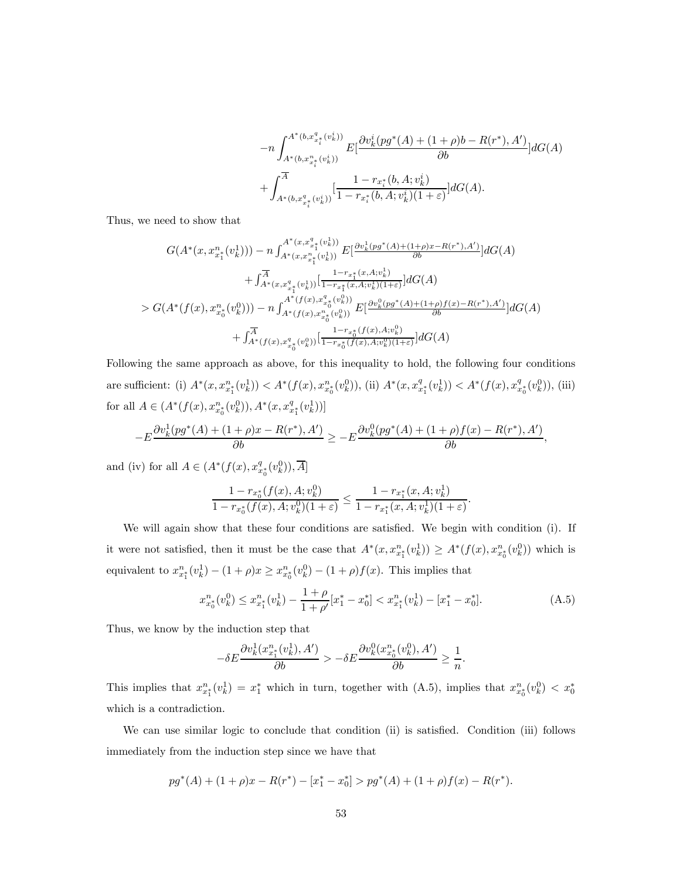$$-n \int_{A^*(b,x^n_{x^*_i}(v^i_k))}^{A^*(b,x^q_{x^*_i}(v^i_k))} E[\frac{\partial v^i_k(pg^*(A)+(1+\rho)b-R(r^*),A')}{\partial b}]dG(A)$$
$$+\int_{A^*(b,x^q_{x^*_i}(v^i_k))}^{\overline{A}} [\frac{1-r_{x^*_i}(b,A;v^i_k)}{1-r_{x^*_i}(b,A;v^i_k)(1+\varepsilon)}]dG(A).$$

Thus, we need to show that

$$G(A^*(x,x^n_{x^*_1}(v^1_k))) - n\int_{A^*(x,x^n_{x^*_1}(v^1_k))}^{A^*(x,x^q_{x^*_1}(v^1_k))} E[\frac{\partial v^1_k(pg^*(A)+(1+\rho)x-R(r^*),A')}{\partial b}]dG(A)$$
$$+\int_{A^*(x,x^q_{x^*_1}(v^1_k))}^{\overline{A}} [\frac{1-r_{x^*_1}(x,A;v^1_k)}{1-r_{x^*_1}(x,A;v^1_k)(1+\varepsilon)}]dG(A)$$
$$> G(A^*(f(x),x^n_{x^*_0}(v^0_k))) - n\int_{A^*(f(x),x^n_{x^*_0}(v^0_k))}^{A^*(f(x),x^q_{x^*_0}(v^0_k))} E[\frac{\partial v^0_k(pg^*(A)+(1+\rho)f(x)-R(r^*),A')}{\partial b}]dG(A)$$
$$+\int_{A^*(f(x),x^q_{x^*_0}(v^0_k))}^{\overline{A}} [\frac{1-r_{x^*_0}(f(x),A;v^0_k)}{1-r_{x^*_0}(f(x),A;v^0_k)(1+\varepsilon)}]dG(A)$$

Following the same approach as above, for this inequality to hold, the following four conditions are sufficient: (i) $A^*(x,x^n_{x^*_1}(v^1_k)) < A^*(f(x),x^n_{x^*_0}(v^0_k))$, (ii) $A^*(x,x^q_{x^*_1}(v^1_k)) < A^*(f(x),x^q_{x^*_0}(v^0_k))$, (iii) for all $A \in (A^*(f(x),x^n_{x^*_0}(v^0_k)), A^*(x,x^q_{x^*_1}(v^1_k))]$

$$-E\frac{\partial v^1_k(pg^*(A)+(1+\rho)x-R(r^*),A')}{\partial b} \geq -E\frac{\partial v^0_k(pg^*(A)+(1+\rho)f(x)-R(r^*),A')}{\partial b},$$

and (iv) for all $A \in (A^*(f(x),x^q_{x^*_0}(v^0_k)), \overline{A}]$

$$\frac{1-r_{x^*_0}(f(x),A;v^0_k)}{1-r_{x^*_0}(f(x),A;v^0_k)(1+\varepsilon)} \leq \frac{1-r_{x^*_1}(x,A;v^1_k)}{1-r_{x^*_1}(x,A;v^1_k)(1+\varepsilon)}.$$

We will again show that these four conditions are satisfied. We begin with condition (i). If it were not satisfied, then it must be the case that $A^*(x,x^n_{x^*_1}(v^1_k)) \geq A^*(f(x),x^n_{x^*_0}(v^0_k))$ which is equivalent to $x^n_{x^*_1}(v^1_k) - (1+\rho)x \geq x^n_{x^*_0}(v^0_k) - (1+\rho)f(x)$. This implies that

$$x^n_{x^*_0}(v^0_k) \leq x^n_{x^*_1}(v^1_k) - \frac{1+\rho}{1+\rho'}[x^*_1 - x^*_0] < x^n_{x^*_1}(v^1_k) - [x^*_1 - x^*_0]. \tag{A.5}$$

Thus, we know by the induction step that

$$-\delta E\frac{\partial v^1_k(x^n_{x^*_1}(v^1_k),A')}{\partial b} > -\delta E\frac{\partial v^0_k(x^n_{x^*_0}(v^0_k),A')}{\partial b} \geq \frac{1}{n}.$$

This implies that $x^n_{x^*_1}(v^1_k) = x^*_1$ which in turn, together with (A.5), implies that $x^n_{x^*_0}(v^0_k) < x^*_0$ which is a contradiction.

We can use similar logic to conclude that condition (ii) is satisfied. Condition (iii) follows immediately from the induction step since we have that

$$pg^*(A) + (1+\rho)x - R(r^*) - [x^*_1 - x^*_0] > pg^*(A) + (1+\rho)f(x) - R(r^*).$$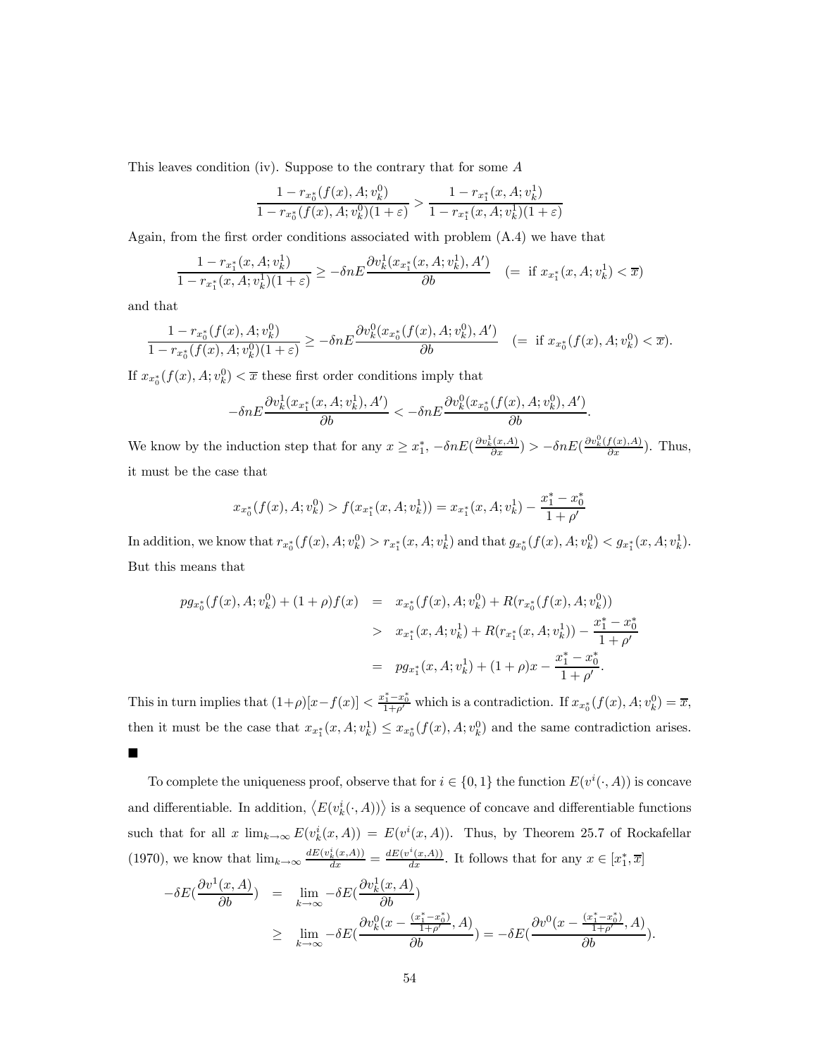This leaves condition (iv). Suppose to the contrary that for some $A$

$$\frac{1 - r_{x_0^*}(f(x), A; v_k^0)}{1 - r_{x_0^*}(f(x), A; v_k^0)(1+\varepsilon)} > \frac{1 - r_{x_1^*}(x, A; v_k^1)}{1 - r_{x_1^*}(x, A; v_k^1)(1+\varepsilon)}$$

Again, from the first order conditions associated with problem (A.4) we have that

$$\frac{1 - r_{x_1^*}(x, A; v_k^1)}{1 - r_{x_1^*}(x, A; v_k^1)(1+\varepsilon)} \geq -\delta n E \frac{\partial v_k^1(x_{x_1^*}(x, A; v_k^1), A')}{\partial b} \quad (= \text{ if } x_{x_1^*}(x, A; v_k^1) < \overline{x})$$

and that

$$\frac{1 - r_{x_0^*}(f(x), A; v_k^0)}{1 - r_{x_0^*}(f(x), A; v_k^0)(1+\varepsilon)} \geq -\delta n E \frac{\partial v_k^0(x_{x_0^*}(f(x), A; v_k^0), A')}{\partial b} \quad (= \text{ if } x_{x_0^*}(f(x), A; v_k^0) < \overline{x}).$$

If $x_{x_0^*}(f(x), A; v_k^0) < \overline{x}$ these first order conditions imply that

$$-\delta n E \frac{\partial v_k^1(x_{x_1^*}(x, A; v_k^1), A')}{\partial b} < -\delta n E \frac{\partial v_k^0(x_{x_0^*}(f(x), A; v_k^0), A')}{\partial b}.$$

We know by the induction step that for any $x \geq x_1^*$, $-\delta n E(\frac{\partial v_k^1(x,A)}{\partial x}) > -\delta n E(\frac{\partial v_k^0(f(x),A)}{\partial x})$. Thus, it must be the case that

$$x_{x_0^*}(f(x), A; v_k^0) > f(x_{x_1^*}(x, A; v_k^1)) = x_{x_1^*}(x, A; v_k^1) - \frac{x_1^* - x_0^*}{1+\rho'}$$

In addition, we know that $r_{x_0^*}(f(x), A; v_k^0) > r_{x_1^*}(x, A; v_k^1)$ and that $g_{x_0^*}(f(x), A; v_k^0) < g_{x_1^*}(x, A; v_k^1)$. But this means that

$$\begin{aligned}
pg_{x_0^*}(f(x), A; v_k^0) + (1+\rho) f(x) &= x_{x_0^*}(f(x), A; v_k^0) + R(r_{x_0^*}(f(x), A; v_k^0)) \\
&> x_{x_1^*}(x, A; v_k^1) + R(r_{x_1^*}(x, A; v_k^1)) - \frac{x_1^* - x_0^*}{1+\rho'} \\
&= pg_{x_1^*}(x, A; v_k^1) + (1+\rho)x - \frac{x_1^* - x_0^*}{1+\rho'}.
\end{aligned}$$

This in turn implies that $(1+\rho)[x - f(x)] < \frac{x_1^* - x_0^*}{1+\rho'}$ which is a contradiction. If $x_{x_0^*}(f(x), A; v_k^0) = \overline{x}$, then it must be the case that $x_{x_1^*}(x, A; v_k^1) \leq x_{x_0^*}(f(x), A; v_k^0)$ and the same contradiction arises. ∎

To complete the uniqueness proof, observe that for $i \in \{0, 1\}$ the function $E(v^i(\cdot, A))$ is concave and differentiable. In addition, $\langle E(v_k^i(\cdot, A)) \rangle$ is a sequence of concave and differentiable functions such that for all $x$ $\lim_{k\to\infty} E(v_k^i(x, A)) = E(v^i(x, A))$. Thus, by Theorem 25.7 of Rockafellar (1970), we know that $\lim_{k\to\infty} \frac{dE(v_k^i(x,A))}{dx} = \frac{dE(v^i(x,A))}{dx}$. It follows that for any $x \in [x_1^*, \overline{x}]$

$$\begin{aligned}
-\delta E(\frac{\partial v^1(x, A)}{\partial b}) &= \lim_{k\to\infty} -\delta E(\frac{\partial v_k^1(x, A)}{\partial b}) \\
&\geq \lim_{k\to\infty} -\delta E(\frac{\partial v_k^0(x - \frac{(x_1^* - x_0^*)}{1+\rho'}, A)}{\partial b}) = -\delta E(\frac{\partial v^0(x - \frac{(x_1^* - x_0^*)}{1+\rho'}, A)}{\partial b}).
\end{aligned}$$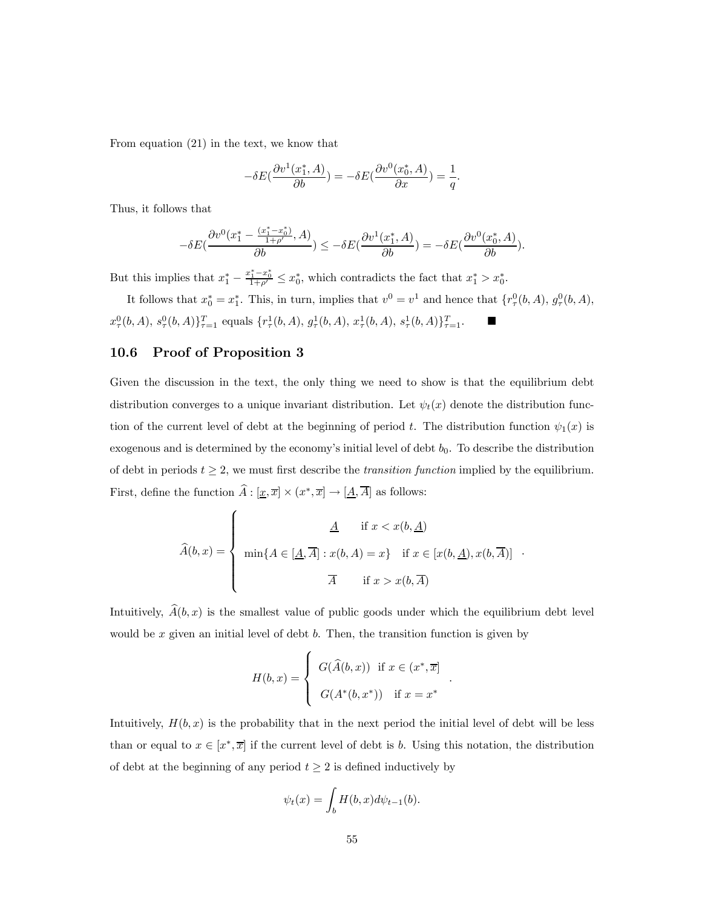From equation (21) in the text, we know that

$$-\delta E(\frac{\partial v^1(x_1^*, A)}{\partial b}) = -\delta E(\frac{\partial v^0(x_0^*, A)}{\partial x}) = \frac{1}{q}.$$

Thus, it follows that

$$-\delta E(\frac{\partial v^0(x_1^* - \frac{(x_1^* - x_0^*)}{1+\rho'}, A)}{\partial b}) \leq -\delta E(\frac{\partial v^1(x_1^*, A)}{\partial b}) = -\delta E(\frac{\partial v^0(x_0^*, A)}{\partial b}).$$

But this implies that $x_1^* - \frac{x_1^* - x_0^*}{1+\rho'} \leq x_0^*$, which contradicts the fact that $x_1^* > x_0^*$.

It follows that $x_0^* = x_1^*$. This, in turn, implies that $v^0 = v^1$ and hence that $\{r_\tau^0(b, A), g_\tau^0(b, A), x_\tau^0(b, A), s_\tau^0(b, A)\}_{\tau=1}^T$ equals $\{r_\tau^1(b, A), g_\tau^1(b, A), x_\tau^1(b, A), s_\tau^1(b, A)\}_{\tau=1}^T$. ■

## 10.6 Proof of Proposition 3

Given the discussion in the text, the only thing we need to show is that the equilibrium debt distribution converges to a unique invariant distribution. Let $\psi_t(x)$ denote the distribution function of the current level of debt at the beginning of period $t$. The distribution function $\psi_1(x)$ is exogenous and is determined by the economy's initial level of debt $b_0$. To describe the distribution of debt in periods $t \geq 2$, we must first describe the *transition function* implied by the equilibrium. First, define the function $\widehat{A} : [\underline{x}, \overline{x}] \times (x^*, \overline{x}] \to [\underline{A}, \overline{A}]$ as follows:

$$\widehat{A}(b, x) = \begin{cases} \underline{A} & \text{if } x < x(b, \underline{A}) \\ \min\{A \in [\underline{A}, \overline{A}] : x(b, A) = x\} & \text{if } x \in [x(b, \underline{A}), x(b, \overline{A})] \\ \overline{A} & \text{if } x > x(b, \overline{A}) \end{cases}.$$

Intuitively, $\widehat{A}(b, x)$ is the smallest value of public goods under which the equilibrium debt level would be $x$ given an initial level of debt $b$. Then, the transition function is given by

$$H(b, x) = \begin{cases} G(\widehat{A}(b, x)) & \text{if } x \in (x^*, \overline{x}] \\ G(A^*(b, x^*)) & \text{if } x = x^* \end{cases}.$$

Intuitively, $H(b, x)$ is the probability that in the next period the initial level of debt will be less than or equal to $x \in [x^*, \overline{x}]$ if the current level of debt is $b$. Using this notation, the distribution of debt at the beginning of any period $t \geq 2$ is defined inductively by

$$\psi_t(x) = \int_b H(b, x) d\psi_{t-1}(b).$$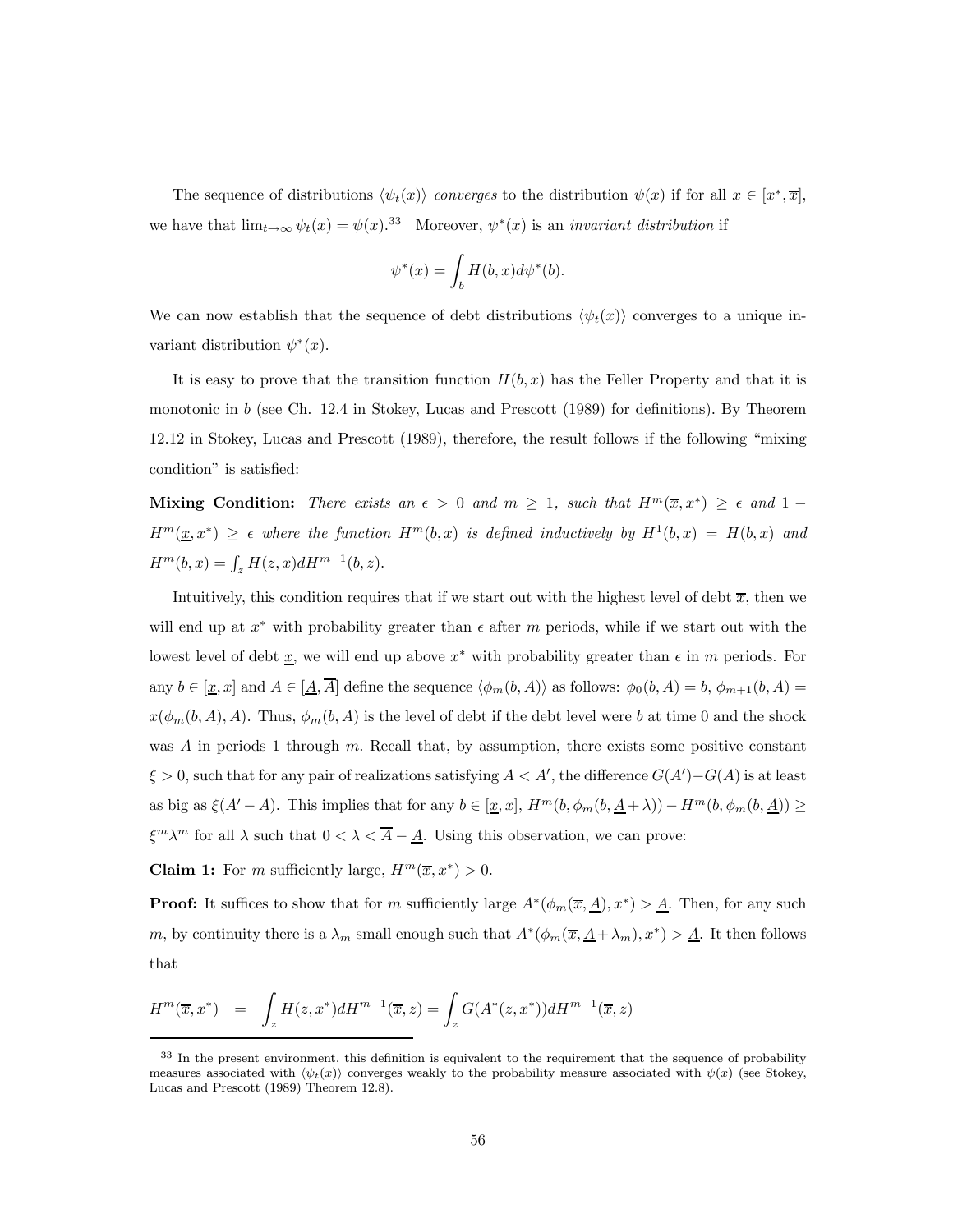The sequence of distributions $\langle \psi_t(x) \rangle$ *converges* to the distribution $\psi(x)$ if for all $x \in [x^*, \overline{x}]$, we have that $\lim_{t\to\infty} \psi_t(x) = \psi(x)$.[33] Moreover, $\psi^*(x)$ is an *invariant distribution* if

$$\psi^*(x) = \int_b H(b, x) d\psi^*(b).$$

We can now establish that the sequence of debt distributions $\langle \psi_t(x) \rangle$ converges to a unique invariant distribution $\psi^*(x)$.

It is easy to prove that the transition function $H(b, x)$ has the Feller Property and that it is monotonic in $b$ (see Ch. 12.4 in Stokey, Lucas and Prescott (1989) for definitions). By Theorem 12.12 in Stokey, Lucas and Prescott (1989), therefore, the result follows if the following "mixing condition" is satisfied:

**Mixing Condition:** *There exists an $\epsilon > 0$ and $m \geq 1$, such that $H^m(\overline{x}, x^*) \geq \epsilon$ and $1 - H^m(\underline{x}, x^*) \geq \epsilon$ where the function $H^m(b, x)$ is defined inductively by $H^1(b, x) = H(b, x)$ and $H^m(b, x) = \int_z H(z, x) dH^{m-1}(b, z)$.*

Intuitively, this condition requires that if we start out with the highest level of debt $\overline{x}$, then we will end up at $x^*$ with probability greater than $\epsilon$ after $m$ periods, while if we start out with the lowest level of debt $\underline{x}$, we will end up above $x^*$ with probability greater than $\epsilon$ in $m$ periods. For any $b \in [\underline{x}, \overline{x}]$ and $A \in [\underline{A}, \overline{A}]$ define the sequence $\langle \phi_m(b, A) \rangle$ as follows: $\phi_0(b, A) = b$, $\phi_{m+1}(b, A) = x(\phi_m(b, A), A)$. Thus, $\phi_m(b, A)$ is the level of debt if the debt level were $b$ at time 0 and the shock was $A$ in periods 1 through $m$. Recall that, by assumption, there exists some positive constant $\xi > 0$, such that for any pair of realizations satisfying $A < A'$, the difference $G(A') - G(A)$ is at least as big as $\xi(A' - A)$. This implies that for any $b \in [\underline{x}, \overline{x}]$, $H^m(b, \phi_m(b, \underline{A} + \lambda)) - H^m(b, \phi_m(b, \underline{A})) \geq \xi^m \lambda^m$ for all $\lambda$ such that $0 < \lambda < \overline{A} - \underline{A}$. Using this observation, we can prove:

**Claim 1:** For $m$ sufficiently large, $H^m(\overline{x}, x^*) > 0$.

**Proof:** It suffices to show that for $m$ sufficiently large $A^*(\phi_m(\overline{x}, \underline{A}), x^*) > \underline{A}$. Then, for any such $m$, by continuity there is a $\lambda_m$ small enough such that $A^*(\phi_m(\overline{x}, \underline{A} + \lambda_m), x^*) > \underline{A}$. It then follows that

$$H^m(\overline{x}, x^*) = \int_z H(z, x^*) dH^{m-1}(\overline{x}, z) = \int_z G(A^*(z, x^*)) dH^{m-1}(\overline{x}, z)$$

[33] In the present environment, this definition is equivalent to the requirement that the sequence of probability measures associated with $\langle \psi_t(x) \rangle$ converges weakly to the probability measure associated with $\psi(x)$ (see Stokey, Lucas and Prescott (1989) Theorem 12.8).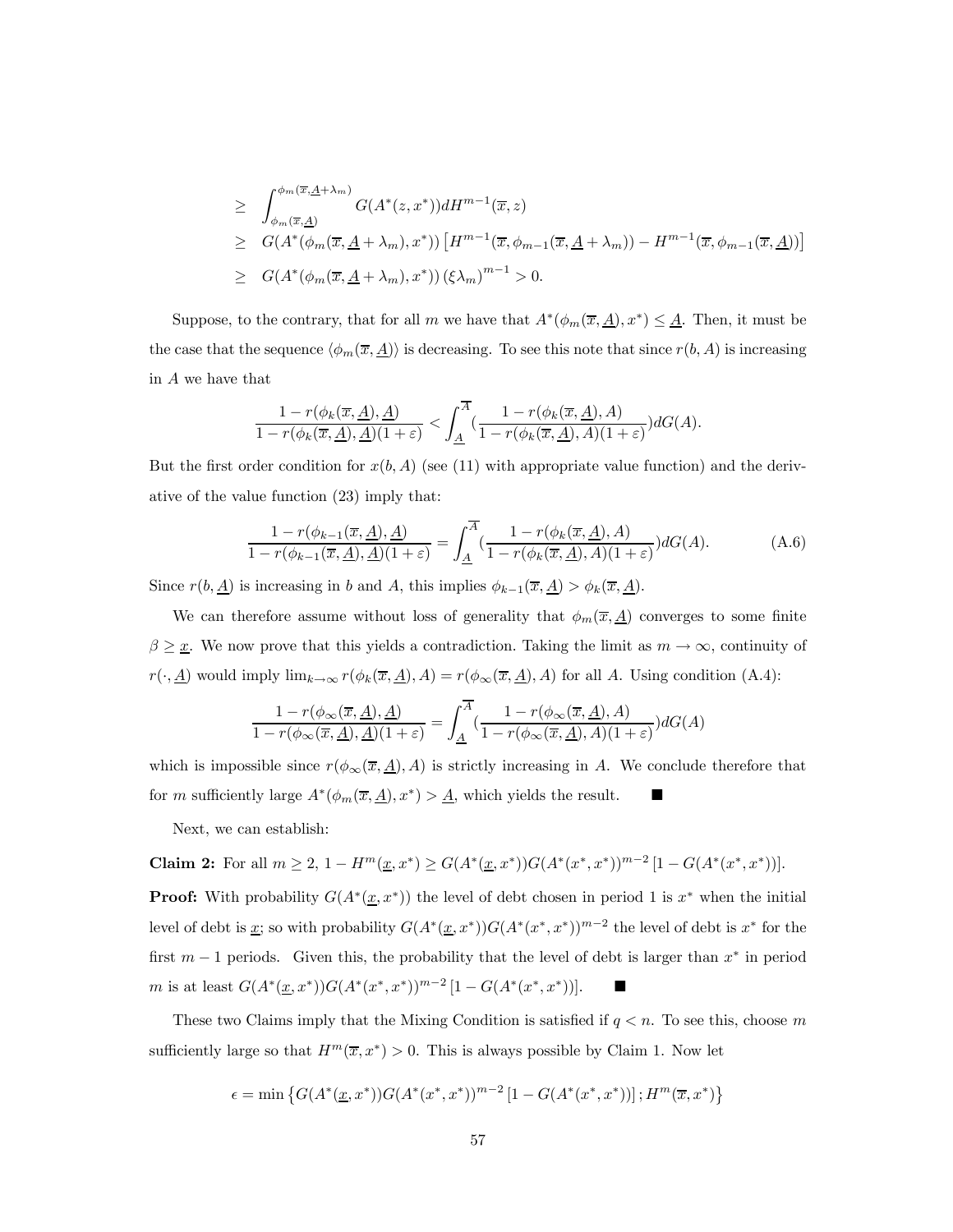$$
\begin{aligned}
&\geq \int_{\phi_m(\overline{x},\underline{A})}^{\phi_m(\overline{x},\underline{A}+\lambda_m)} G(A^*(z,x^*))dH^{m-1}(\overline{x},z) \\
&\geq G(A^*(\phi_m(\overline{x},\underline{A}+\lambda_m),x^*))\left[H^{m-1}(\overline{x},\phi_{m-1}(\overline{x},\underline{A}+\lambda_m)) - H^{m-1}(\overline{x},\phi_{m-1}(\overline{x},\underline{A}))\right] \\
&\geq G(A^*(\phi_m(\overline{x},\underline{A}+\lambda_m),x^*))\left(\xi\lambda_m\right)^{m-1} > 0.
\end{aligned}
$$

Suppose, to the contrary, that for all $m$ we have that $A^*(\phi_m(\overline{x},\underline{A}),x^*) \leq \underline{A}$. Then, it must be the case that the sequence $\langle \phi_m(\overline{x},\underline{A})\rangle$ is decreasing. To see this note that since $r(b,A)$ is increasing in $A$ we have that

$$
\frac{1-r(\phi_k(\overline{x},\underline{A}),\underline{A})}{1-r(\phi_k(\overline{x},\underline{A}),\underline{A})(1+\varepsilon)} < \int_{\underline{A}}^{\overline{A}} \left(\frac{1-r(\phi_k(\overline{x},\underline{A}),A)}{1-r(\phi_k(\overline{x},\underline{A}),A)(1+\varepsilon)}\right)dG(A).
$$

But the first order condition for $x(b,A)$ (see (11) with appropriate value function) and the derivative of the value function (23) imply that:

$$
\frac{1-r(\phi_{k-1}(\overline{x},\underline{A}),\underline{A})}{1-r(\phi_{k-1}(\overline{x},\underline{A}),\underline{A})(1+\varepsilon)} = \int_{\underline{A}}^{\overline{A}} \left(\frac{1-r(\phi_k(\overline{x},\underline{A}),A)}{1-r(\phi_k(\overline{x},\underline{A}),A)(1+\varepsilon)}\right)dG(A). \tag{A.6}
$$

Since $r(b,\underline{A})$ is increasing in $b$ and $A$, this implies $\phi_{k-1}(\overline{x},\underline{A}) > \phi_k(\overline{x},\underline{A})$.

We can therefore assume without loss of generality that $\phi_m(\overline{x},\underline{A})$ converges to some finite $\beta \geq \underline{x}$. We now prove that this yields a contradiction. Taking the limit as $m \to \infty$, continuity of $r(\cdot,\underline{A})$ would imply $\lim_{k\to\infty} r(\phi_k(\overline{x},\underline{A}),A) = r(\phi_\infty(\overline{x},\underline{A}),A)$ for all $A$. Using condition (A.4):

$$
\frac{1-r(\phi_\infty(\overline{x},\underline{A}),\underline{A})}{1-r(\phi_\infty(\overline{x},\underline{A}),\underline{A})(1+\varepsilon)} = \int_{\underline{A}}^{\overline{A}} \left(\frac{1-r(\phi_\infty(\overline{x},\underline{A}),A)}{1-r(\phi_\infty(\overline{x},\underline{A}),A)(1+\varepsilon)}\right)dG(A)
$$

which is impossible since $r(\phi_\infty(\overline{x},\underline{A}),A)$ is strictly increasing in $A$. We conclude therefore that for $m$ sufficiently large $A^*(\phi_m(\overline{x},\underline{A}),x^*) > \underline{A}$, which yields the result. ■

Next, we can establish:

**Claim 2:** For all $m \geq 2$, $1 - H^m(\underline{x},x^*) \geq G(A^*(\underline{x},x^*))G(A^*(x^*,x^*))^{m-2}\left[1 - G(A^*(x^*,x^*))\right]$.

**Proof:** With probability $G(A^*(\underline{x},x^*))$ the level of debt chosen in period 1 is $x^*$ when the initial level of debt is $\underline{x}$; so with probability $G(A^*(\underline{x},x^*))G(A^*(x^*,x^*))^{m-2}$ the level of debt is $x^*$ for the first $m-1$ periods. Given this, the probability that the level of debt is larger than $x^*$ in period $m$ is at least $G(A^*(\underline{x},x^*))G(A^*(x^*,x^*))^{m-2}\left[1 - G(A^*(x^*,x^*))\right]$. ■

These two Claims imply that the Mixing Condition is satisfied if $q < n$. To see this, choose $m$ sufficiently large so that $H^m(\overline{x},x^*) > 0$. This is always possible by Claim 1. Now let

$$
\epsilon = \min\left\{G(A^*(\underline{x},x^*))G(A^*(x^*,x^*))^{m-2}\left[1 - G(A^*(x^*,x^*))\right]; H^m(\overline{x},x^*)\right\}
$$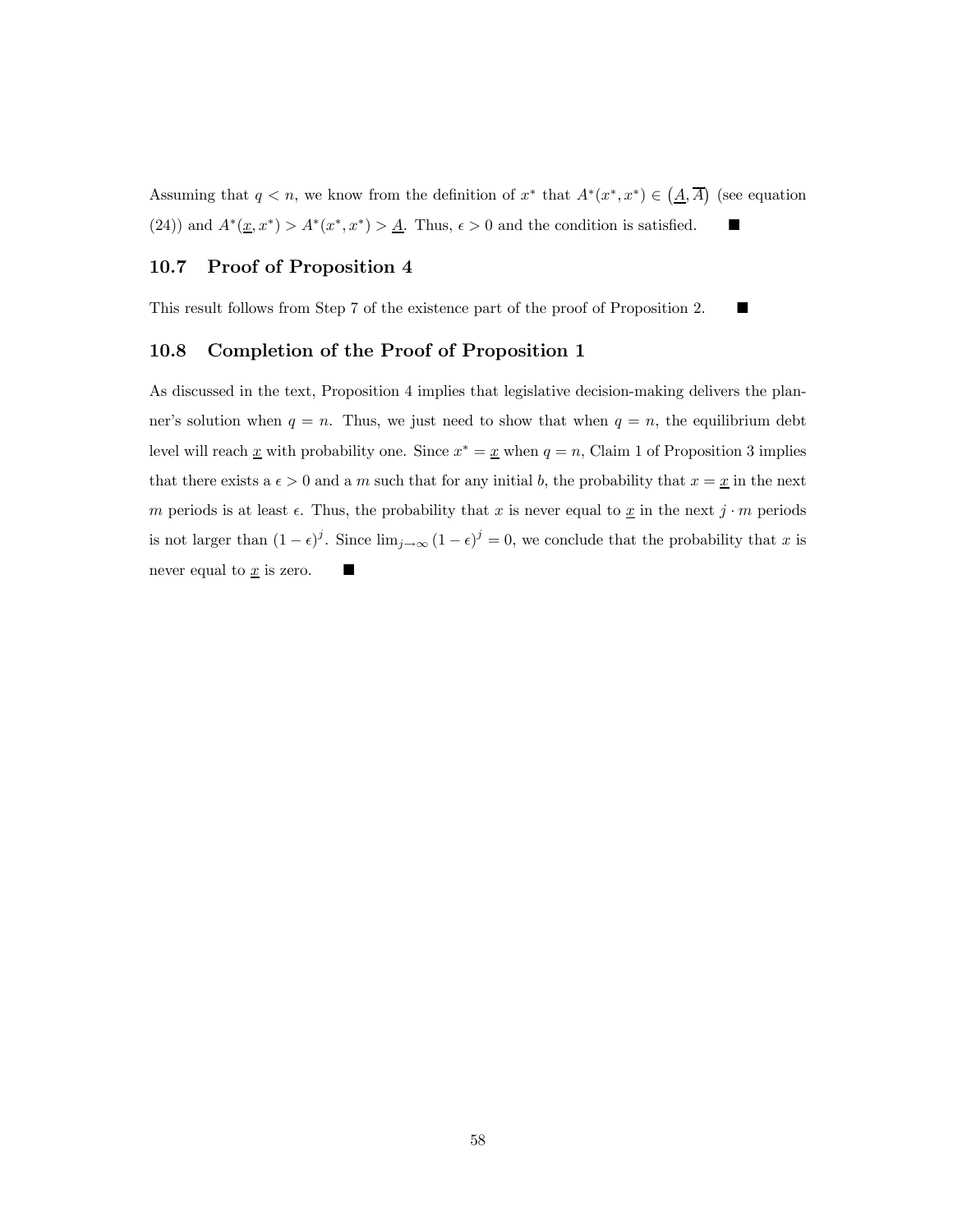Assuming that $q < n$, we know from the definition of $x^*$ that $A^*(x^*, x^*) \in (\underline{A}, \overline{A})$ (see equation (24)) and $A^*(\underline{x}, x^*) > A^*(x^*, x^*) > \underline{A}$. Thus, $\epsilon > 0$ and the condition is satisfied. ■

## 10.7 Proof of Proposition 4

This result follows from Step 7 of the existence part of the proof of Proposition 2. ■

## 10.8 Completion of the Proof of Proposition 1

As discussed in the text, Proposition 4 implies that legislative decision-making delivers the planner's solution when $q = n$. Thus, we just need to show that when $q = n$, the equilibrium debt level will reach $\underline{x}$ with probability one. Since $x^* = \underline{x}$ when $q = n$, Claim 1 of Proposition 3 implies that there exists a $\epsilon > 0$ and a $m$ such that for any initial $b$, the probability that $x = \underline{x}$ in the next $m$ periods is at least $\epsilon$. Thus, the probability that $x$ is never equal to $\underline{x}$ in the next $j \cdot m$ periods is not larger than $(1 - \epsilon)^j$. Since $\lim_{j \to \infty} (1 - \epsilon)^j = 0$, we conclude that the probability that $x$ is never equal to $\underline{x}$ is zero. ■